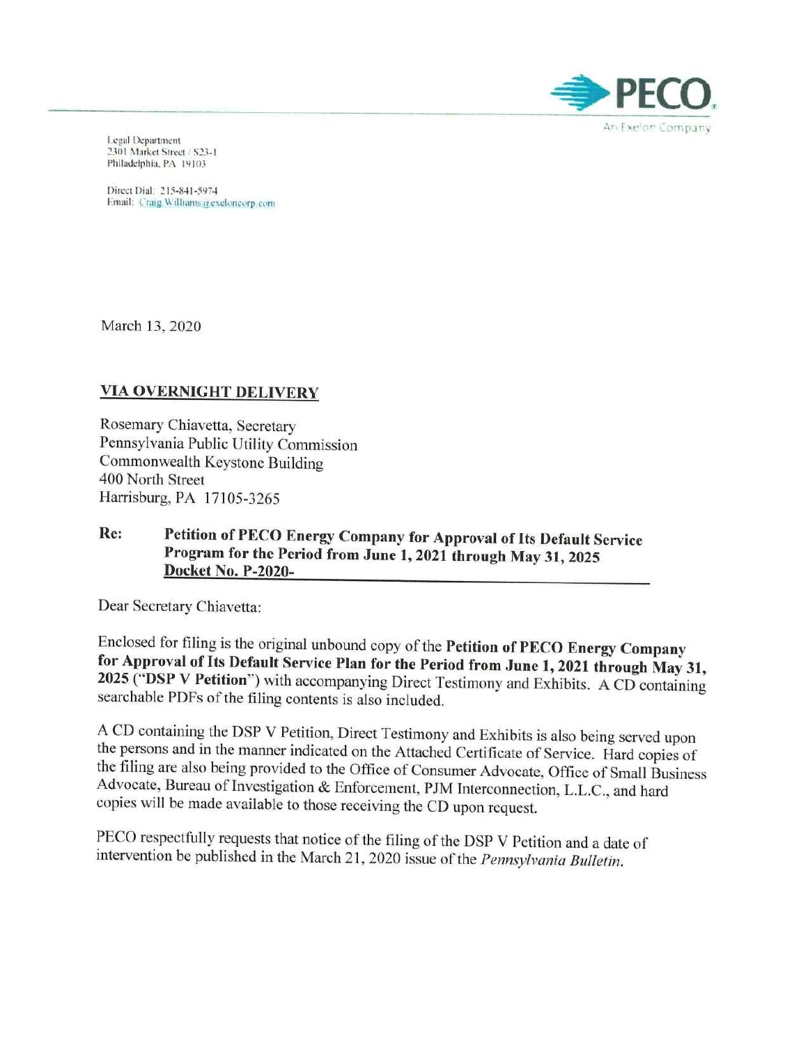PECO
An Exelon Company

Legal Department
2301 Market Street / S23-1
Philadelphia, PA 19103

Direct Dial: 215-841-5974
Email: Craig.Williams@exeloncorp.com

March 13, 2020

**VIA OVERNIGHT DELIVERY**

Rosemary Chiavetta, Secretary
Pennsylvania Public Utility Commission
Commonwealth Keystone Building
400 North Street
Harrisburg, PA 17105-3265

**Re: Petition of PECO Energy Company for Approval of Its Default Service Program for the Period from June 1, 2021 through May 31, 2025**
**Docket No. P-2020-**

Dear Secretary Chiavetta:

Enclosed for filing is the original unbound copy of the **Petition of PECO Energy Company for Approval of Its Default Service Plan for the Period from June 1, 2021 through May 31, 2025** ("**DSP V Petition**") with accompanying Direct Testimony and Exhibits. A CD containing searchable PDFs of the filing contents is also included.

A CD containing the DSP V Petition, Direct Testimony and Exhibits is also being served upon the persons and in the manner indicated on the Attached Certificate of Service. Hard copies of the filing are also being provided to the Office of Consumer Advocate, Office of Small Business Advocate, Bureau of Investigation & Enforcement, PJM Interconnection, L.L.C., and hard copies will be made available to those receiving the CD upon request.

PECO respectfully requests that notice of the filing of the DSP V Petition and a date of intervention be published in the March 21, 2020 issue of the *Pennsylvania Bulletin*.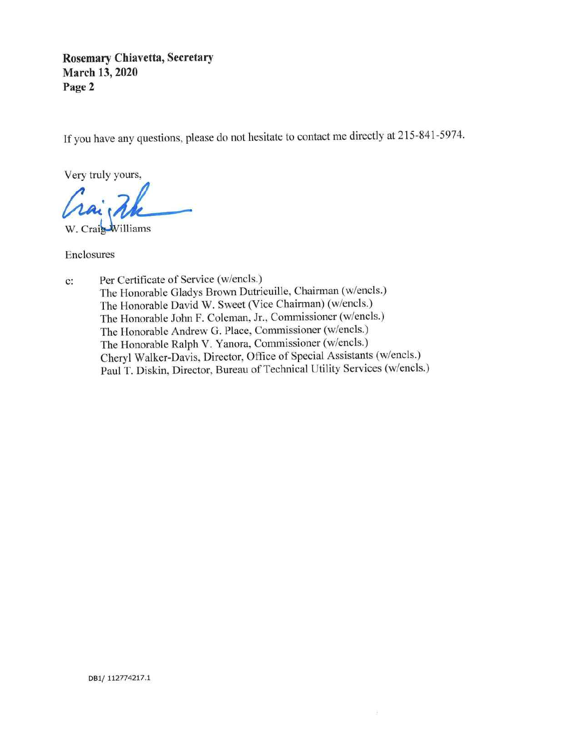If you have any questions, please do not hesitate to contact me directly at 215-841-5974.

Very truly yours,

W. Craig Williams

Enclosures

c: Per Certificate of Service (w/encls.)
The Honorable Gladys Brown Dutrieuille, Chairman (w/encls.)
The Honorable David W. Sweet (Vice Chairman) (w/encls.)
The Honorable John F. Coleman, Jr., Commissioner (w/encls.)
The Honorable Andrew G. Place, Commissioner (w/encls.)
The Honorable Ralph V. Yanora, Commissioner (w/encls.)
Cheryl Walker-Davis, Director, Office of Special Assistants (w/encls.)
Paul T. Diskin, Director, Bureau of Technical Utility Services (w/encls.)

DB1/ 112774217.1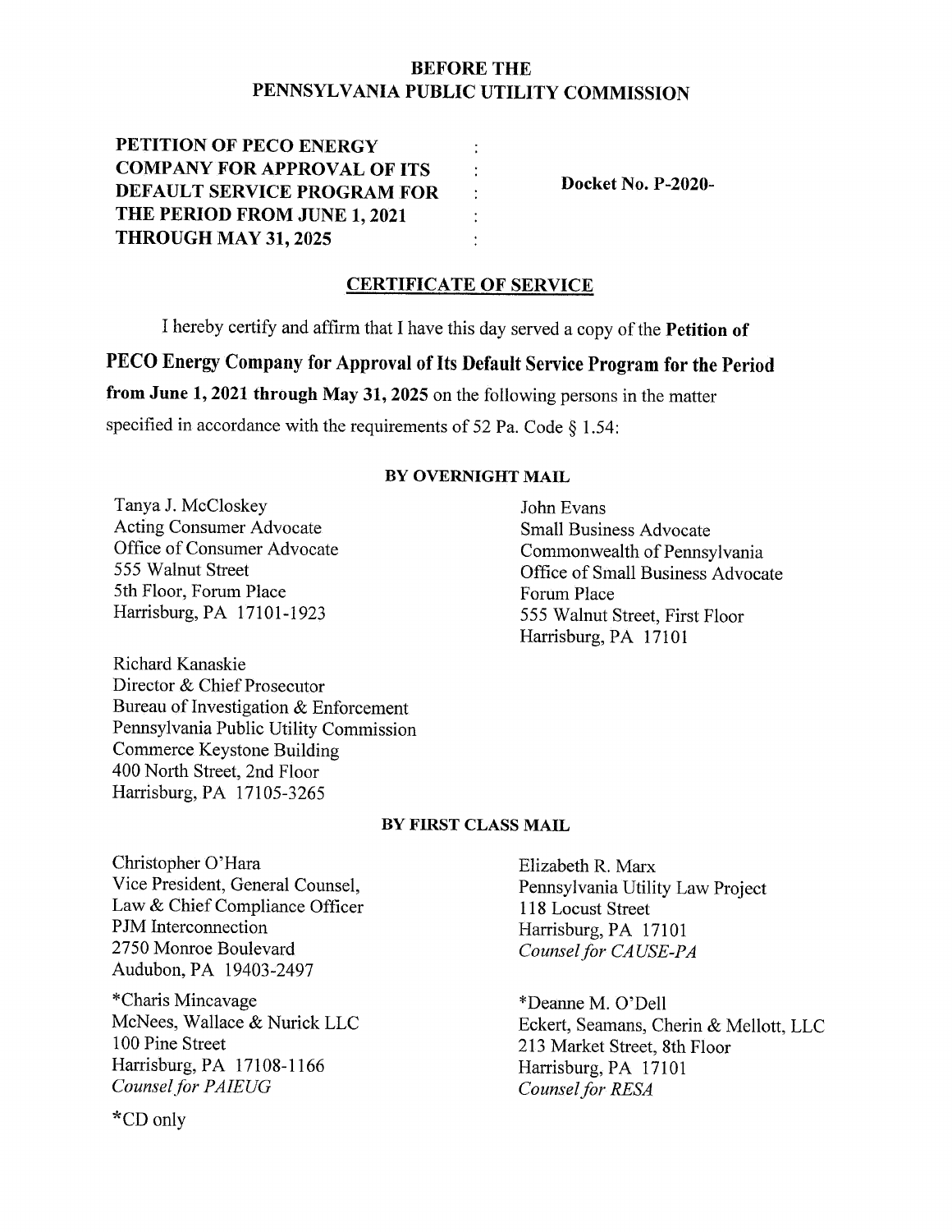**BEFORE THE**
**PENNSYLVANIA PUBLIC UTILITY COMMISSION**

| | | |
|---|---|---|
| **PETITION OF PECO ENERGY COMPANY FOR APPROVAL OF ITS DEFAULT SERVICE PROGRAM FOR THE PERIOD FROM JUNE 1, 2021 THROUGH MAY 31, 2025** | : | **Docket No. P-2020-** |

## CERTIFICATE OF SERVICE

I hereby certify and affirm that I have this day served a copy of the **Petition of PECO Energy Company for Approval of Its Default Service Program for the Period from June 1, 2021 through May 31, 2025** on the following persons in the matter specified in accordance with the requirements of 52 Pa. Code § 1.54:

**BY OVERNIGHT MAIL**

Tanya J. McCloskey
Acting Consumer Advocate
Office of Consumer Advocate
555 Walnut Street
5th Floor, Forum Place
Harrisburg, PA 17101-1923

John Evans
Small Business Advocate
Commonwealth of Pennsylvania
Office of Small Business Advocate
Forum Place
555 Walnut Street, First Floor
Harrisburg, PA 17101

Richard Kanaskie
Director & Chief Prosecutor
Bureau of Investigation & Enforcement
Pennsylvania Public Utility Commission
Commerce Keystone Building
400 North Street, 2nd Floor
Harrisburg, PA 17105-3265

**BY FIRST CLASS MAIL**

Christopher O'Hara
Vice President, General Counsel,
Law & Chief Compliance Officer
PJM Interconnection
2750 Monroe Boulevard
Audubon, PA 19403-2497

Elizabeth R. Marx
Pennsylvania Utility Law Project
118 Locust Street
Harrisburg, PA 17101
*Counsel for CAUSE-PA*

*Charis Mincavage
McNees, Wallace & Nurick LLC
100 Pine Street
Harrisburg, PA 17108-1166
*Counsel for PAIEUG*

*Deanne M. O'Dell
Eckert, Seamans, Cherin & Mellott, LLC
213 Market Street, 8th Floor
Harrisburg, PA 17101
*Counsel for RESA*

*CD only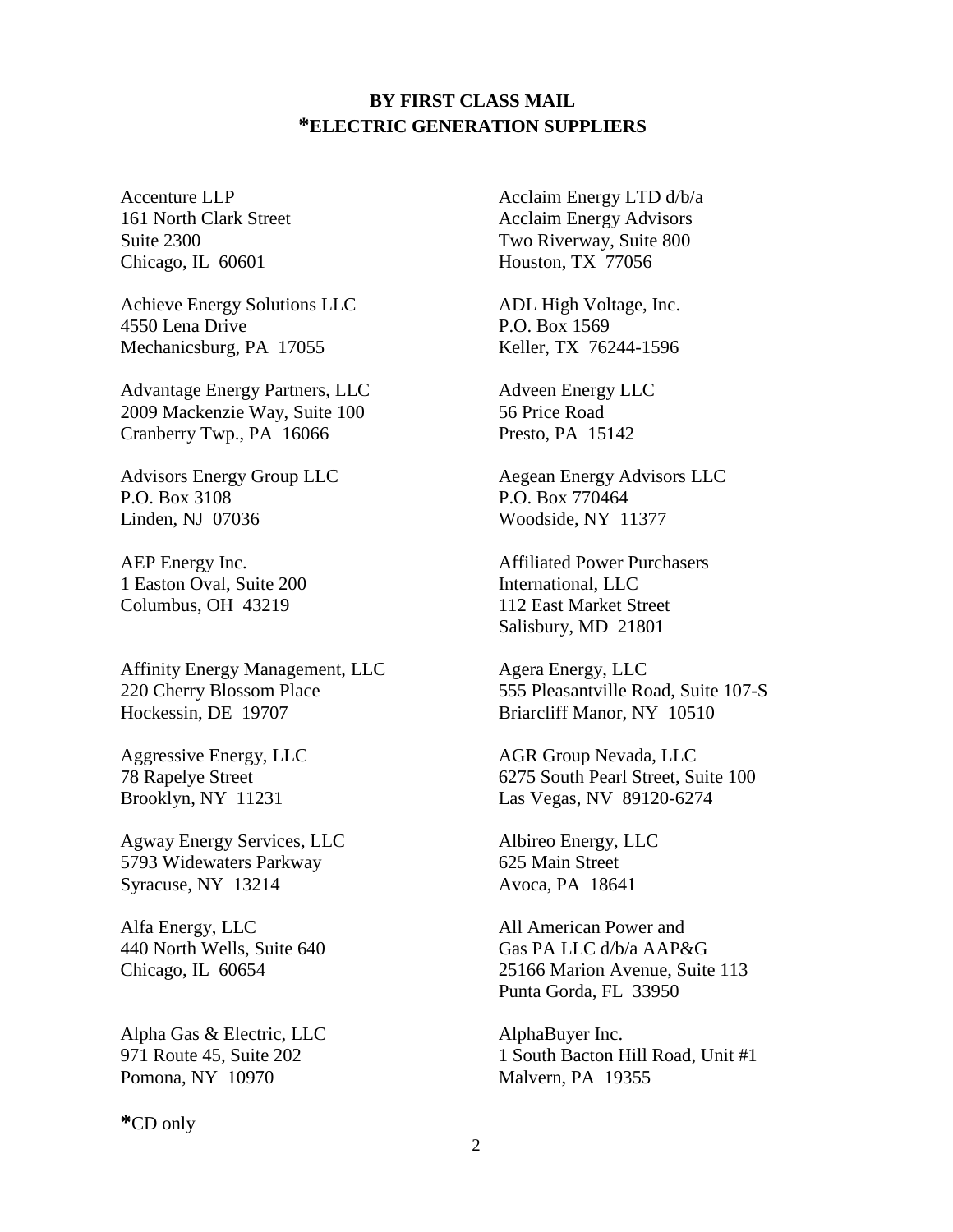**BY FIRST CLASS MAIL**
**\*ELECTRIC GENERATION SUPPLIERS**

Accenture LLP
161 North Clark Street
Suite 2300
Chicago, IL 60601

Acclaim Energy LTD d/b/a
Acclaim Energy Advisors
Two Riverway, Suite 800
Houston, TX 77056

Achieve Energy Solutions LLC
4550 Lena Drive
Mechanicsburg, PA 17055

ADL High Voltage, Inc.
P.O. Box 1569
Keller, TX 76244-1596

Advantage Energy Partners, LLC
2009 Mackenzie Way, Suite 100
Cranberry Twp., PA 16066

Adveen Energy LLC
56 Price Road
Presto, PA 15142

Advisors Energy Group LLC
P.O. Box 3108
Linden, NJ 07036

Aegean Energy Advisors LLC
P.O. Box 770464
Woodside, NY 11377

AEP Energy Inc.
1 Easton Oval, Suite 200
Columbus, OH 43219

Affiliated Power Purchasers
International, LLC
112 East Market Street
Salisbury, MD 21801

Affinity Energy Management, LLC
220 Cherry Blossom Place
Hockessin, DE 19707

Agera Energy, LLC
555 Pleasantville Road, Suite 107-S
Briarcliff Manor, NY 10510

Aggressive Energy, LLC
78 Rapelye Street
Brooklyn, NY 11231

AGR Group Nevada, LLC
6275 South Pearl Street, Suite 100
Las Vegas, NV 89120-6274

Agway Energy Services, LLC
5793 Widewaters Parkway
Syracuse, NY 13214

Albireo Energy, LLC
625 Main Street
Avoca, PA 18641

Alfa Energy, LLC
440 North Wells, Suite 640
Chicago, IL 60654

All American Power and
Gas PA LLC d/b/a AAP&G
25166 Marion Avenue, Suite 113
Punta Gorda, FL 33950

Alpha Gas & Electric, LLC
971 Route 45, Suite 202
Pomona, NY 10970

AlphaBuyer Inc.
1 South Bacton Hill Road, Unit #1
Malvern, PA 19355

**\***CD only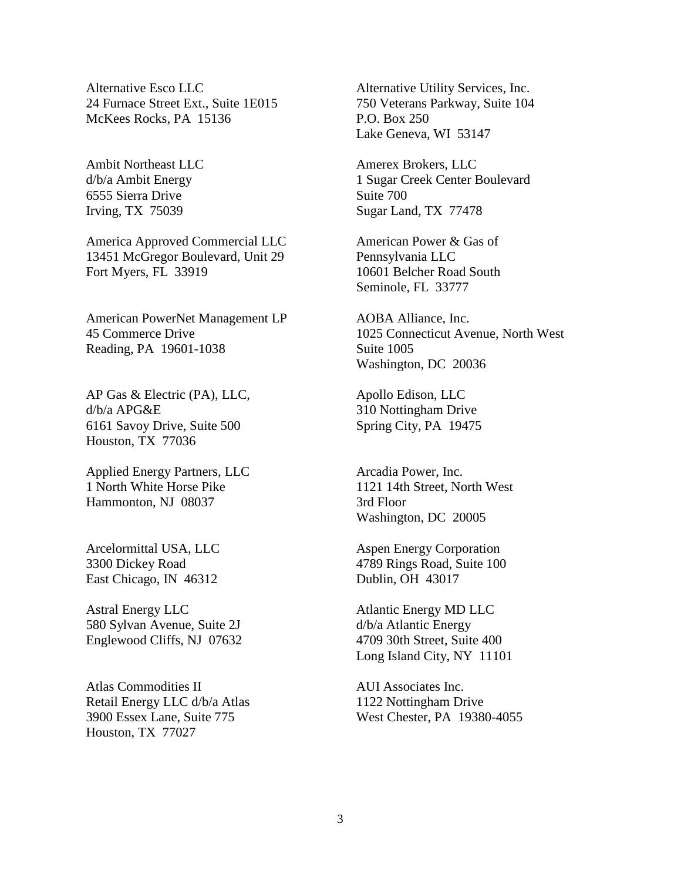Alternative Esco LLC
24 Furnace Street Ext., Suite 1E015
McKees Rocks, PA 15136

Alternative Utility Services, Inc.
750 Veterans Parkway, Suite 104
P.O. Box 250
Lake Geneva, WI 53147

Ambit Northeast LLC
d/b/a Ambit Energy
6555 Sierra Drive
Irving, TX 75039

Amerex Brokers, LLC
1 Sugar Creek Center Boulevard
Suite 700
Sugar Land, TX 77478

America Approved Commercial LLC
13451 McGregor Boulevard, Unit 29
Fort Myers, FL 33919

American Power & Gas of
Pennsylvania LLC
10601 Belcher Road South
Seminole, FL 33777

American PowerNet Management LP
45 Commerce Drive
Reading, PA 19601-1038

AOBA Alliance, Inc.
1025 Connecticut Avenue, North West
Suite 1005
Washington, DC 20036

AP Gas & Electric (PA), LLC,
d/b/a APG&E
6161 Savoy Drive, Suite 500
Houston, TX 77036

Apollo Edison, LLC
310 Nottingham Drive
Spring City, PA 19475

Applied Energy Partners, LLC
1 North White Horse Pike
Hammonton, NJ 08037

Arcadia Power, Inc.
1121 14th Street, North West
3rd Floor
Washington, DC 20005

Arcelormittal USA, LLC
3300 Dickey Road
East Chicago, IN 46312

Aspen Energy Corporation
4789 Rings Road, Suite 100
Dublin, OH 43017

Astral Energy LLC
580 Sylvan Avenue, Suite 2J
Englewood Cliffs, NJ 07632

Atlantic Energy MD LLC
d/b/a Atlantic Energy
4709 30th Street, Suite 400
Long Island City, NY 11101

Atlas Commodities II
Retail Energy LLC d/b/a Atlas
3900 Essex Lane, Suite 775
Houston, TX 77027

AUI Associates Inc.
1122 Nottingham Drive
West Chester, PA 19380-4055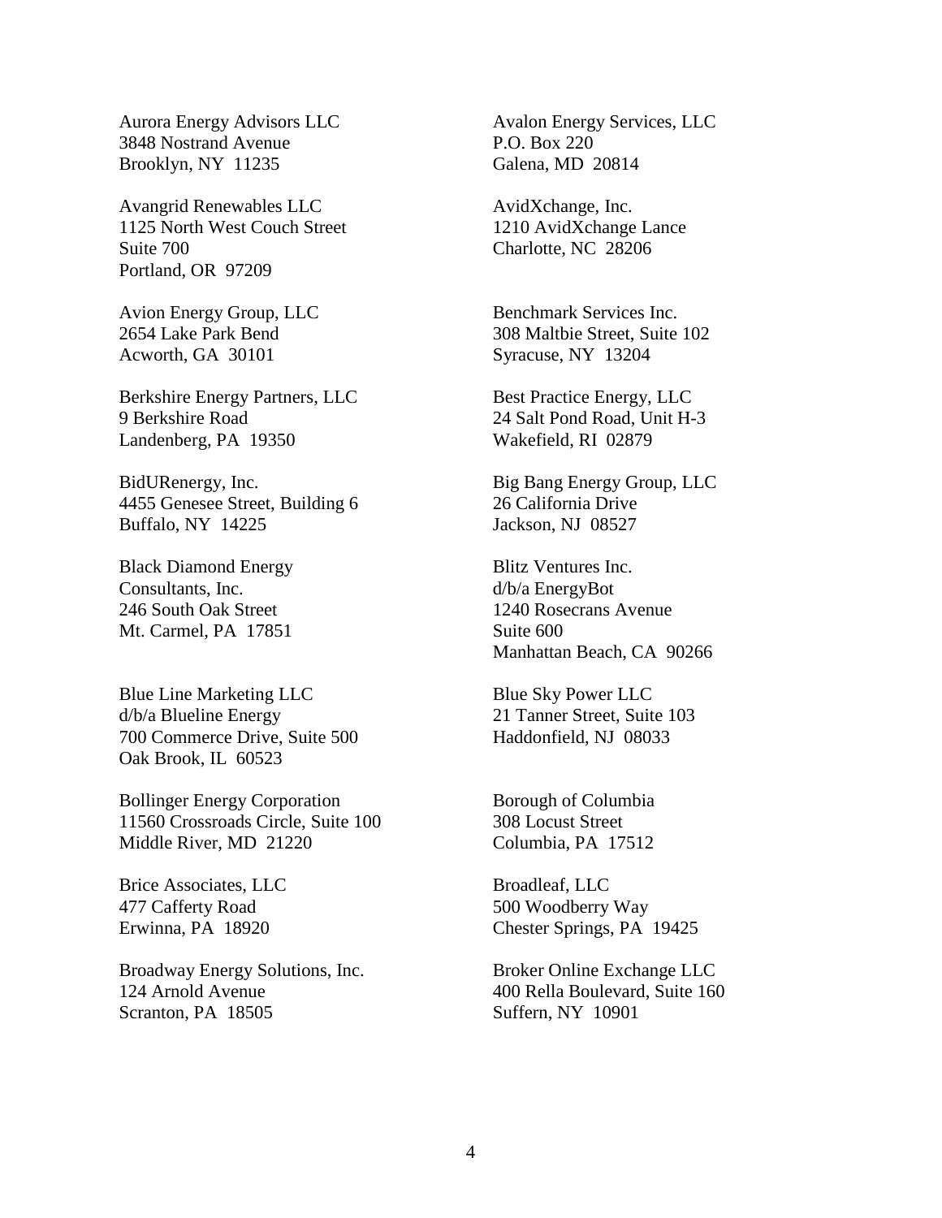Aurora Energy Advisors LLC
3848 Nostrand Avenue
Brooklyn, NY 11235

Avalon Energy Services, LLC
P.O. Box 220
Galena, MD 20814

Avangrid Renewables LLC
1125 North West Couch Street
Suite 700
Portland, OR 97209

AvidXchange, Inc.
1210 AvidXchange Lance
Charlotte, NC 28206

Avion Energy Group, LLC
2654 Lake Park Bend
Acworth, GA 30101

Benchmark Services Inc.
308 Maltbie Street, Suite 102
Syracuse, NY 13204

Berkshire Energy Partners, LLC
9 Berkshire Road
Landenberg, PA 19350

Best Practice Energy, LLC
24 Salt Pond Road, Unit H-3
Wakefield, RI 02879

BidURenergy, Inc.
4455 Genesee Street, Building 6
Buffalo, NY 14225

Big Bang Energy Group, LLC
26 California Drive
Jackson, NJ 08527

Black Diamond Energy
Consultants, Inc.
246 South Oak Street
Mt. Carmel, PA 17851

Blitz Ventures Inc.
d/b/a EnergyBot
1240 Rosecrans Avenue
Suite 600
Manhattan Beach, CA 90266

Blue Line Marketing LLC
d/b/a Blueline Energy
700 Commerce Drive, Suite 500
Oak Brook, IL 60523

Blue Sky Power LLC
21 Tanner Street, Suite 103
Haddonfield, NJ 08033

Bollinger Energy Corporation
11560 Crossroads Circle, Suite 100
Middle River, MD 21220

Borough of Columbia
308 Locust Street
Columbia, PA 17512

Brice Associates, LLC
477 Cafferty Road
Erwinna, PA 18920

Broadleaf, LLC
500 Woodberry Way
Chester Springs, PA 19425

Broadway Energy Solutions, Inc.
124 Arnold Avenue
Scranton, PA 18505

Broker Online Exchange LLC
400 Rella Boulevard, Suite 160
Suffern, NY 10901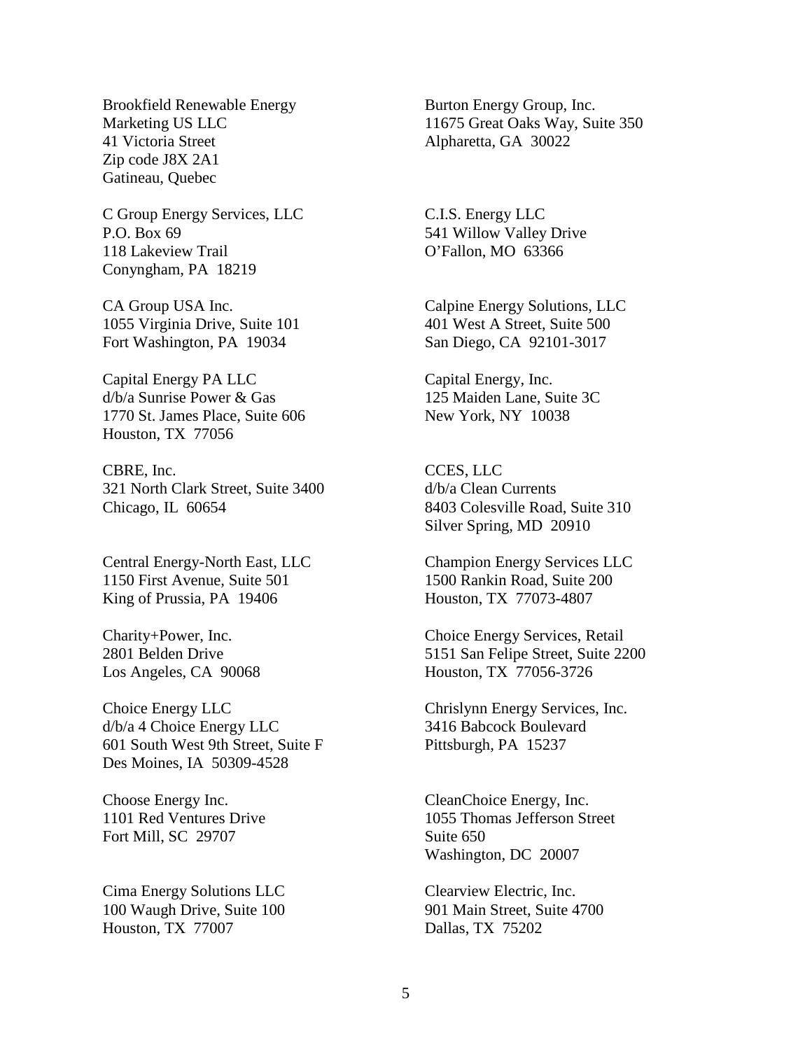Brookfield Renewable Energy
Marketing US LLC
41 Victoria Street
Zip code J8X 2A1
Gatineau, Quebec

Burton Energy Group, Inc.
11675 Great Oaks Way, Suite 350
Alpharetta, GA 30022

C Group Energy Services, LLC
P.O. Box 69
118 Lakeview Trail
Conyngham, PA 18219

C.I.S. Energy LLC
541 Willow Valley Drive
O'Fallon, MO 63366

CA Group USA Inc.
1055 Virginia Drive, Suite 101
Fort Washington, PA 19034

Calpine Energy Solutions, LLC
401 West A Street, Suite 500
San Diego, CA 92101-3017

Capital Energy PA LLC
d/b/a Sunrise Power & Gas
1770 St. James Place, Suite 606
Houston, TX 77056

Capital Energy, Inc.
125 Maiden Lane, Suite 3C
New York, NY 10038

CBRE, Inc.
321 North Clark Street, Suite 3400
Chicago, IL 60654

CCES, LLC
d/b/a Clean Currents
8403 Colesville Road, Suite 310
Silver Spring, MD 20910

Central Energy-North East, LLC
1150 First Avenue, Suite 501
King of Prussia, PA 19406

Champion Energy Services LLC
1500 Rankin Road, Suite 200
Houston, TX 77073-4807

Charity+Power, Inc.
2801 Belden Drive
Los Angeles, CA 90068

Choice Energy Services, Retail
5151 San Felipe Street, Suite 2200
Houston, TX 77056-3726

Choice Energy LLC
d/b/a 4 Choice Energy LLC
601 South West 9th Street, Suite F
Des Moines, IA 50309-4528

Chrislynn Energy Services, Inc.
3416 Babcock Boulevard
Pittsburgh, PA 15237

Choose Energy Inc.
1101 Red Ventures Drive
Fort Mill, SC 29707

CleanChoice Energy, Inc.
1055 Thomas Jefferson Street
Suite 650
Washington, DC 20007

Cima Energy Solutions LLC
100 Waugh Drive, Suite 100
Houston, TX 77007

Clearview Electric, Inc.
901 Main Street, Suite 4700
Dallas, TX 75202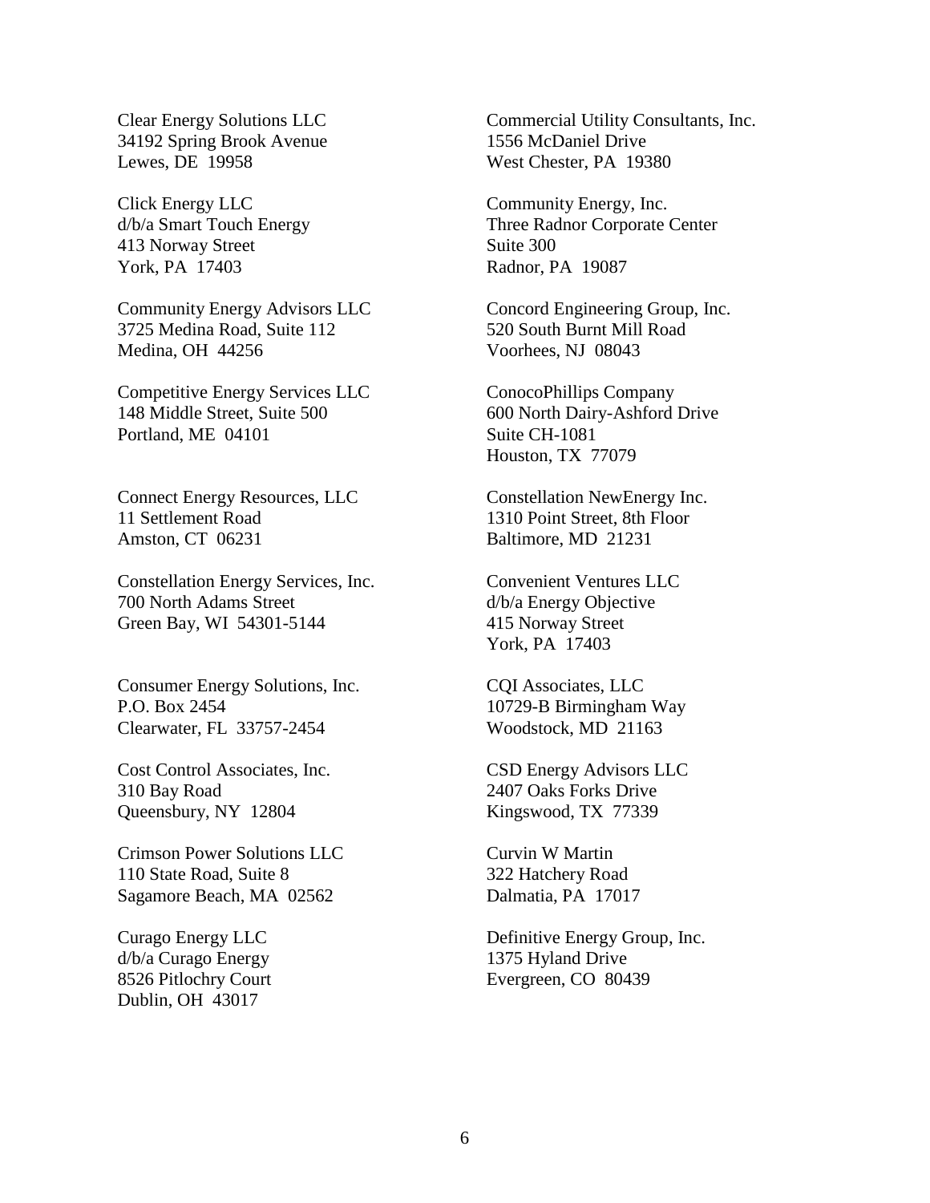Clear Energy Solutions LLC
34192 Spring Brook Avenue
Lewes, DE 19958

Click Energy LLC
d/b/a Smart Touch Energy
413 Norway Street
York, PA 17403

Community Energy Advisors LLC
3725 Medina Road, Suite 112
Medina, OH 44256

Competitive Energy Services LLC
148 Middle Street, Suite 500
Portland, ME 04101

Connect Energy Resources, LLC
11 Settlement Road
Amston, CT 06231

Constellation Energy Services, Inc.
700 North Adams Street
Green Bay, WI 54301-5144

Consumer Energy Solutions, Inc.
P.O. Box 2454
Clearwater, FL 33757-2454

Cost Control Associates, Inc.
310 Bay Road
Queensbury, NY 12804

Crimson Power Solutions LLC
110 State Road, Suite 8
Sagamore Beach, MA 02562

Curago Energy LLC
d/b/a Curago Energy
8526 Pitlochry Court
Dublin, OH 43017

Commercial Utility Consultants, Inc.
1556 McDaniel Drive
West Chester, PA 19380

Community Energy, Inc.
Three Radnor Corporate Center
Suite 300
Radnor, PA 19087

Concord Engineering Group, Inc.
520 South Burnt Mill Road
Voorhees, NJ 08043

ConocoPhillips Company
600 North Dairy-Ashford Drive
Suite CH-1081
Houston, TX 77079

Constellation NewEnergy Inc.
1310 Point Street, 8th Floor
Baltimore, MD 21231

Convenient Ventures LLC
d/b/a Energy Objective
415 Norway Street
York, PA 17403

CQI Associates, LLC
10729-B Birmingham Way
Woodstock, MD 21163

CSD Energy Advisors LLC
2407 Oaks Forks Drive
Kingswood, TX 77339

Curvin W Martin
322 Hatchery Road
Dalmatia, PA 17017

Definitive Energy Group, Inc.
1375 Hyland Drive
Evergreen, CO 80439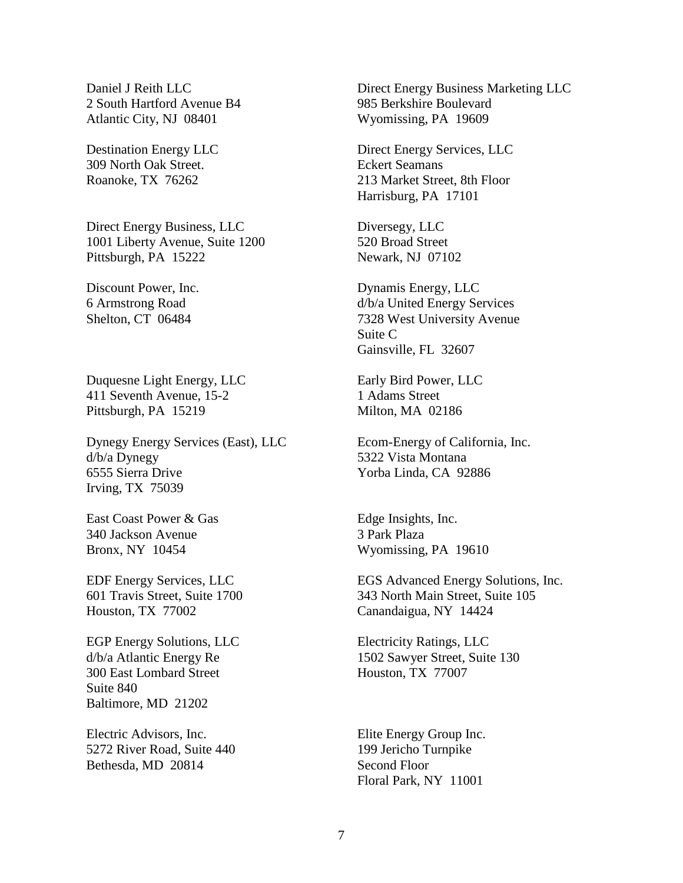Daniel J Reith LLC
2 South Hartford Avenue B4
Atlantic City, NJ 08401

Direct Energy Business Marketing LLC
985 Berkshire Boulevard
Wyomissing, PA 19609

Destination Energy LLC
309 North Oak Street.
Roanoke, TX 76262

Direct Energy Services, LLC
Eckert Seamans
213 Market Street, 8th Floor
Harrisburg, PA 17101

Direct Energy Business, LLC
1001 Liberty Avenue, Suite 1200
Pittsburgh, PA 15222

Diversegy, LLC
520 Broad Street
Newark, NJ 07102

Discount Power, Inc.
6 Armstrong Road
Shelton, CT 06484

Dynamis Energy, LLC
d/b/a United Energy Services
7328 West University Avenue
Suite C
Gainsville, FL 32607

Duquesne Light Energy, LLC
411 Seventh Avenue, 15-2
Pittsburgh, PA 15219

Early Bird Power, LLC
1 Adams Street
Milton, MA 02186

Dynegy Energy Services (East), LLC
d/b/a Dynegy
6555 Sierra Drive
Irving, TX 75039

Ecom-Energy of California, Inc.
5322 Vista Montana
Yorba Linda, CA 92886

East Coast Power & Gas
340 Jackson Avenue
Bronx, NY 10454

Edge Insights, Inc.
3 Park Plaza
Wyomissing, PA 19610

EDF Energy Services, LLC
601 Travis Street, Suite 1700
Houston, TX 77002

EGS Advanced Energy Solutions, Inc.
343 North Main Street, Suite 105
Canandaigua, NY 14424

EGP Energy Solutions, LLC
d/b/a Atlantic Energy Re
300 East Lombard Street
Suite 840
Baltimore, MD 21202

Electricity Ratings, LLC
1502 Sawyer Street, Suite 130
Houston, TX 77007

Electric Advisors, Inc.
5272 River Road, Suite 440
Bethesda, MD 20814

Elite Energy Group Inc.
199 Jericho Turnpike
Second Floor
Floral Park, NY 11001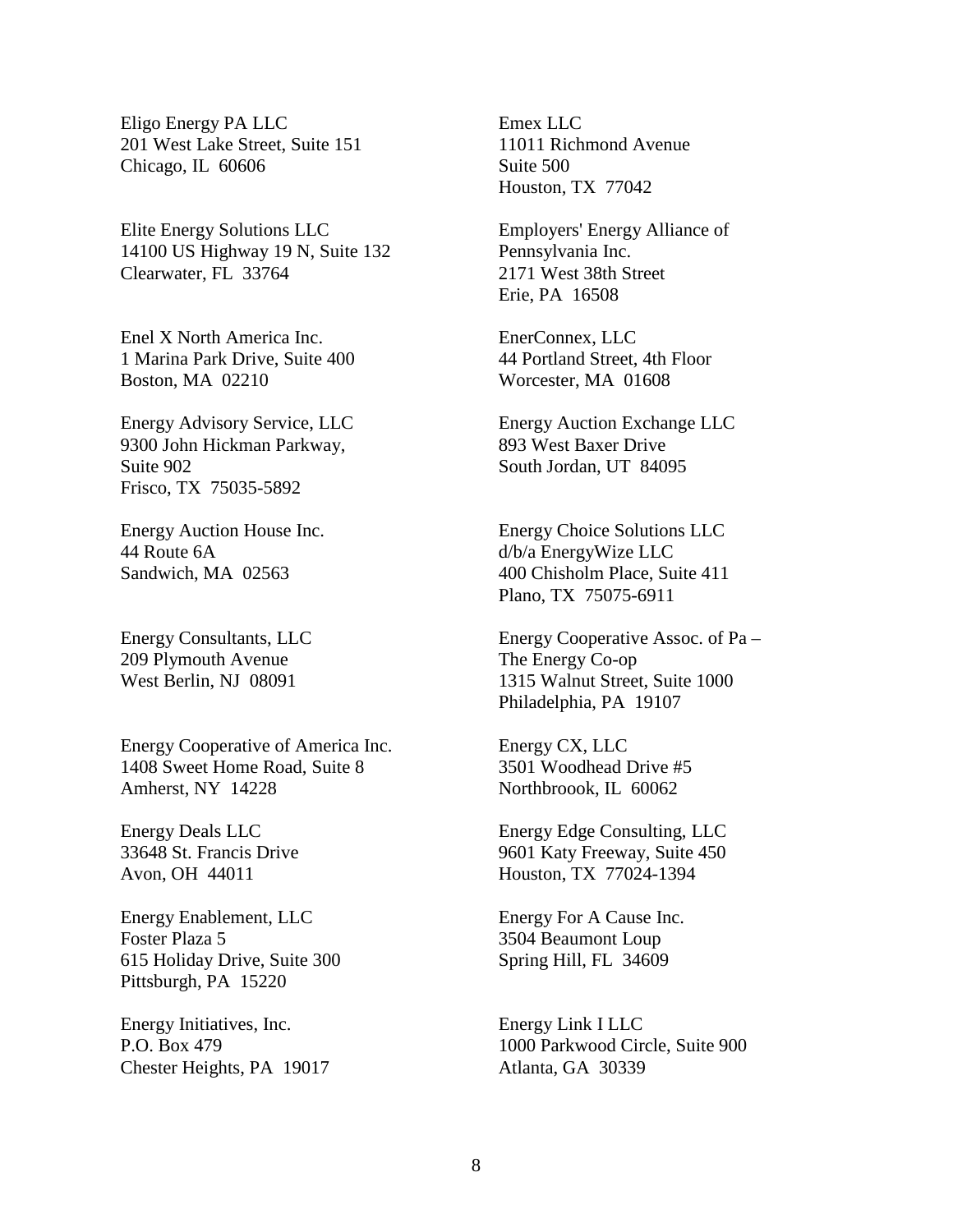Eligo Energy PA LLC
201 West Lake Street, Suite 151
Chicago, IL 60606

Emex LLC
11011 Richmond Avenue
Suite 500
Houston, TX 77042

Elite Energy Solutions LLC
14100 US Highway 19 N, Suite 132
Clearwater, FL 33764

Employers' Energy Alliance of
Pennsylvania Inc.
2171 West 38th Street
Erie, PA 16508

Enel X North America Inc.
1 Marina Park Drive, Suite 400
Boston, MA 02210

EnerConnex, LLC
44 Portland Street, 4th Floor
Worcester, MA 01608

Energy Advisory Service, LLC
9300 John Hickman Parkway,
Suite 902
Frisco, TX 75035-5892

Energy Auction Exchange LLC
893 West Baxer Drive
South Jordan, UT 84095

Energy Auction House Inc.
44 Route 6A
Sandwich, MA 02563

Energy Choice Solutions LLC
d/b/a EnergyWize LLC
400 Chisholm Place, Suite 411
Plano, TX 75075-6911

Energy Consultants, LLC
209 Plymouth Avenue
West Berlin, NJ 08091

Energy Cooperative Assoc. of Pa –
The Energy Co-op
1315 Walnut Street, Suite 1000
Philadelphia, PA 19107

Energy Cooperative of America Inc.
1408 Sweet Home Road, Suite 8
Amherst, NY 14228

Energy CX, LLC
3501 Woodhead Drive #5
Northbroook, IL 60062

Energy Deals LLC
33648 St. Francis Drive
Avon, OH 44011

Energy Edge Consulting, LLC
9601 Katy Freeway, Suite 450
Houston, TX 77024-1394

Energy Enablement, LLC
Foster Plaza 5
615 Holiday Drive, Suite 300
Pittsburgh, PA 15220

Energy For A Cause Inc.
3504 Beaumont Loup
Spring Hill, FL 34609

Energy Initiatives, Inc.
P.O. Box 479
Chester Heights, PA 19017

Energy Link I LLC
1000 Parkwood Circle, Suite 900
Atlanta, GA 30339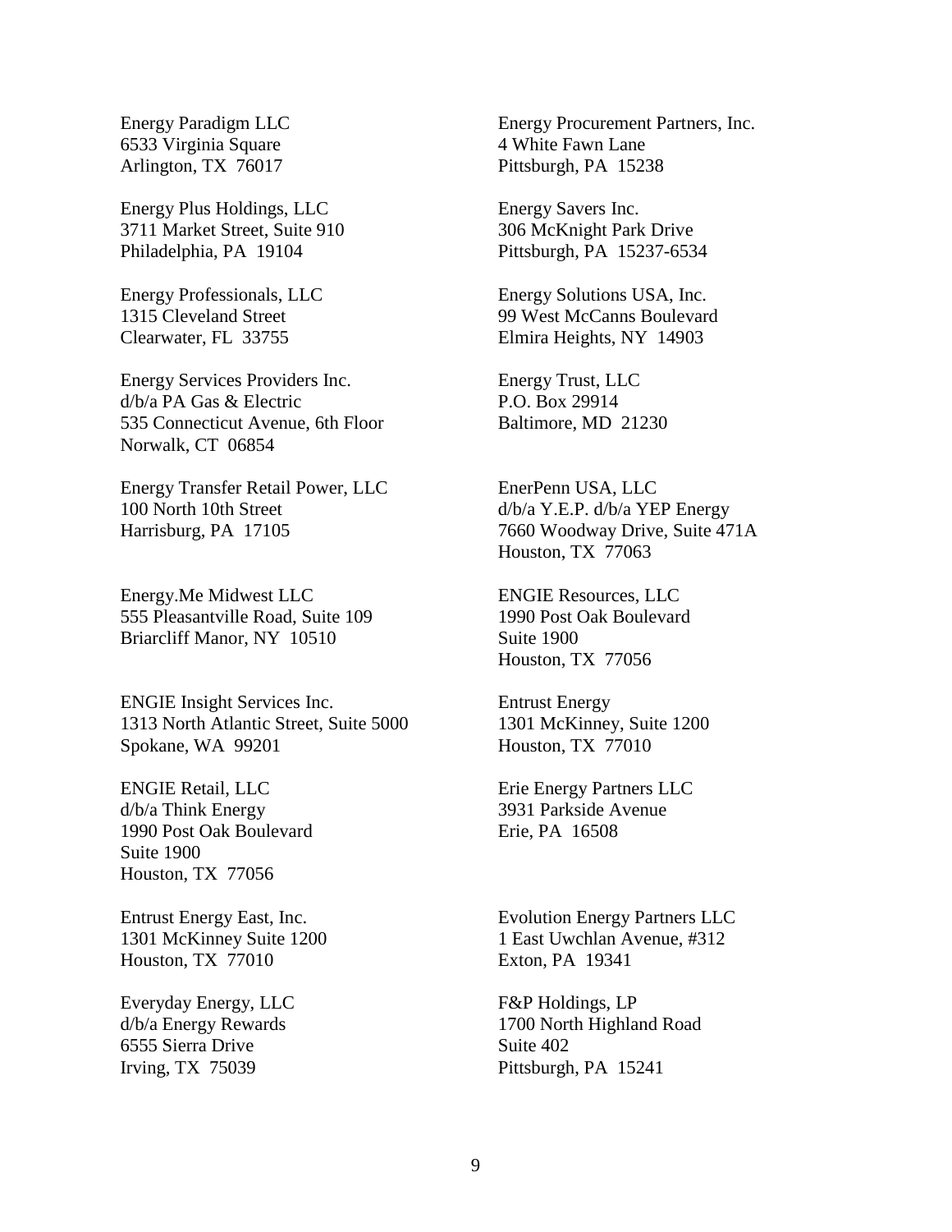Energy Paradigm LLC
6533 Virginia Square
Arlington, TX 76017

Energy Procurement Partners, Inc.
4 White Fawn Lane
Pittsburgh, PA 15238

Energy Plus Holdings, LLC
3711 Market Street, Suite 910
Philadelphia, PA 19104

Energy Savers Inc.
306 McKnight Park Drive
Pittsburgh, PA 15237-6534

Energy Professionals, LLC
1315 Cleveland Street
Clearwater, FL 33755

Energy Solutions USA, Inc.
99 West McCanns Boulevard
Elmira Heights, NY 14903

Energy Services Providers Inc.
d/b/a PA Gas & Electric
535 Connecticut Avenue, 6th Floor
Norwalk, CT 06854

Energy Trust, LLC
P.O. Box 29914
Baltimore, MD 21230

Energy Transfer Retail Power, LLC
100 North 10th Street
Harrisburg, PA 17105

EnerPenn USA, LLC
d/b/a Y.E.P. d/b/a YEP Energy
7660 Woodway Drive, Suite 471A
Houston, TX 77063

Energy.Me Midwest LLC
555 Pleasantville Road, Suite 109
Briarcliff Manor, NY 10510

ENGIE Resources, LLC
1990 Post Oak Boulevard
Suite 1900
Houston, TX 77056

ENGIE Insight Services Inc.
1313 North Atlantic Street, Suite 5000
Spokane, WA 99201

Entrust Energy
1301 McKinney, Suite 1200
Houston, TX 77010

ENGIE Retail, LLC
d/b/a Think Energy
1990 Post Oak Boulevard
Suite 1900
Houston, TX 77056

Erie Energy Partners LLC
3931 Parkside Avenue
Erie, PA 16508

Entrust Energy East, Inc.
1301 McKinney Suite 1200
Houston, TX 77010

Evolution Energy Partners LLC
1 East Uwchlan Avenue, #312
Exton, PA 19341

Everyday Energy, LLC
d/b/a Energy Rewards
6555 Sierra Drive
Irving, TX 75039

F&P Holdings, LP
1700 North Highland Road
Suite 402
Pittsburgh, PA 15241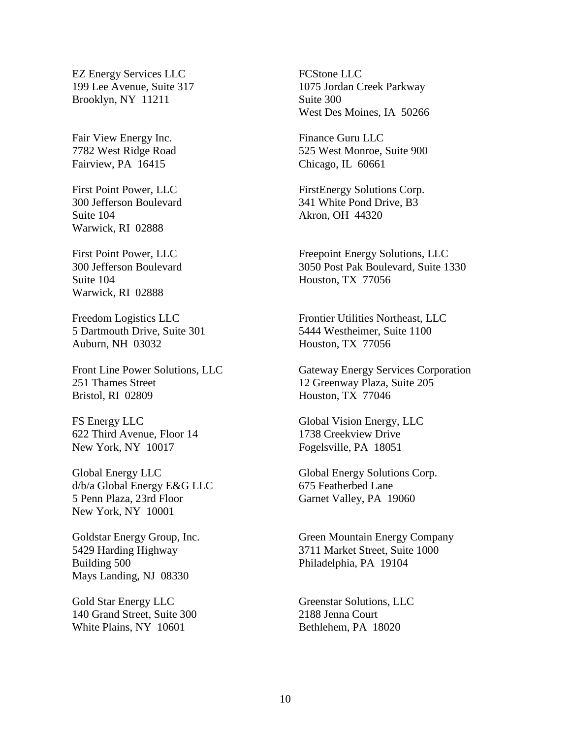EZ Energy Services LLC
199 Lee Avenue, Suite 317
Brooklyn, NY 11211

FCStone LLC
1075 Jordan Creek Parkway
Suite 300
West Des Moines, IA 50266

Fair View Energy Inc.
7782 West Ridge Road
Fairview, PA 16415

Finance Guru LLC
525 West Monroe, Suite 900
Chicago, IL 60661

First Point Power, LLC
300 Jefferson Boulevard
Suite 104
Warwick, RI 02888

FirstEnergy Solutions Corp.
341 White Pond Drive, B3
Akron, OH 44320

First Point Power, LLC
300 Jefferson Boulevard
Suite 104
Warwick, RI 02888

Freepoint Energy Solutions, LLC
3050 Post Pak Boulevard, Suite 1330
Houston, TX 77056

Freedom Logistics LLC
5 Dartmouth Drive, Suite 301
Auburn, NH 03032

Frontier Utilities Northeast, LLC
5444 Westheimer, Suite 1100
Houston, TX 77056

Front Line Power Solutions, LLC
251 Thames Street
Bristol, RI 02809

Gateway Energy Services Corporation
12 Greenway Plaza, Suite 205
Houston, TX 77046

FS Energy LLC
622 Third Avenue, Floor 14
New York, NY 10017

Global Vision Energy, LLC
1738 Creekview Drive
Fogelsville, PA 18051

Global Energy LLC
d/b/a Global Energy E&G LLC
5 Penn Plaza, 23rd Floor
New York, NY 10001

Global Energy Solutions Corp.
675 Featherbed Lane
Garnet Valley, PA 19060

Goldstar Energy Group, Inc.
5429 Harding Highway
Building 500
Mays Landing, NJ 08330

Green Mountain Energy Company
3711 Market Street, Suite 1000
Philadelphia, PA 19104

Gold Star Energy LLC
140 Grand Street, Suite 300
White Plains, NY 10601

Greenstar Solutions, LLC
2188 Jenna Court
Bethlehem, PA 18020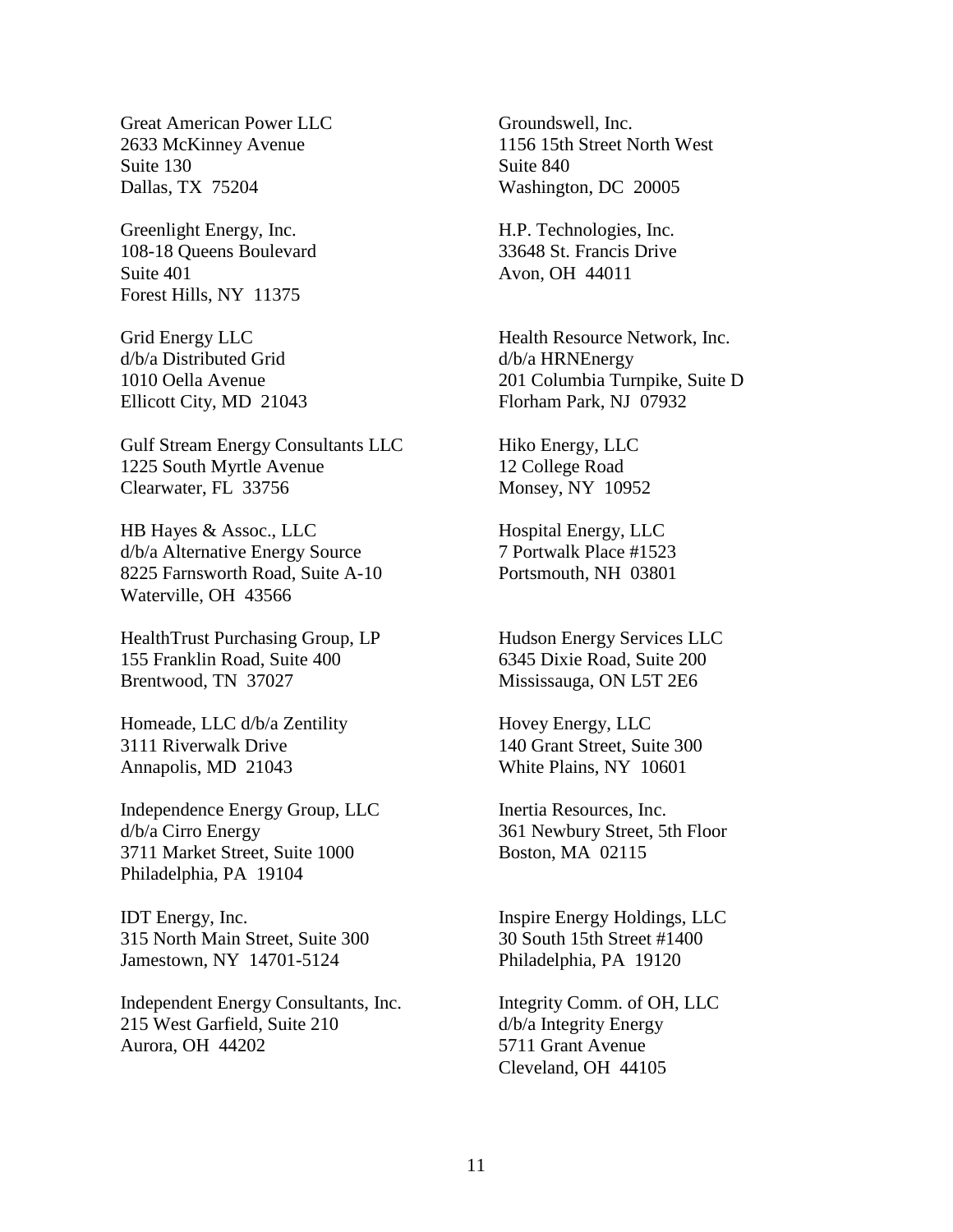Great American Power LLC
2633 McKinney Avenue
Suite 130
Dallas, TX 75204

Greenlight Energy, Inc.
108-18 Queens Boulevard
Suite 401
Forest Hills, NY 11375

Grid Energy LLC
d/b/a Distributed Grid
1010 Oella Avenue
Ellicott City, MD 21043

Gulf Stream Energy Consultants LLC
1225 South Myrtle Avenue
Clearwater, FL 33756

HB Hayes & Assoc., LLC
d/b/a Alternative Energy Source
8225 Farnsworth Road, Suite A-10
Waterville, OH 43566

HealthTrust Purchasing Group, LP
155 Franklin Road, Suite 400
Brentwood, TN 37027

Homeade, LLC d/b/a Zentility
3111 Riverwalk Drive
Annapolis, MD 21043

Independence Energy Group, LLC
d/b/a Cirro Energy
3711 Market Street, Suite 1000
Philadelphia, PA 19104

IDT Energy, Inc.
315 North Main Street, Suite 300
Jamestown, NY 14701-5124

Independent Energy Consultants, Inc.
215 West Garfield, Suite 210
Aurora, OH 44202

Groundswell, Inc.
1156 15th Street North West
Suite 840
Washington, DC 20005

H.P. Technologies, Inc.
33648 St. Francis Drive
Avon, OH 44011

Health Resource Network, Inc.
d/b/a HRNEnergy
201 Columbia Turnpike, Suite D
Florham Park, NJ 07932

Hiko Energy, LLC
12 College Road
Monsey, NY 10952

Hospital Energy, LLC
7 Portwalk Place #1523
Portsmouth, NH 03801

Hudson Energy Services LLC
6345 Dixie Road, Suite 200
Mississauga, ON L5T 2E6

Hovey Energy, LLC
140 Grant Street, Suite 300
White Plains, NY 10601

Inertia Resources, Inc.
361 Newbury Street, 5th Floor
Boston, MA 02115

Inspire Energy Holdings, LLC
30 South 15th Street #1400
Philadelphia, PA 19120

Integrity Comm. of OH, LLC
d/b/a Integrity Energy
5711 Grant Avenue
Cleveland, OH 44105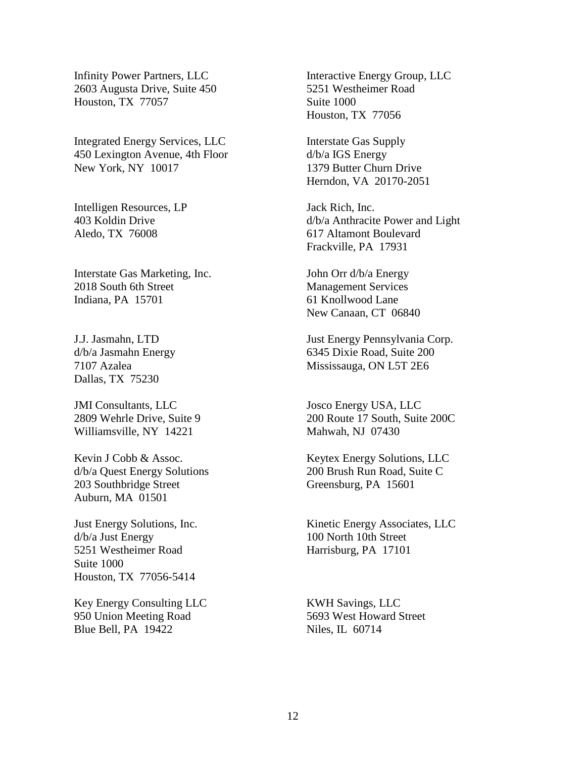Infinity Power Partners, LLC
2603 Augusta Drive, Suite 450
Houston, TX 77057

Interactive Energy Group, LLC
5251 Westheimer Road
Suite 1000
Houston, TX 77056

Integrated Energy Services, LLC
450 Lexington Avenue, 4th Floor
New York, NY 10017

Interstate Gas Supply
d/b/a IGS Energy
1379 Butter Churn Drive
Herndon, VA 20170-2051

Intelligen Resources, LP
403 Koldin Drive
Aledo, TX 76008

Jack Rich, Inc.
d/b/a Anthracite Power and Light
617 Altamont Boulevard
Frackville, PA 17931

Interstate Gas Marketing, Inc.
2018 South 6th Street
Indiana, PA 15701

John Orr d/b/a Energy
Management Services
61 Knollwood Lane
New Canaan, CT 06840

J.J. Jasmahn, LTD
d/b/a Jasmahn Energy
7107 Azalea
Dallas, TX 75230

Just Energy Pennsylvania Corp.
6345 Dixie Road, Suite 200
Mississauga, ON L5T 2E6

JMI Consultants, LLC
2809 Wehrle Drive, Suite 9
Williamsville, NY 14221

Josco Energy USA, LLC
200 Route 17 South, Suite 200C
Mahwah, NJ 07430

Kevin J Cobb & Assoc.
d/b/a Quest Energy Solutions
203 Southbridge Street
Auburn, MA 01501

Keytex Energy Solutions, LLC
200 Brush Run Road, Suite C
Greensburg, PA 15601

Just Energy Solutions, Inc.
d/b/a Just Energy
5251 Westheimer Road
Suite 1000
Houston, TX 77056-5414

Kinetic Energy Associates, LLC
100 North 10th Street
Harrisburg, PA 17101

Key Energy Consulting LLC
950 Union Meeting Road
Blue Bell, PA 19422

KWH Savings, LLC
5693 West Howard Street
Niles, IL 60714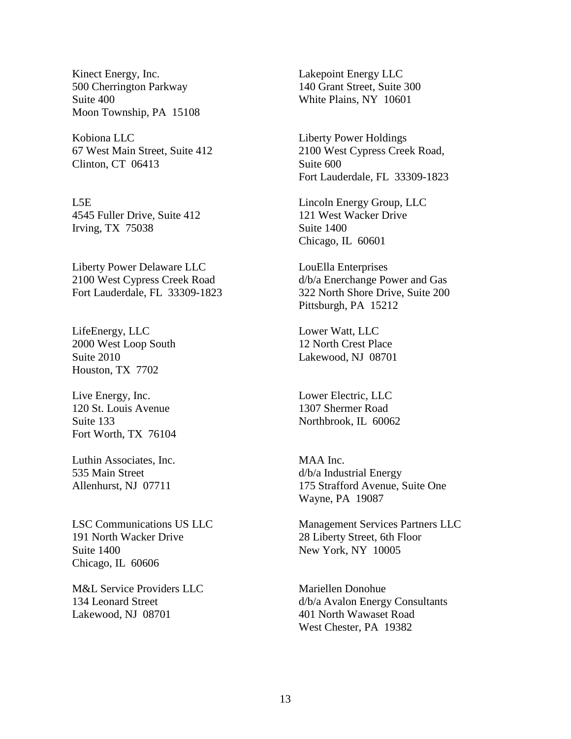Kinect Energy, Inc.
500 Cherrington Parkway
Suite 400
Moon Township, PA 15108

Kobiona LLC
67 West Main Street, Suite 412
Clinton, CT 06413

L5E
4545 Fuller Drive, Suite 412
Irving, TX 75038

Liberty Power Delaware LLC
2100 West Cypress Creek Road
Fort Lauderdale, FL 33309-1823

LifeEnergy, LLC
2000 West Loop South
Suite 2010
Houston, TX 7702

Live Energy, Inc.
120 St. Louis Avenue
Suite 133
Fort Worth, TX 76104

Luthin Associates, Inc.
535 Main Street
Allenhurst, NJ 07711

LSC Communications US LLC
191 North Wacker Drive
Suite 1400
Chicago, IL 60606

M&L Service Providers LLC
134 Leonard Street
Lakewood, NJ 08701

Lakepoint Energy LLC
140 Grant Street, Suite 300
White Plains, NY 10601

Liberty Power Holdings
2100 West Cypress Creek Road,
Suite 600
Fort Lauderdale, FL 33309-1823

Lincoln Energy Group, LLC
121 West Wacker Drive
Suite 1400
Chicago, IL 60601

LouElla Enterprises
d/b/a Enerchange Power and Gas
322 North Shore Drive, Suite 200
Pittsburgh, PA 15212

Lower Watt, LLC
12 North Crest Place
Lakewood, NJ 08701

Lower Electric, LLC
1307 Shermer Road
Northbrook, IL 60062

MAA Inc.
d/b/a Industrial Energy
175 Strafford Avenue, Suite One
Wayne, PA 19087

Management Services Partners LLC
28 Liberty Street, 6th Floor
New York, NY 10005

Mariellen Donohue
d/b/a Avalon Energy Consultants
401 North Wawaset Road
West Chester, PA 19382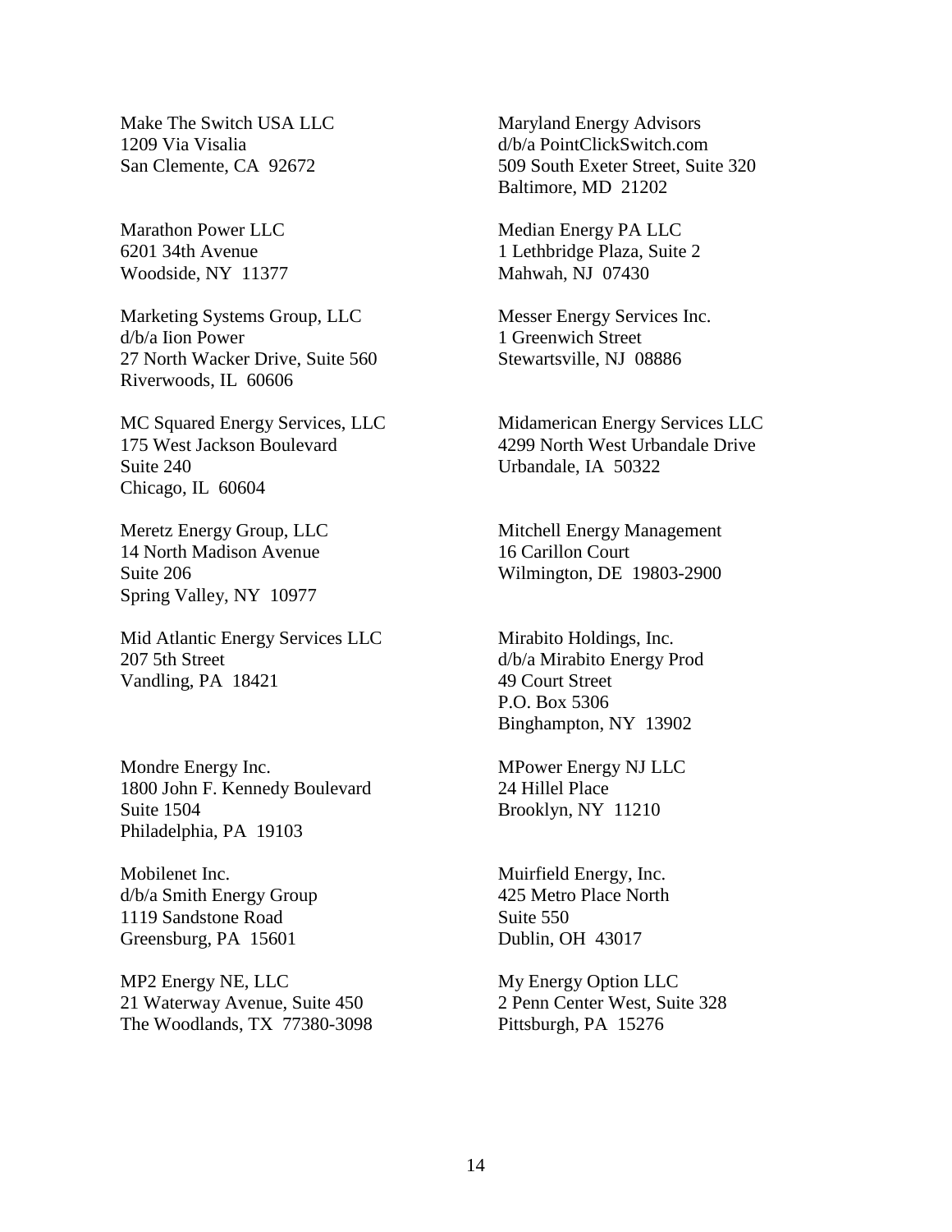Make The Switch USA LLC
1209 Via Visalia
San Clemente, CA  92672

Marathon Power LLC
6201 34th Avenue
Woodside, NY  11377

Marketing Systems Group, LLC
d/b/a Iion Power
27 North Wacker Drive, Suite 560
Riverwoods, IL  60606

MC Squared Energy Services, LLC
175 West Jackson Boulevard
Suite 240
Chicago, IL  60604

Meretz Energy Group, LLC
14 North Madison Avenue
Suite 206
Spring Valley, NY  10977

Mid Atlantic Energy Services LLC
207 5th Street
Vandling, PA  18421

Mondre Energy Inc.
1800 John F. Kennedy Boulevard
Suite 1504
Philadelphia, PA  19103

Mobilenet Inc.
d/b/a Smith Energy Group
1119 Sandstone Road
Greensburg, PA  15601

MP2 Energy NE, LLC
21 Waterway Avenue, Suite 450
The Woodlands, TX  77380-3098

Maryland Energy Advisors
d/b/a PointClickSwitch.com
509 South Exeter Street, Suite 320
Baltimore, MD  21202

Median Energy PA LLC
1 Lethbridge Plaza, Suite 2
Mahwah, NJ  07430

Messer Energy Services Inc.
1 Greenwich Street
Stewartsville, NJ  08886

Midamerican Energy Services LLC
4299 North West Urbandale Drive
Urbandale, IA  50322

Mitchell Energy Management
16 Carillon Court
Wilmington, DE  19803-2900

Mirabito Holdings, Inc.
d/b/a Mirabito Energy Prod
49 Court Street
P.O. Box 5306
Binghampton, NY  13902

MPower Energy NJ LLC
24 Hillel Place
Brooklyn, NY  11210

Muirfield Energy, Inc.
425 Metro Place North
Suite 550
Dublin, OH  43017

My Energy Option LLC
2 Penn Center West, Suite 328
Pittsburgh, PA  15276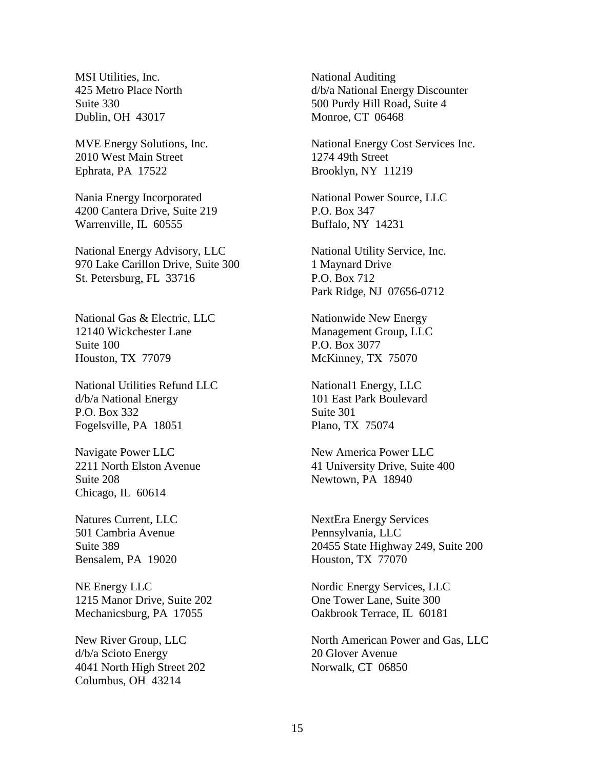MSI Utilities, Inc.
425 Metro Place North
Suite 330
Dublin, OH 43017

MVE Energy Solutions, Inc.
2010 West Main Street
Ephrata, PA 17522

Nania Energy Incorporated
4200 Cantera Drive, Suite 219
Warrenville, IL 60555

National Energy Advisory, LLC
970 Lake Carillon Drive, Suite 300
St. Petersburg, FL 33716

National Gas & Electric, LLC
12140 Wickchester Lane
Suite 100
Houston, TX 77079

National Utilities Refund LLC
d/b/a National Energy
P.O. Box 332
Fogelsville, PA 18051

Navigate Power LLC
2211 North Elston Avenue
Suite 208
Chicago, IL 60614

Natures Current, LLC
501 Cambria Avenue
Suite 389
Bensalem, PA 19020

NE Energy LLC
1215 Manor Drive, Suite 202
Mechanicsburg, PA 17055

New River Group, LLC
d/b/a Scioto Energy
4041 North High Street 202
Columbus, OH 43214

National Auditing
d/b/a National Energy Discounter
500 Purdy Hill Road, Suite 4
Monroe, CT 06468

National Energy Cost Services Inc.
1274 49th Street
Brooklyn, NY 11219

National Power Source, LLC
P.O. Box 347
Buffalo, NY 14231

National Utility Service, Inc.
1 Maynard Drive
P.O. Box 712
Park Ridge, NJ 07656-0712

Nationwide New Energy
Management Group, LLC
P.O. Box 3077
McKinney, TX 75070

National1 Energy, LLC
101 East Park Boulevard
Suite 301
Plano, TX 75074

New America Power LLC
41 University Drive, Suite 400
Newtown, PA 18940

NextEra Energy Services
Pennsylvania, LLC
20455 State Highway 249, Suite 200
Houston, TX 77070

Nordic Energy Services, LLC
One Tower Lane, Suite 300
Oakbrook Terrace, IL 60181

North American Power and Gas, LLC
20 Glover Avenue
Norwalk, CT 06850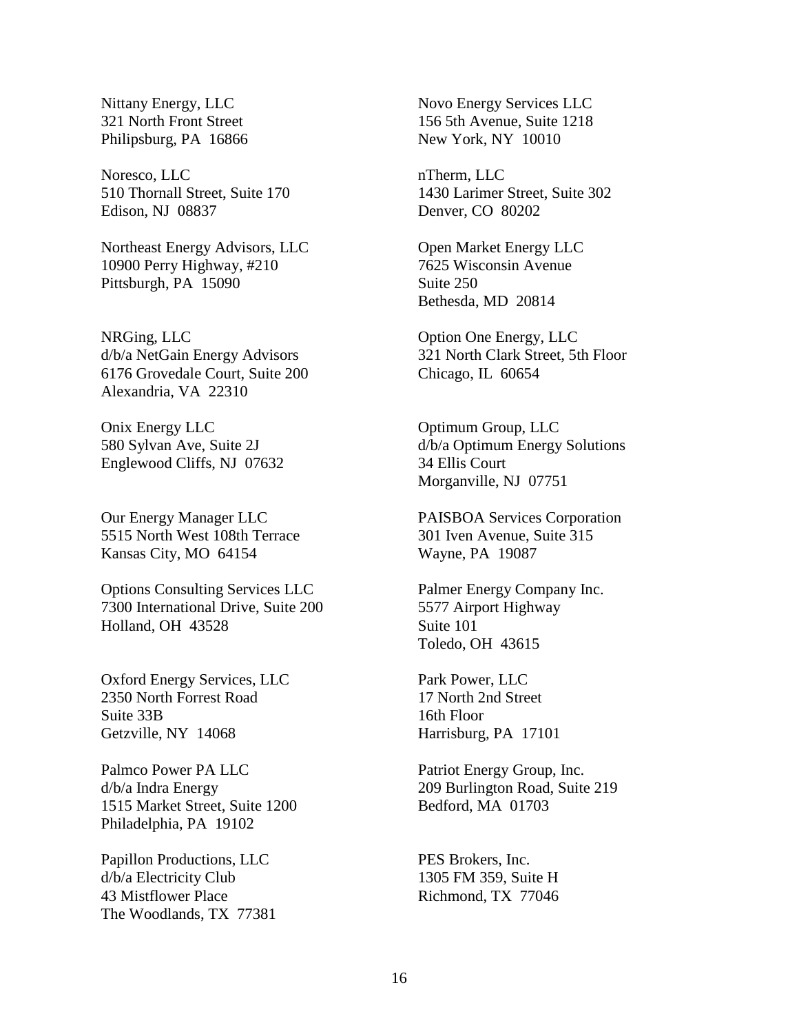Nittany Energy, LLC
321 North Front Street
Philipsburg, PA 16866

Novo Energy Services LLC
156 5th Avenue, Suite 1218
New York, NY 10010

Noresco, LLC
510 Thornall Street, Suite 170
Edison, NJ 08837

nTherm, LLC
1430 Larimer Street, Suite 302
Denver, CO 80202

Northeast Energy Advisors, LLC
10900 Perry Highway, #210
Pittsburgh, PA 15090

Open Market Energy LLC
7625 Wisconsin Avenue
Suite 250
Bethesda, MD 20814

NRGing, LLC
d/b/a NetGain Energy Advisors
6176 Grovedale Court, Suite 200
Alexandria, VA 22310

Option One Energy, LLC
321 North Clark Street, 5th Floor
Chicago, IL 60654

Onix Energy LLC
580 Sylvan Ave, Suite 2J
Englewood Cliffs, NJ 07632

Optimum Group, LLC
d/b/a Optimum Energy Solutions
34 Ellis Court
Morganville, NJ 07751

Our Energy Manager LLC
5515 North West 108th Terrace
Kansas City, MO 64154

PAISBOA Services Corporation
301 Iven Avenue, Suite 315
Wayne, PA 19087

Options Consulting Services LLC
7300 International Drive, Suite 200
Holland, OH 43528

Palmer Energy Company Inc.
5577 Airport Highway
Suite 101
Toledo, OH 43615

Oxford Energy Services, LLC
2350 North Forrest Road
Suite 33B
Getzville, NY 14068

Park Power, LLC
17 North 2nd Street
16th Floor
Harrisburg, PA 17101

Palmco Power PA LLC
d/b/a Indra Energy
1515 Market Street, Suite 1200
Philadelphia, PA 19102

Patriot Energy Group, Inc.
209 Burlington Road, Suite 219
Bedford, MA 01703

Papillon Productions, LLC
d/b/a Electricity Club
43 Mistflower Place
The Woodlands, TX 77381

PES Brokers, Inc.
1305 FM 359, Suite H
Richmond, TX 77046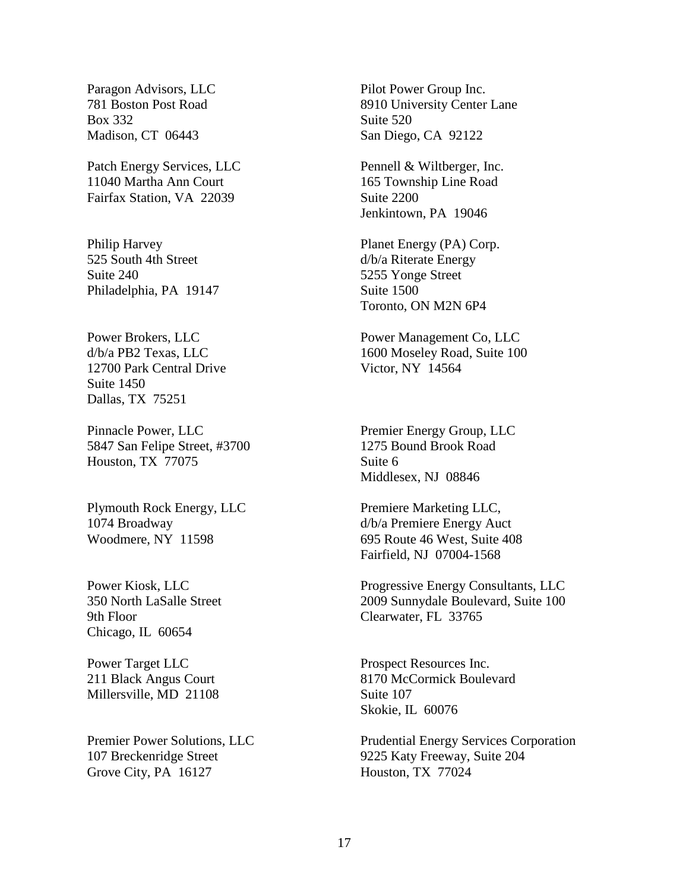Paragon Advisors, LLC
781 Boston Post Road
Box 332
Madison, CT  06443

Pilot Power Group Inc.
8910 University Center Lane
Suite 520
San Diego, CA  92122

Patch Energy Services, LLC
11040 Martha Ann Court
Fairfax Station, VA  22039

Pennell & Wiltberger, Inc.
165 Township Line Road
Suite 2200
Jenkintown, PA  19046

Philip Harvey
525 South 4th Street
Suite 240
Philadelphia, PA  19147

Planet Energy (PA) Corp.
d/b/a Riterate Energy
5255 Yonge Street
Suite 1500
Toronto, ON M2N 6P4

Power Brokers, LLC
d/b/a PB2 Texas, LLC
12700 Park Central Drive
Suite 1450
Dallas, TX  75251

Power Management Co, LLC
1600 Moseley Road, Suite 100
Victor, NY  14564

Pinnacle Power, LLC
5847 San Felipe Street, #3700
Houston, TX  77075

Premier Energy Group, LLC
1275 Bound Brook Road
Suite 6
Middlesex, NJ  08846

Plymouth Rock Energy, LLC
1074 Broadway
Woodmere, NY  11598

Premiere Marketing LLC,
d/b/a Premiere Energy Auct
695 Route 46 West, Suite 408
Fairfield, NJ  07004-1568

Power Kiosk, LLC
350 North LaSalle Street
9th Floor
Chicago, IL  60654

Progressive Energy Consultants, LLC
2009 Sunnydale Boulevard, Suite 100
Clearwater, FL  33765

Power Target LLC
211 Black Angus Court
Millersville, MD  21108

Prospect Resources Inc.
8170 McCormick Boulevard
Suite 107
Skokie, IL  60076

Premier Power Solutions, LLC
107 Breckenridge Street
Grove City, PA  16127

Prudential Energy Services Corporation
9225 Katy Freeway, Suite 204
Houston, TX  77024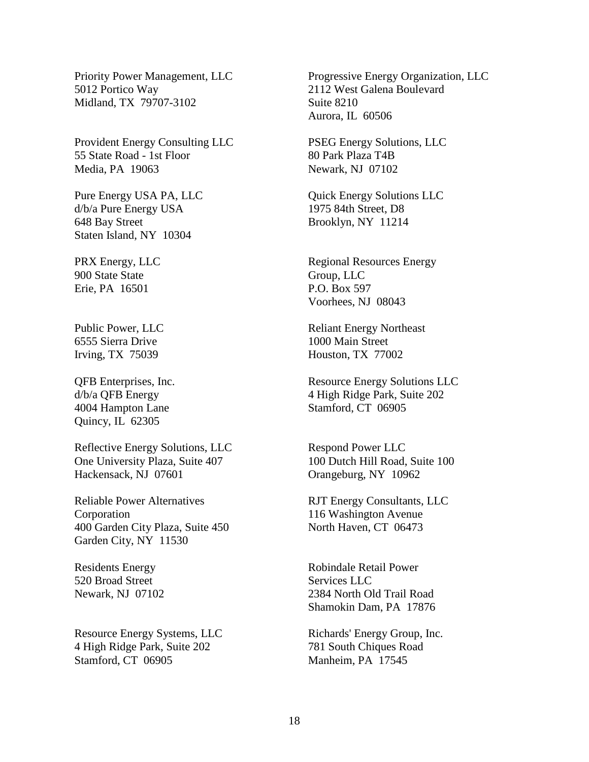Priority Power Management, LLC
5012 Portico Way
Midland, TX 79707-3102

Provident Energy Consulting LLC
55 State Road - 1st Floor
Media, PA 19063

Pure Energy USA PA, LLC
d/b/a Pure Energy USA
648 Bay Street
Staten Island, NY 10304

PRX Energy, LLC
900 State State
Erie, PA 16501

Public Power, LLC
6555 Sierra Drive
Irving, TX 75039

QFB Enterprises, Inc.
d/b/a QFB Energy
4004 Hampton Lane
Quincy, IL 62305

Reflective Energy Solutions, LLC
One University Plaza, Suite 407
Hackensack, NJ 07601

Reliable Power Alternatives
Corporation
400 Garden City Plaza, Suite 450
Garden City, NY 11530

Residents Energy
520 Broad Street
Newark, NJ 07102

Resource Energy Systems, LLC
4 High Ridge Park, Suite 202
Stamford, CT 06905

Progressive Energy Organization, LLC
2112 West Galena Boulevard
Suite 8210
Aurora, IL 60506

PSEG Energy Solutions, LLC
80 Park Plaza T4B
Newark, NJ 07102

Quick Energy Solutions LLC
1975 84th Street, D8
Brooklyn, NY 11214

Regional Resources Energy
Group, LLC
P.O. Box 597
Voorhees, NJ 08043

Reliant Energy Northeast
1000 Main Street
Houston, TX 77002

Resource Energy Solutions LLC
4 High Ridge Park, Suite 202
Stamford, CT 06905

Respond Power LLC
100 Dutch Hill Road, Suite 100
Orangeburg, NY 10962

RJT Energy Consultants, LLC
116 Washington Avenue
North Haven, CT 06473

Robindale Retail Power
Services LLC
2384 North Old Trail Road
Shamokin Dam, PA 17876

Richards' Energy Group, Inc.
781 South Chiques Road
Manheim, PA 17545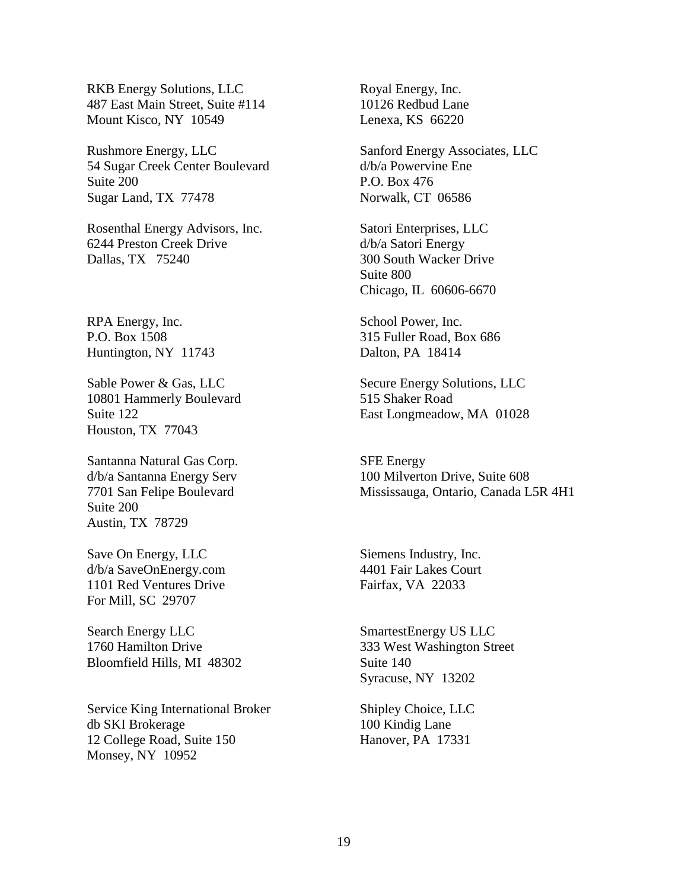RKB Energy Solutions, LLC
487 East Main Street, Suite #114
Mount Kisco, NY  10549

Rushmore Energy, LLC
54 Sugar Creek Center Boulevard
Suite 200
Sugar Land, TX  77478

Rosenthal Energy Advisors, Inc.
6244 Preston Creek Drive
Dallas, TX   75240

RPA Energy, Inc.
P.O. Box 1508
Huntington, NY  11743

Sable Power & Gas, LLC
10801 Hammerly Boulevard
Suite 122
Houston, TX  77043

Santanna Natural Gas Corp.
d/b/a Santanna Energy Serv
7701 San Felipe Boulevard
Suite 200
Austin, TX  78729

Save On Energy, LLC
d/b/a SaveOnEnergy.com
1101 Red Ventures Drive
For Mill, SC  29707

Search Energy LLC
1760 Hamilton Drive
Bloomfield Hills, MI  48302

Service King International Broker
db SKI Brokerage
12 College Road, Suite 150
Monsey, NY  10952

Royal Energy, Inc.
10126 Redbud Lane
Lenexa, KS  66220

Sanford Energy Associates, LLC
d/b/a Powervine Ene
P.O. Box 476
Norwalk, CT  06586

Satori Enterprises, LLC
d/b/a Satori Energy
300 South Wacker Drive
Suite 800
Chicago, IL  60606-6670

School Power, Inc.
315 Fuller Road, Box 686
Dalton, PA  18414

Secure Energy Solutions, LLC
515 Shaker Road
East Longmeadow, MA  01028

SFE Energy
100 Milverton Drive, Suite 608
Mississauga, Ontario, Canada L5R 4H1

Siemens Industry, Inc.
4401 Fair Lakes Court
Fairfax, VA  22033

SmartestEnergy US LLC
333 West Washington Street
Suite 140
Syracuse, NY  13202

Shipley Choice, LLC
100 Kindig Lane
Hanover, PA  17331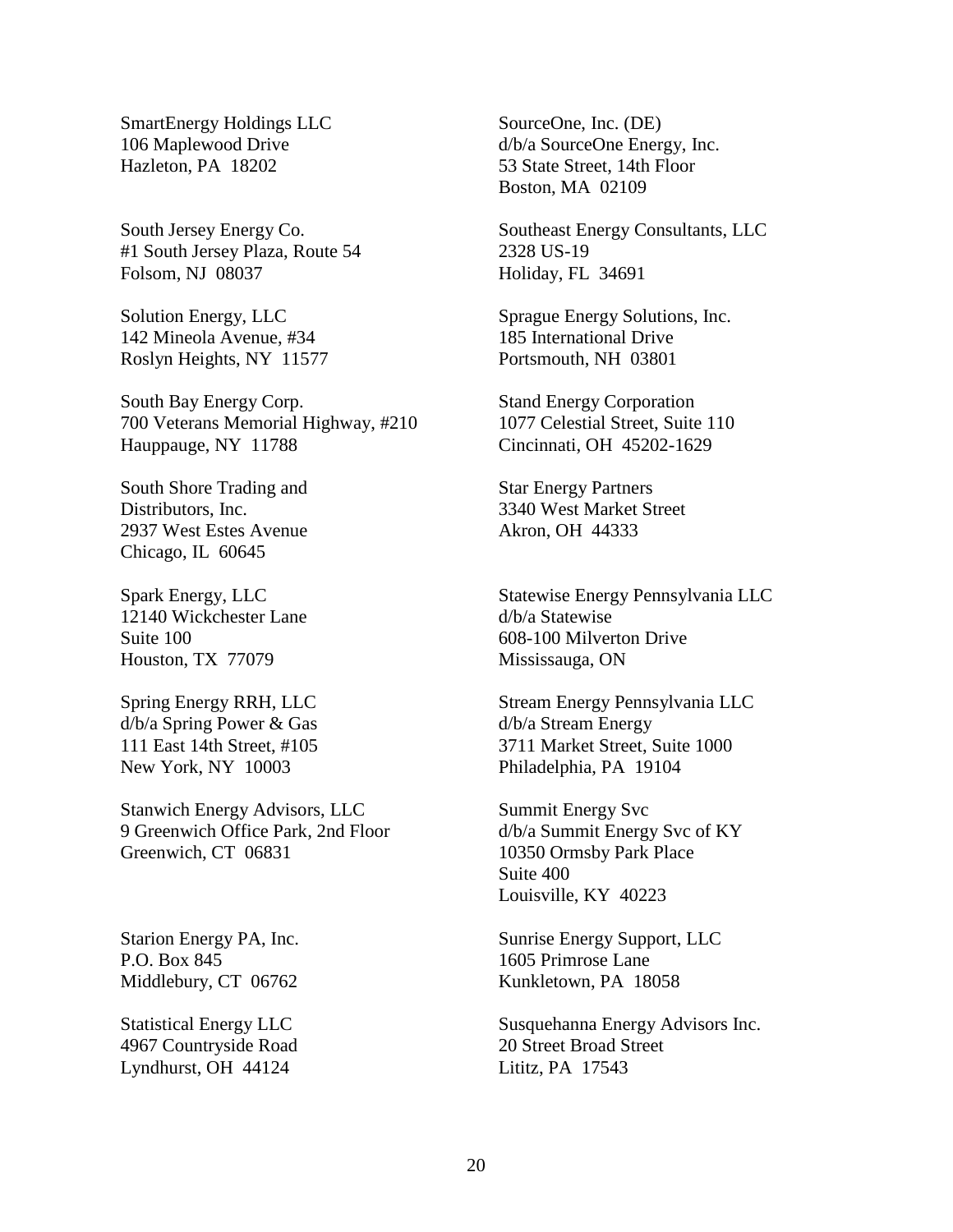SmartEnergy Holdings LLC
106 Maplewood Drive
Hazleton, PA 18202

South Jersey Energy Co.
#1 South Jersey Plaza, Route 54
Folsom, NJ 08037

Solution Energy, LLC
142 Mineola Avenue, #34
Roslyn Heights, NY 11577

South Bay Energy Corp.
700 Veterans Memorial Highway, #210
Hauppauge, NY 11788

South Shore Trading and
Distributors, Inc.
2937 West Estes Avenue
Chicago, IL 60645

Spark Energy, LLC
12140 Wickchester Lane
Suite 100
Houston, TX 77079

Spring Energy RRH, LLC
d/b/a Spring Power & Gas
111 East 14th Street, #105
New York, NY 10003

Stanwich Energy Advisors, LLC
9 Greenwich Office Park, 2nd Floor
Greenwich, CT 06831

Starion Energy PA, Inc.
P.O. Box 845
Middlebury, CT 06762

Statistical Energy LLC
4967 Countryside Road
Lyndhurst, OH 44124

SourceOne, Inc. (DE)
d/b/a SourceOne Energy, Inc.
53 State Street, 14th Floor
Boston, MA 02109

Southeast Energy Consultants, LLC
2328 US-19
Holiday, FL 34691

Sprague Energy Solutions, Inc.
185 International Drive
Portsmouth, NH 03801

Stand Energy Corporation
1077 Celestial Street, Suite 110
Cincinnati, OH 45202-1629

Star Energy Partners
3340 West Market Street
Akron, OH 44333

Statewise Energy Pennsylvania LLC
d/b/a Statewise
608-100 Milverton Drive
Mississauga, ON

Stream Energy Pennsylvania LLC
d/b/a Stream Energy
3711 Market Street, Suite 1000
Philadelphia, PA 19104

Summit Energy Svc
d/b/a Summit Energy Svc of KY
10350 Ormsby Park Place
Suite 400
Louisville, KY 40223

Sunrise Energy Support, LLC
1605 Primrose Lane
Kunkletown, PA 18058

Susquehanna Energy Advisors Inc.
20 Street Broad Street
Lititz, PA 17543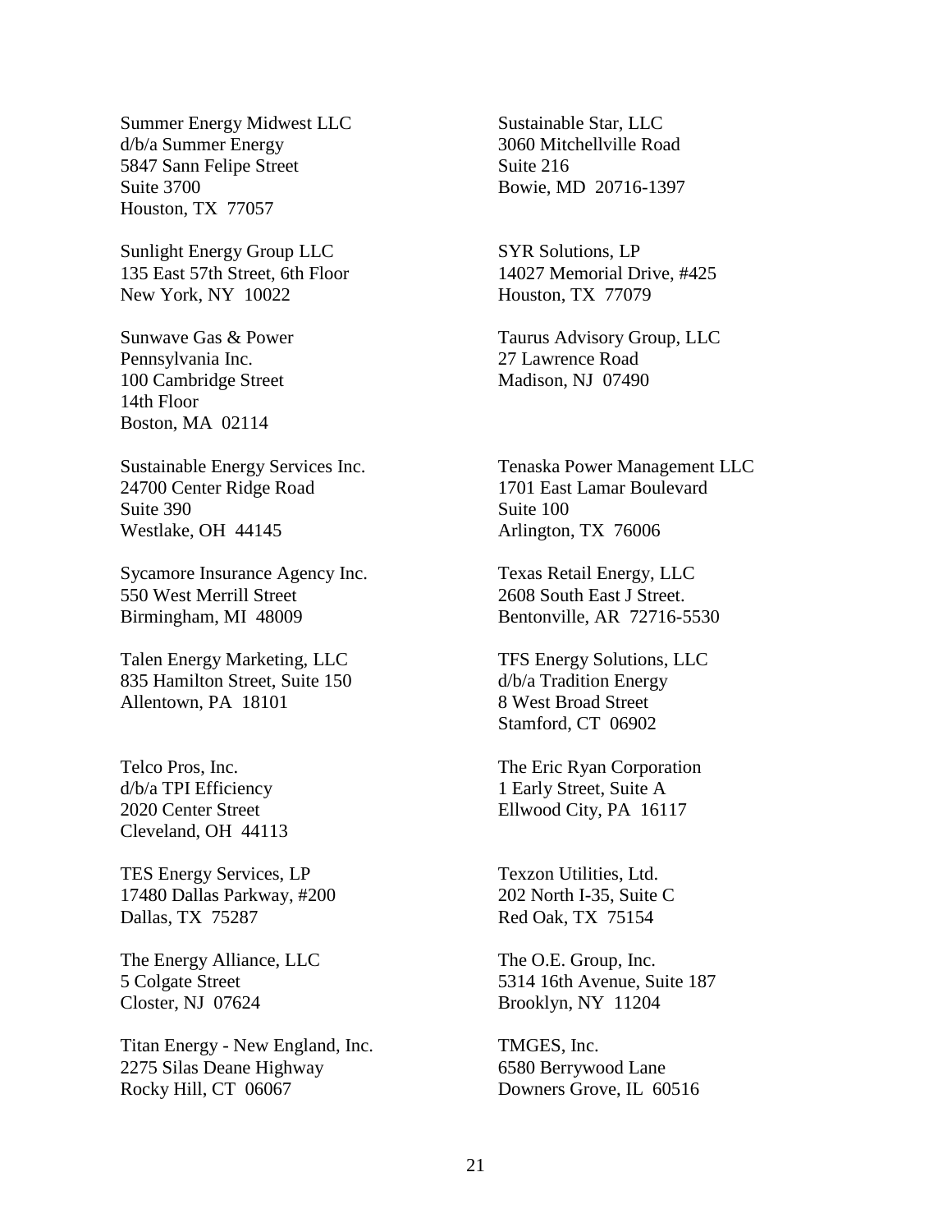Summer Energy Midwest LLC
d/b/a Summer Energy
5847 Sann Felipe Street
Suite 3700
Houston, TX 77057

Sunlight Energy Group LLC
135 East 57th Street, 6th Floor
New York, NY 10022

Sunwave Gas & Power
Pennsylvania Inc.
100 Cambridge Street
14th Floor
Boston, MA 02114

Sustainable Energy Services Inc.
24700 Center Ridge Road
Suite 390
Westlake, OH 44145

Sycamore Insurance Agency Inc.
550 West Merrill Street
Birmingham, MI 48009

Talen Energy Marketing, LLC
835 Hamilton Street, Suite 150
Allentown, PA 18101

Telco Pros, Inc.
d/b/a TPI Efficiency
2020 Center Street
Cleveland, OH 44113

TES Energy Services, LP
17480 Dallas Parkway, #200
Dallas, TX 75287

The Energy Alliance, LLC
5 Colgate Street
Closter, NJ 07624

Titan Energy - New England, Inc.
2275 Silas Deane Highway
Rocky Hill, CT 06067

Sustainable Star, LLC
3060 Mitchellville Road
Suite 216
Bowie, MD 20716-1397

SYR Solutions, LP
14027 Memorial Drive, #425
Houston, TX 77079

Taurus Advisory Group, LLC
27 Lawrence Road
Madison, NJ 07490

Tenaska Power Management LLC
1701 East Lamar Boulevard
Suite 100
Arlington, TX 76006

Texas Retail Energy, LLC
2608 South East J Street.
Bentonville, AR 72716-5530

TFS Energy Solutions, LLC
d/b/a Tradition Energy
8 West Broad Street
Stamford, CT 06902

The Eric Ryan Corporation
1 Early Street, Suite A
Ellwood City, PA 16117

Texzon Utilities, Ltd.
202 North I-35, Suite C
Red Oak, TX 75154

The O.E. Group, Inc.
5314 16th Avenue, Suite 187
Brooklyn, NY 11204

TMGES, Inc.
6580 Berrywood Lane
Downers Grove, IL 60516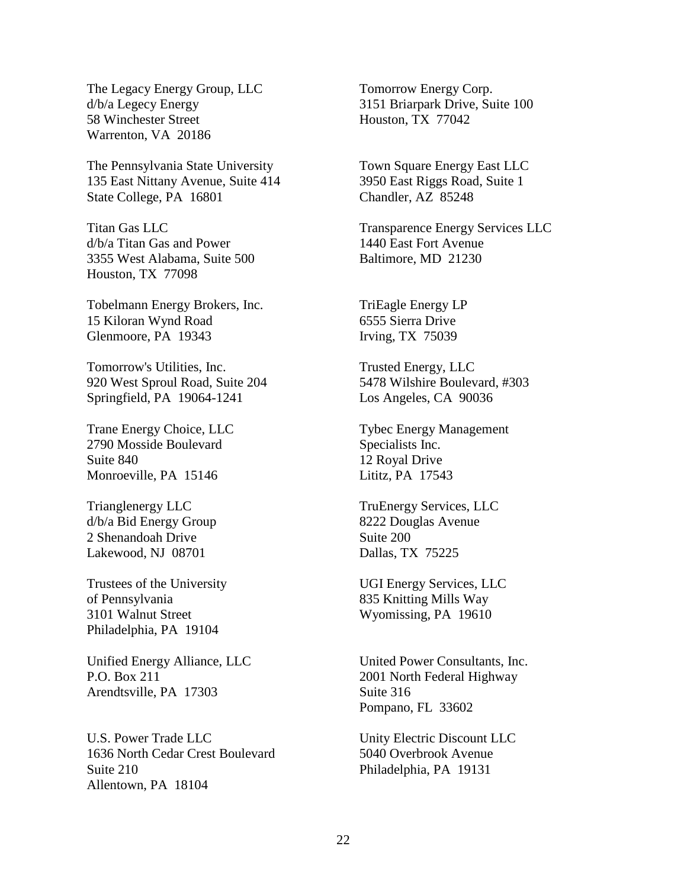The Legacy Energy Group, LLC
d/b/a Legecy Energy
58 Winchester Street
Warrenton, VA 20186

The Pennsylvania State University
135 East Nittany Avenue, Suite 414
State College, PA 16801

Titan Gas LLC
d/b/a Titan Gas and Power
3355 West Alabama, Suite 500
Houston, TX 77098

Tobelmann Energy Brokers, Inc.
15 Kiloran Wynd Road
Glenmoore, PA 19343

Tomorrow's Utilities, Inc.
920 West Sproul Road, Suite 204
Springfield, PA 19064-1241

Trane Energy Choice, LLC
2790 Mosside Boulevard
Suite 840
Monroeville, PA 15146

Trianglenergy LLC
d/b/a Bid Energy Group
2 Shenandoah Drive
Lakewood, NJ 08701

Trustees of the University
of Pennsylvania
3101 Walnut Street
Philadelphia, PA 19104

Unified Energy Alliance, LLC
P.O. Box 211
Arendtsville, PA 17303

U.S. Power Trade LLC
1636 North Cedar Crest Boulevard
Suite 210
Allentown, PA 18104

Tomorrow Energy Corp.
3151 Briarpark Drive, Suite 100
Houston, TX 77042

Town Square Energy East LLC
3950 East Riggs Road, Suite 1
Chandler, AZ 85248

Transparence Energy Services LLC
1440 East Fort Avenue
Baltimore, MD 21230

TriEagle Energy LP
6555 Sierra Drive
Irving, TX 75039

Trusted Energy, LLC
5478 Wilshire Boulevard, #303
Los Angeles, CA 90036

Tybec Energy Management
Specialists Inc.
12 Royal Drive
Lititz, PA 17543

TruEnergy Services, LLC
8222 Douglas Avenue
Suite 200
Dallas, TX 75225

UGI Energy Services, LLC
835 Knitting Mills Way
Wyomissing, PA 19610

United Power Consultants, Inc.
2001 North Federal Highway
Suite 316
Pompano, FL 33602

Unity Electric Discount LLC
5040 Overbrook Avenue
Philadelphia, PA 19131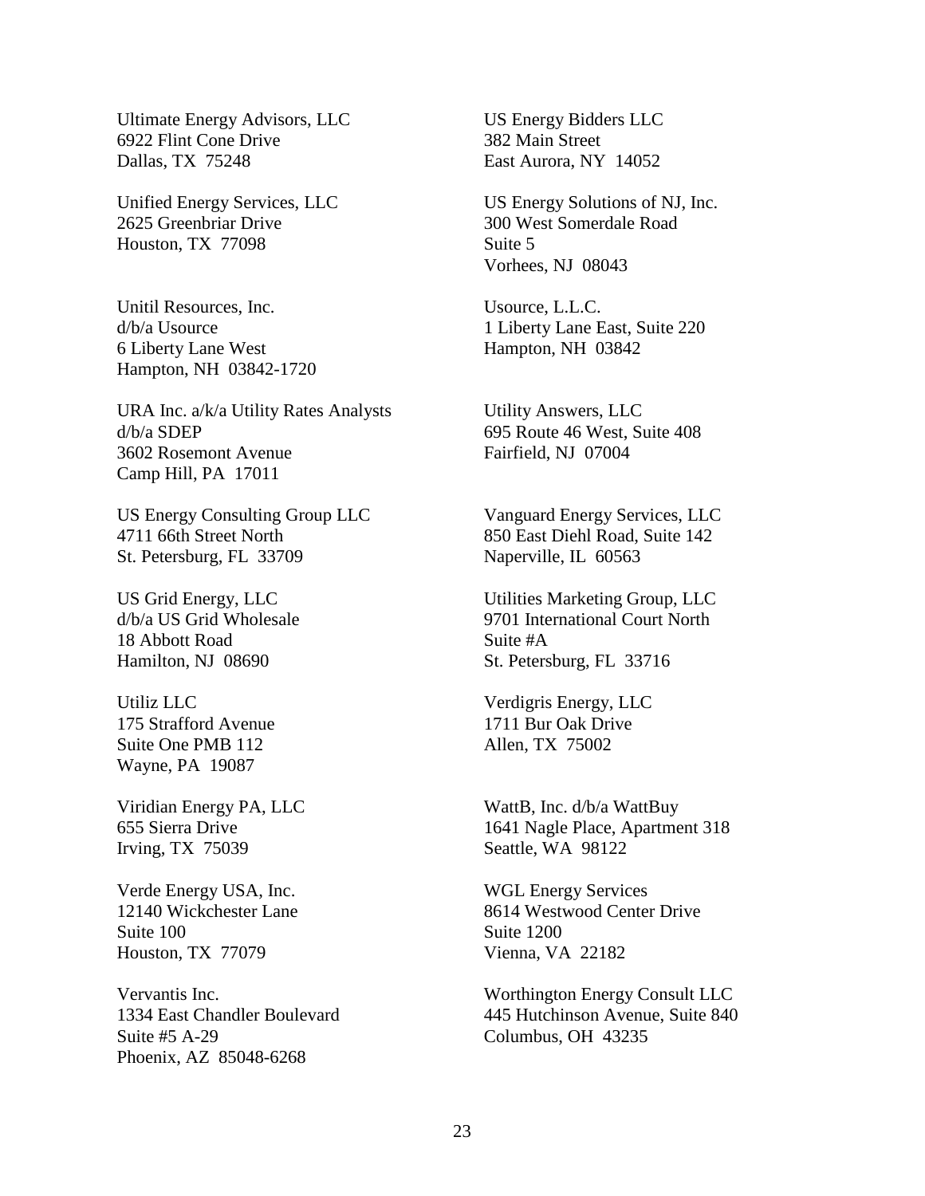Ultimate Energy Advisors, LLC
6922 Flint Cone Drive
Dallas, TX 75248

US Energy Bidders LLC
382 Main Street
East Aurora, NY 14052

Unified Energy Services, LLC
2625 Greenbriar Drive
Houston, TX 77098

US Energy Solutions of NJ, Inc.
300 West Somerdale Road
Suite 5
Vorhees, NJ 08043

Unitil Resources, Inc.
d/b/a Usource
6 Liberty Lane West
Hampton, NH 03842-1720

Usource, L.L.C.
1 Liberty Lane East, Suite 220
Hampton, NH 03842

URA Inc. a/k/a Utility Rates Analysts
d/b/a SDEP
3602 Rosemont Avenue
Camp Hill, PA 17011

Utility Answers, LLC
695 Route 46 West, Suite 408
Fairfield, NJ 07004

US Energy Consulting Group LLC
4711 66th Street North
St. Petersburg, FL 33709

Vanguard Energy Services, LLC
850 East Diehl Road, Suite 142
Naperville, IL 60563

US Grid Energy, LLC
d/b/a US Grid Wholesale
18 Abbott Road
Hamilton, NJ 08690

Utilities Marketing Group, LLC
9701 International Court North
Suite #A
St. Petersburg, FL 33716

Utiliz LLC
175 Strafford Avenue
Suite One PMB 112
Wayne, PA 19087

Verdigris Energy, LLC
1711 Bur Oak Drive
Allen, TX 75002

Viridian Energy PA, LLC
655 Sierra Drive
Irving, TX 75039

WattB, Inc. d/b/a WattBuy
1641 Nagle Place, Apartment 318
Seattle, WA 98122

Verde Energy USA, Inc.
12140 Wickchester Lane
Suite 100
Houston, TX 77079

WGL Energy Services
8614 Westwood Center Drive
Suite 1200
Vienna, VA 22182

Vervantis Inc.
1334 East Chandler Boulevard
Suite #5 A-29
Phoenix, AZ 85048-6268

Worthington Energy Consult LLC
445 Hutchinson Avenue, Suite 840
Columbus, OH 43235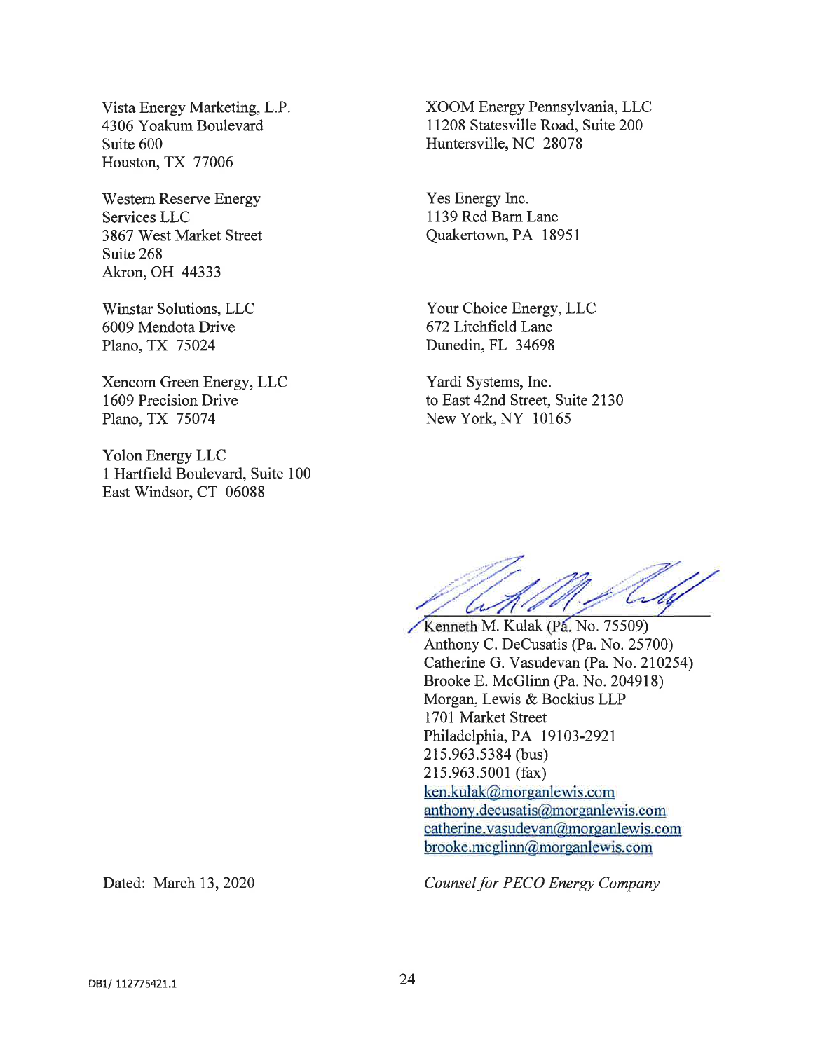Vista Energy Marketing, L.P.
4306 Yoakum Boulevard
Suite 600
Houston, TX 77006

Western Reserve Energy
Services LLC
3867 West Market Street
Suite 268
Akron, OH 44333

Winstar Solutions, LLC
6009 Mendota Drive
Plano, TX 75024

Xencom Green Energy, LLC
1609 Precision Drive
Plano, TX 75074

Yolon Energy LLC
1 Hartfield Boulevard, Suite 100
East Windsor, CT 06088

XOOM Energy Pennsylvania, LLC
11208 Statesville Road, Suite 200
Huntersville, NC 28078

Yes Energy Inc.
1139 Red Barn Lane
Quakertown, PA 18951

Your Choice Energy, LLC
672 Litchfield Lane
Dunedin, FL 34698

Yardi Systems, Inc.
to East 42nd Street, Suite 2130
New York, NY 10165

Kenneth M. Kulak (Pa. No. 75509)
Anthony C. DeCusatis (Pa. No. 25700)
Catherine G. Vasudevan (Pa. No. 210254)
Brooke E. McGlinn (Pa. No. 204918)
Morgan, Lewis & Bockius LLP
1701 Market Street
Philadelphia, PA 19103-2921
215.963.5384 (bus)
215.963.5001 (fax)
ken.kulak@morganlewis.com
anthony.decusatis@morganlewis.com
catherine.vasudevan@morganlewis.com
brooke.mcglinn@morganlewis.com

Dated: March 13, 2020

*Counsel for PECO Energy Company*

DB1/ 112775421.1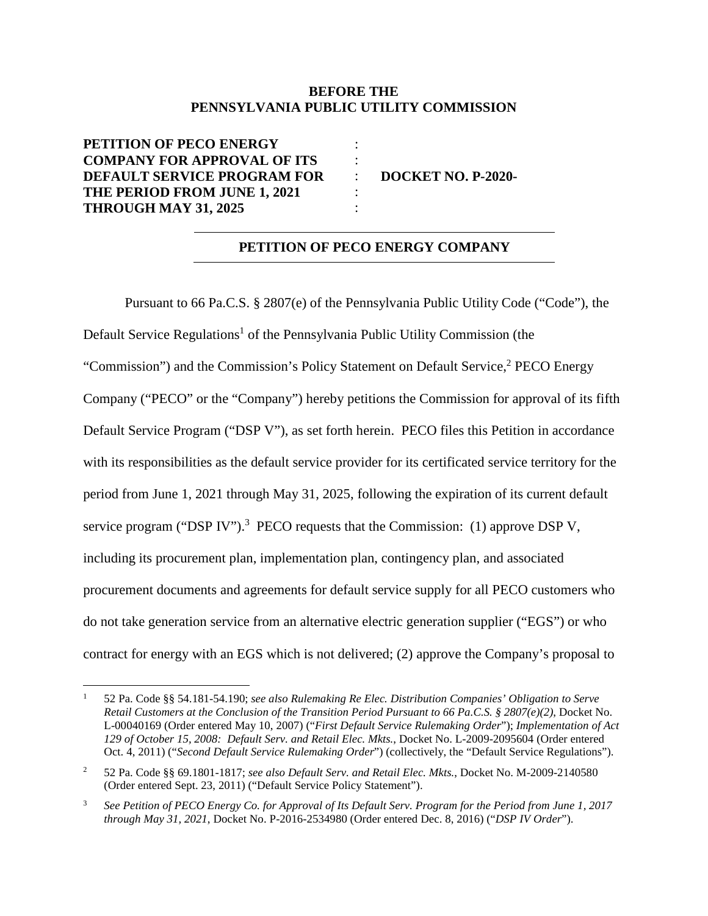**BEFORE THE**
**PENNSYLVANIA PUBLIC UTILITY COMMISSION**

| | | |
|---|---|---|
| **PETITION OF PECO ENERGY COMPANY FOR APPROVAL OF ITS DEFAULT SERVICE PROGRAM FOR THE PERIOD FROM JUNE 1, 2021 THROUGH MAY 31, 2025** | : | **DOCKET NO. P-2020-** |

---

**PETITION OF PECO ENERGY COMPANY**

---

Pursuant to 66 Pa.C.S. § 2807(e) of the Pennsylvania Public Utility Code ("Code"), the Default Service Regulations[1] of the Pennsylvania Public Utility Commission (the "Commission") and the Commission's Policy Statement on Default Service,[2] PECO Energy Company ("PECO" or the "Company") hereby petitions the Commission for approval of its fifth Default Service Program ("DSP V"), as set forth herein. PECO files this Petition in accordance with its responsibilities as the default service provider for its certificated service territory for the period from June 1, 2021 through May 31, 2025, following the expiration of its current default service program ("DSP IV").[3] PECO requests that the Commission: (1) approve DSP V, including its procurement plan, implementation plan, contingency plan, and associated procurement documents and agreements for default service supply for all PECO customers who do not take generation service from an alternative electric generation supplier ("EGS") or who contract for energy with an EGS which is not delivered; (2) approve the Company's proposal to

---

[1] 52 Pa. Code §§ 54.181-54.190; *see also Rulemaking Re Elec. Distribution Companies' Obligation to Serve Retail Customers at the Conclusion of the Transition Period Pursuant to 66 Pa.C.S. § 2807(e)(2)*, Docket No. L-00040169 (Order entered May 10, 2007) ("*First Default Service Rulemaking Order*"); *Implementation of Act 129 of October 15, 2008: Default Serv. and Retail Elec. Mkts.*, Docket No. L-2009-2095604 (Order entered Oct. 4, 2011) ("*Second Default Service Rulemaking Order*") (collectively, the "Default Service Regulations").

[2] 52 Pa. Code §§ 69.1801-1817; *see also Default Serv. and Retail Elec. Mkts.*, Docket No. M-2009-2140580 (Order entered Sept. 23, 2011) ("Default Service Policy Statement").

[3] *See Petition of PECO Energy Co. for Approval of Its Default Serv. Program for the Period from June 1, 2017 through May 31, 2021*, Docket No. P-2016-2534980 (Order entered Dec. 8, 2016) ("*DSP IV Order*").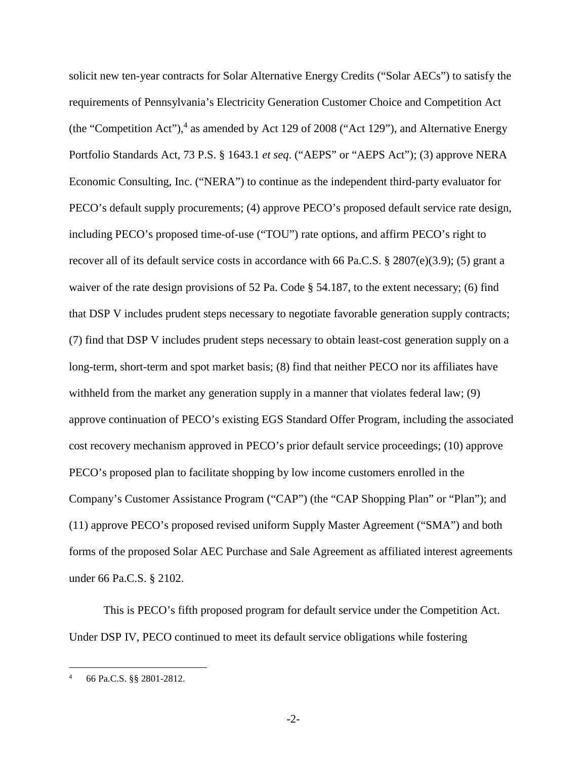solicit new ten-year contracts for Solar Alternative Energy Credits ("Solar AECs") to satisfy the requirements of Pennsylvania's Electricity Generation Customer Choice and Competition Act (the "Competition Act"),[4] as amended by Act 129 of 2008 ("Act 129"), and Alternative Energy Portfolio Standards Act, 73 P.S. § 1643.1 *et seq*. ("AEPS" or "AEPS Act"); (3) approve NERA Economic Consulting, Inc. ("NERA") to continue as the independent third-party evaluator for PECO's default supply procurements; (4) approve PECO's proposed default service rate design, including PECO's proposed time-of-use ("TOU") rate options, and affirm PECO's right to recover all of its default service costs in accordance with 66 Pa.C.S. § 2807(e)(3.9); (5) grant a waiver of the rate design provisions of 52 Pa. Code § 54.187, to the extent necessary; (6) find that DSP V includes prudent steps necessary to negotiate favorable generation supply contracts; (7) find that DSP V includes prudent steps necessary to obtain least-cost generation supply on a long-term, short-term and spot market basis; (8) find that neither PECO nor its affiliates have withheld from the market any generation supply in a manner that violates federal law; (9) approve continuation of PECO's existing EGS Standard Offer Program, including the associated cost recovery mechanism approved in PECO's prior default service proceedings; (10) approve PECO's proposed plan to facilitate shopping by low income customers enrolled in the Company's Customer Assistance Program ("CAP") (the "CAP Shopping Plan" or "Plan"); and (11) approve PECO's proposed revised uniform Supply Master Agreement ("SMA") and both forms of the proposed Solar AEC Purchase and Sale Agreement as affiliated interest agreements under 66 Pa.C.S. § 2102.

This is PECO's fifth proposed program for default service under the Competition Act. Under DSP IV, PECO continued to meet its default service obligations while fostering

---

[4] 66 Pa.C.S. §§ 2801-2812.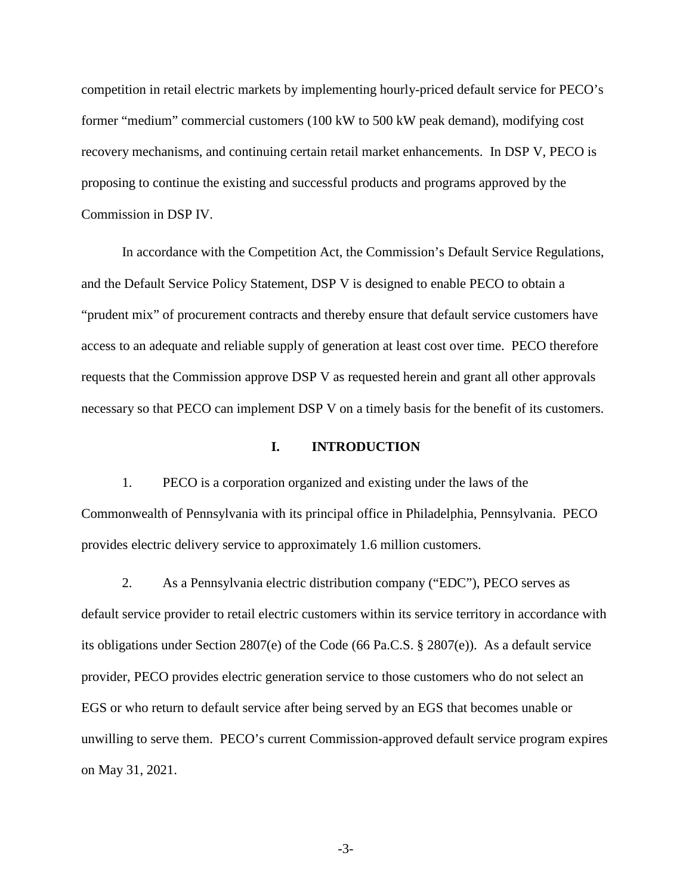competition in retail electric markets by implementing hourly-priced default service for PECO's former "medium" commercial customers (100 kW to 500 kW peak demand), modifying cost recovery mechanisms, and continuing certain retail market enhancements. In DSP V, PECO is proposing to continue the existing and successful products and programs approved by the Commission in DSP IV.

In accordance with the Competition Act, the Commission's Default Service Regulations, and the Default Service Policy Statement, DSP V is designed to enable PECO to obtain a "prudent mix" of procurement contracts and thereby ensure that default service customers have access to an adequate and reliable supply of generation at least cost over time. PECO therefore requests that the Commission approve DSP V as requested herein and grant all other approvals necessary so that PECO can implement DSP V on a timely basis for the benefit of its customers.

## I. INTRODUCTION

1. PECO is a corporation organized and existing under the laws of the Commonwealth of Pennsylvania with its principal office in Philadelphia, Pennsylvania. PECO provides electric delivery service to approximately 1.6 million customers.

2. As a Pennsylvania electric distribution company ("EDC"), PECO serves as default service provider to retail electric customers within its service territory in accordance with its obligations under Section 2807(e) of the Code (66 Pa.C.S. § 2807(e)). As a default service provider, PECO provides electric generation service to those customers who do not select an EGS or who return to default service after being served by an EGS that becomes unable or unwilling to serve them. PECO's current Commission-approved default service program expires on May 31, 2021.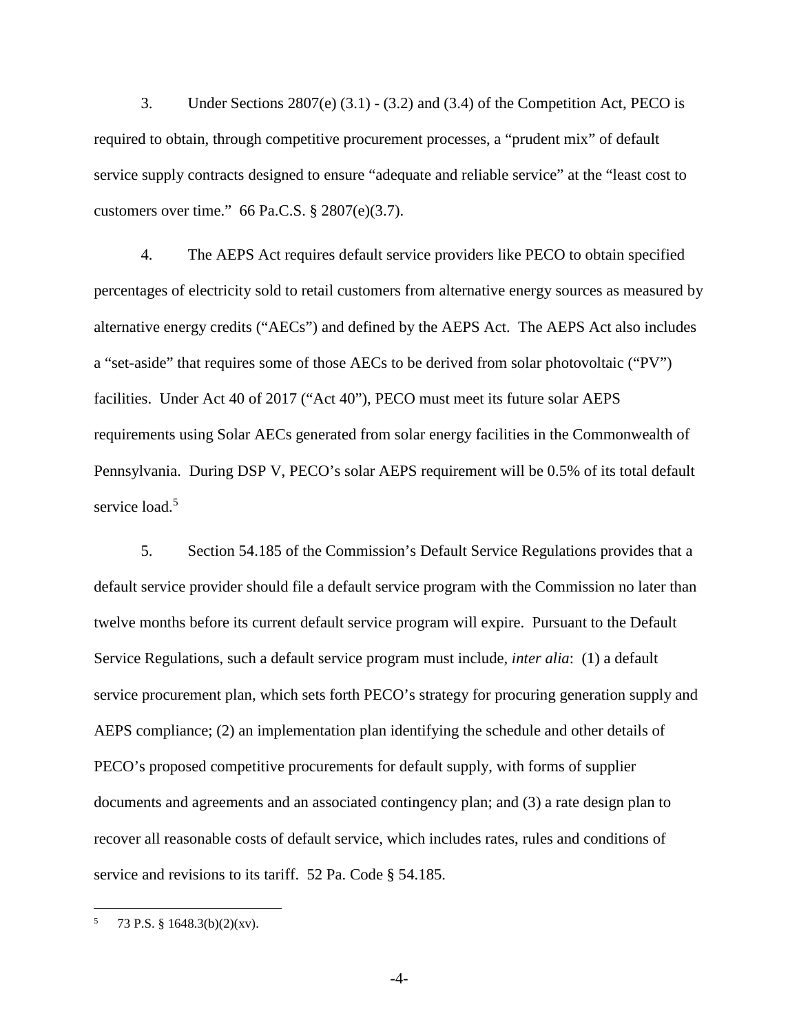3. Under Sections 2807(e) (3.1) - (3.2) and (3.4) of the Competition Act, PECO is required to obtain, through competitive procurement processes, a "prudent mix" of default service supply contracts designed to ensure "adequate and reliable service" at the "least cost to customers over time." 66 Pa.C.S. § 2807(e)(3.7).

4. The AEPS Act requires default service providers like PECO to obtain specified percentages of electricity sold to retail customers from alternative energy sources as measured by alternative energy credits ("AECs") and defined by the AEPS Act. The AEPS Act also includes a "set-aside" that requires some of those AECs to be derived from solar photovoltaic ("PV") facilities. Under Act 40 of 2017 ("Act 40"), PECO must meet its future solar AEPS requirements using Solar AECs generated from solar energy facilities in the Commonwealth of Pennsylvania. During DSP V, PECO's solar AEPS requirement will be 0.5% of its total default service load.[5]

5. Section 54.185 of the Commission's Default Service Regulations provides that a default service provider should file a default service program with the Commission no later than twelve months before its current default service program will expire. Pursuant to the Default Service Regulations, such a default service program must include, *inter alia*: (1) a default service procurement plan, which sets forth PECO's strategy for procuring generation supply and AEPS compliance; (2) an implementation plan identifying the schedule and other details of PECO's proposed competitive procurements for default supply, with forms of supplier documents and agreements and an associated contingency plan; and (3) a rate design plan to recover all reasonable costs of default service, which includes rates, rules and conditions of service and revisions to its tariff. 52 Pa. Code § 54.185.

---

[5] 73 P.S. § 1648.3(b)(2)(xv).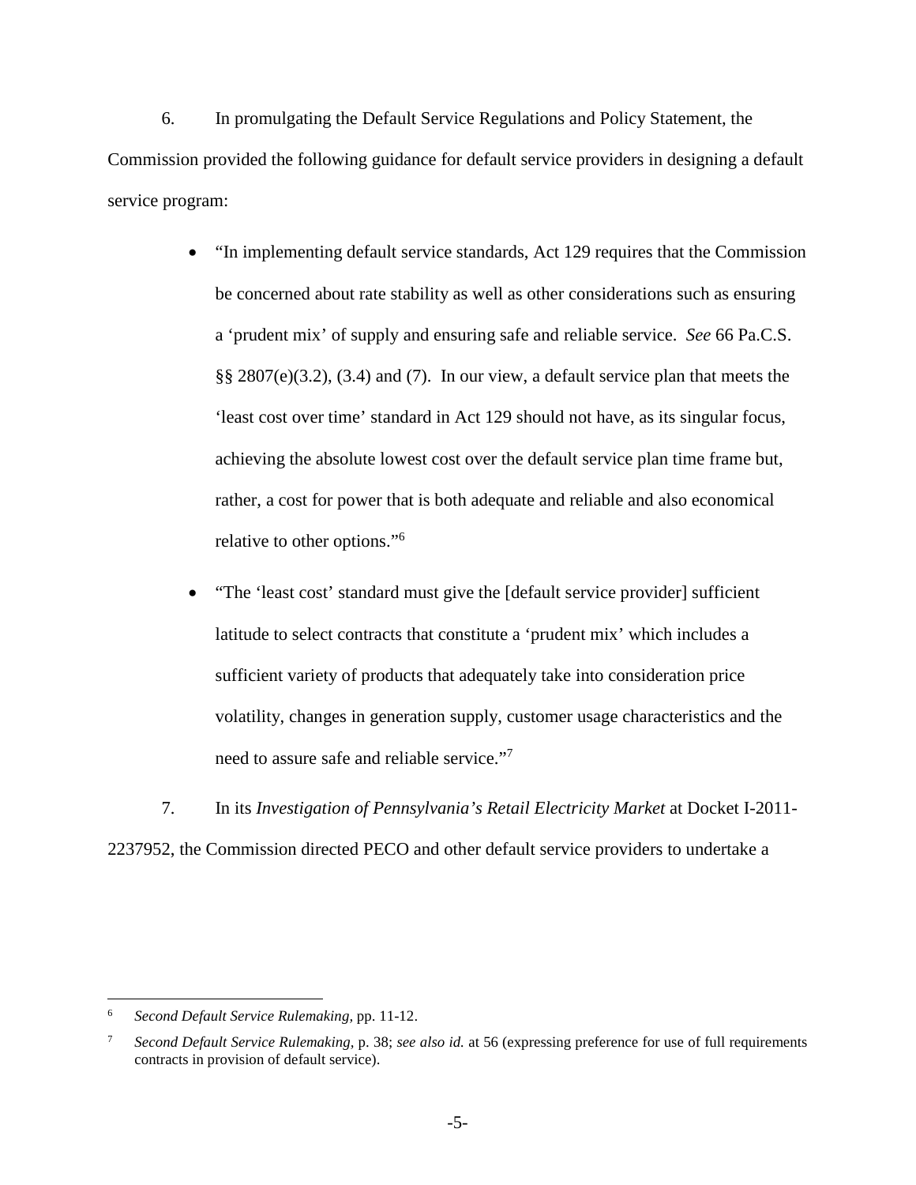6. In promulgating the Default Service Regulations and Policy Statement, the Commission provided the following guidance for default service providers in designing a default service program:

- "In implementing default service standards, Act 129 requires that the Commission be concerned about rate stability as well as other considerations such as ensuring a 'prudent mix' of supply and ensuring safe and reliable service. *See* 66 Pa.C.S. §§ 2807(e)(3.2), (3.4) and (7). In our view, a default service plan that meets the 'least cost over time' standard in Act 129 should not have, as its singular focus, achieving the absolute lowest cost over the default service plan time frame but, rather, a cost for power that is both adequate and reliable and also economical relative to other options."[6]

- "The 'least cost' standard must give the [default service provider] sufficient latitude to select contracts that constitute a 'prudent mix' which includes a sufficient variety of products that adequately take into consideration price volatility, changes in generation supply, customer usage characteristics and the need to assure safe and reliable service."[7]

7. In its *Investigation of Pennsylvania's Retail Electricity Market* at Docket I-2011-2237952, the Commission directed PECO and other default service providers to undertake a

---

[6] *Second Default Service Rulemaking*, pp. 11-12.

[7] *Second Default Service Rulemaking*, p. 38; *see also id.* at 56 (expressing preference for use of full requirements contracts in provision of default service).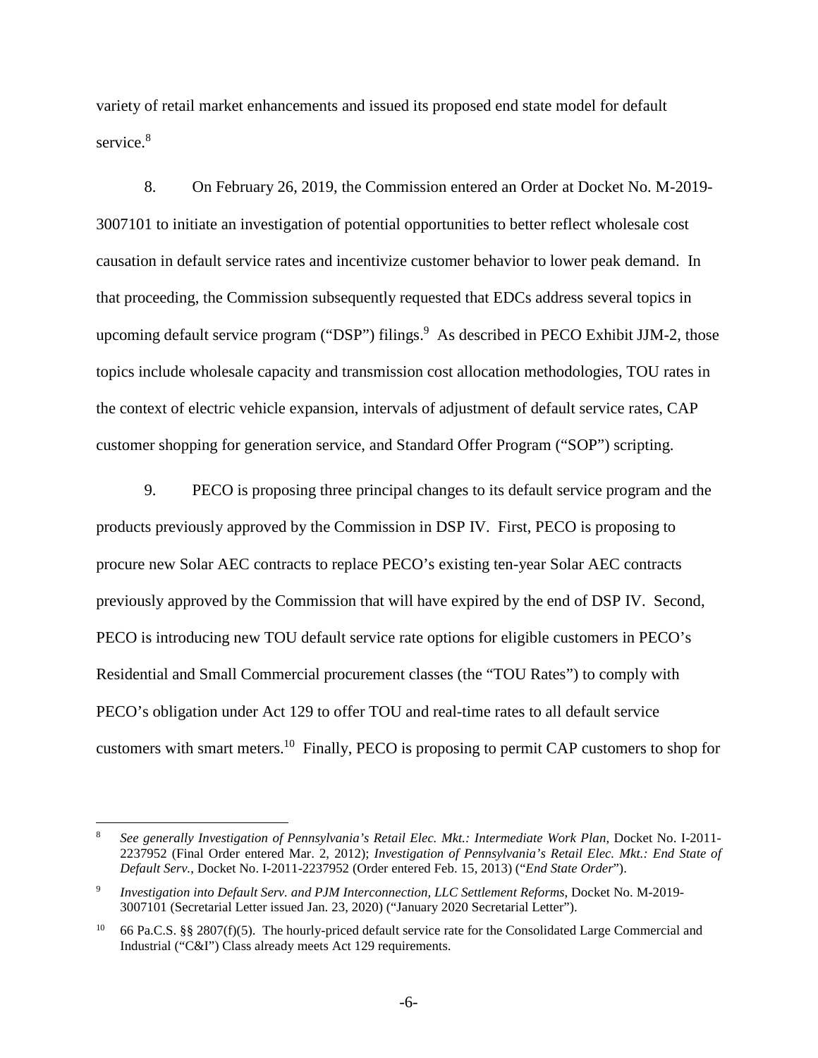variety of retail market enhancements and issued its proposed end state model for default service.[8]

8. On February 26, 2019, the Commission entered an Order at Docket No. M-2019-3007101 to initiate an investigation of potential opportunities to better reflect wholesale cost causation in default service rates and incentivize customer behavior to lower peak demand. In that proceeding, the Commission subsequently requested that EDCs address several topics in upcoming default service program ("DSP") filings.[9] As described in PECO Exhibit JJM-2, those topics include wholesale capacity and transmission cost allocation methodologies, TOU rates in the context of electric vehicle expansion, intervals of adjustment of default service rates, CAP customer shopping for generation service, and Standard Offer Program ("SOP") scripting.

9. PECO is proposing three principal changes to its default service program and the products previously approved by the Commission in DSP IV. First, PECO is proposing to procure new Solar AEC contracts to replace PECO's existing ten-year Solar AEC contracts previously approved by the Commission that will have expired by the end of DSP IV. Second, PECO is introducing new TOU default service rate options for eligible customers in PECO's Residential and Small Commercial procurement classes (the "TOU Rates") to comply with PECO's obligation under Act 129 to offer TOU and real-time rates to all default service customers with smart meters.[10] Finally, PECO is proposing to permit CAP customers to shop for

---

[8] *See generally Investigation of Pennsylvania's Retail Elec. Mkt.: Intermediate Work Plan*, Docket No. I-2011-2237952 (Final Order entered Mar. 2, 2012); *Investigation of Pennsylvania's Retail Elec. Mkt.: End State of Default Serv.*, Docket No. I-2011-2237952 (Order entered Feb. 15, 2013) ("*End State Order*").

[9] *Investigation into Default Serv. and PJM Interconnection, LLC Settlement Reforms*, Docket No. M-2019-3007101 (Secretarial Letter issued Jan. 23, 2020) ("January 2020 Secretarial Letter").

[10] 66 Pa.C.S. §§ 2807(f)(5). The hourly-priced default service rate for the Consolidated Large Commercial and Industrial ("C&I") Class already meets Act 129 requirements.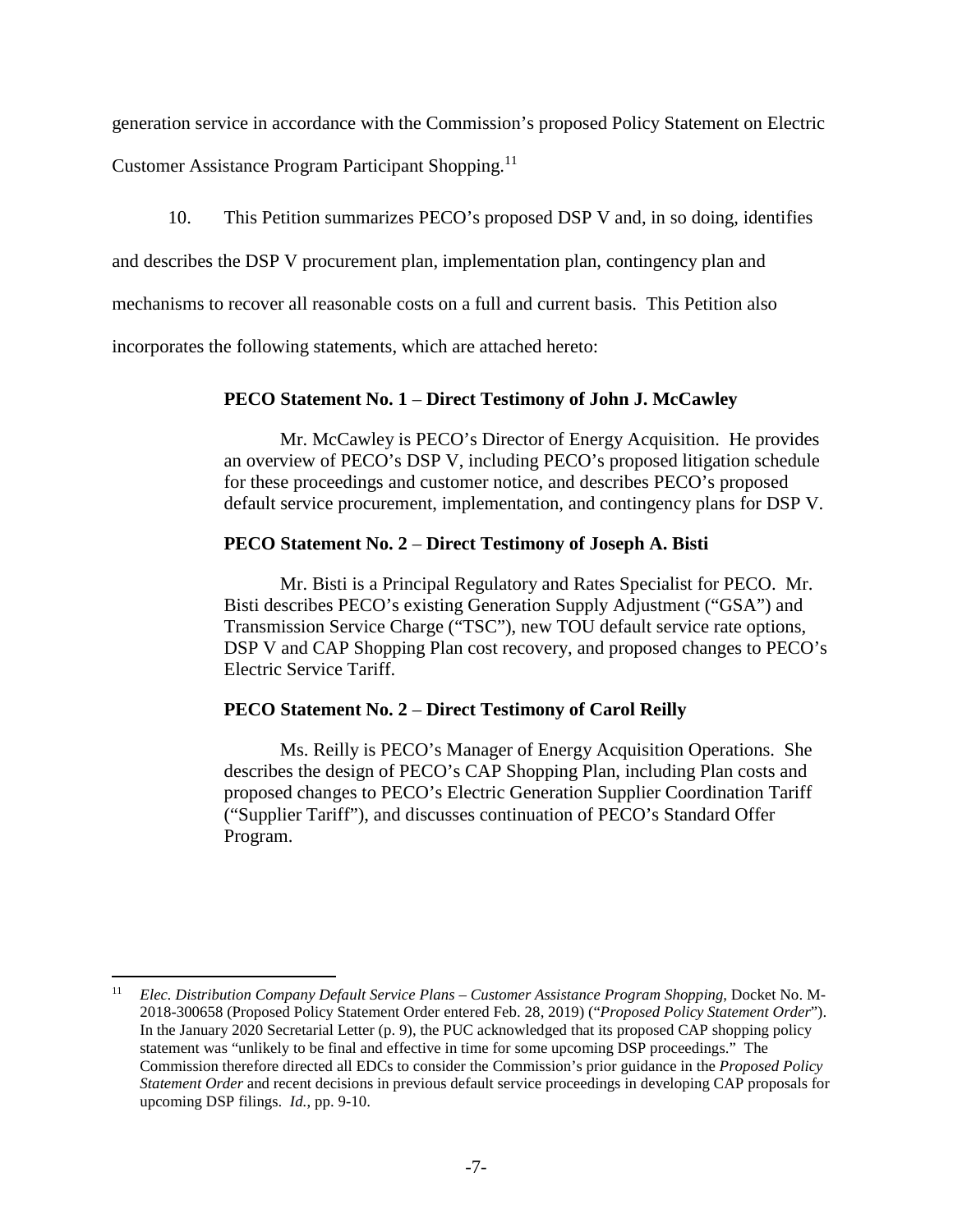generation service in accordance with the Commission's proposed Policy Statement on Electric Customer Assistance Program Participant Shopping.[11]

10. This Petition summarizes PECO's proposed DSP V and, in so doing, identifies and describes the DSP V procurement plan, implementation plan, contingency plan and mechanisms to recover all reasonable costs on a full and current basis. This Petition also incorporates the following statements, which are attached hereto:

> **PECO Statement No. 1 – Direct Testimony of John J. McCawley**
>
> Mr. McCawley is PECO's Director of Energy Acquisition. He provides an overview of PECO's DSP V, including PECO's proposed litigation schedule for these proceedings and customer notice, and describes PECO's proposed default service procurement, implementation, and contingency plans for DSP V.
>
> **PECO Statement No. 2 – Direct Testimony of Joseph A. Bisti**
>
> Mr. Bisti is a Principal Regulatory and Rates Specialist for PECO. Mr. Bisti describes PECO's existing Generation Supply Adjustment ("GSA") and Transmission Service Charge ("TSC"), new TOU default service rate options, DSP V and CAP Shopping Plan cost recovery, and proposed changes to PECO's Electric Service Tariff.
>
> **PECO Statement No. 2 – Direct Testimony of Carol Reilly**
>
> Ms. Reilly is PECO's Manager of Energy Acquisition Operations. She describes the design of PECO's CAP Shopping Plan, including Plan costs and proposed changes to PECO's Electric Generation Supplier Coordination Tariff ("Supplier Tariff"), and discusses continuation of PECO's Standard Offer Program.

---

[11] *Elec. Distribution Company Default Service Plans – Customer Assistance Program Shopping*, Docket No. M-2018-300658 (Proposed Policy Statement Order entered Feb. 28, 2019) ("*Proposed Policy Statement Order*"). In the January 2020 Secretarial Letter (p. 9), the PUC acknowledged that its proposed CAP shopping policy statement was "unlikely to be final and effective in time for some upcoming DSP proceedings." The Commission therefore directed all EDCs to consider the Commission's prior guidance in the *Proposed Policy Statement Order* and recent decisions in previous default service proceedings in developing CAP proposals for upcoming DSP filings. *Id.*, pp. 9-10.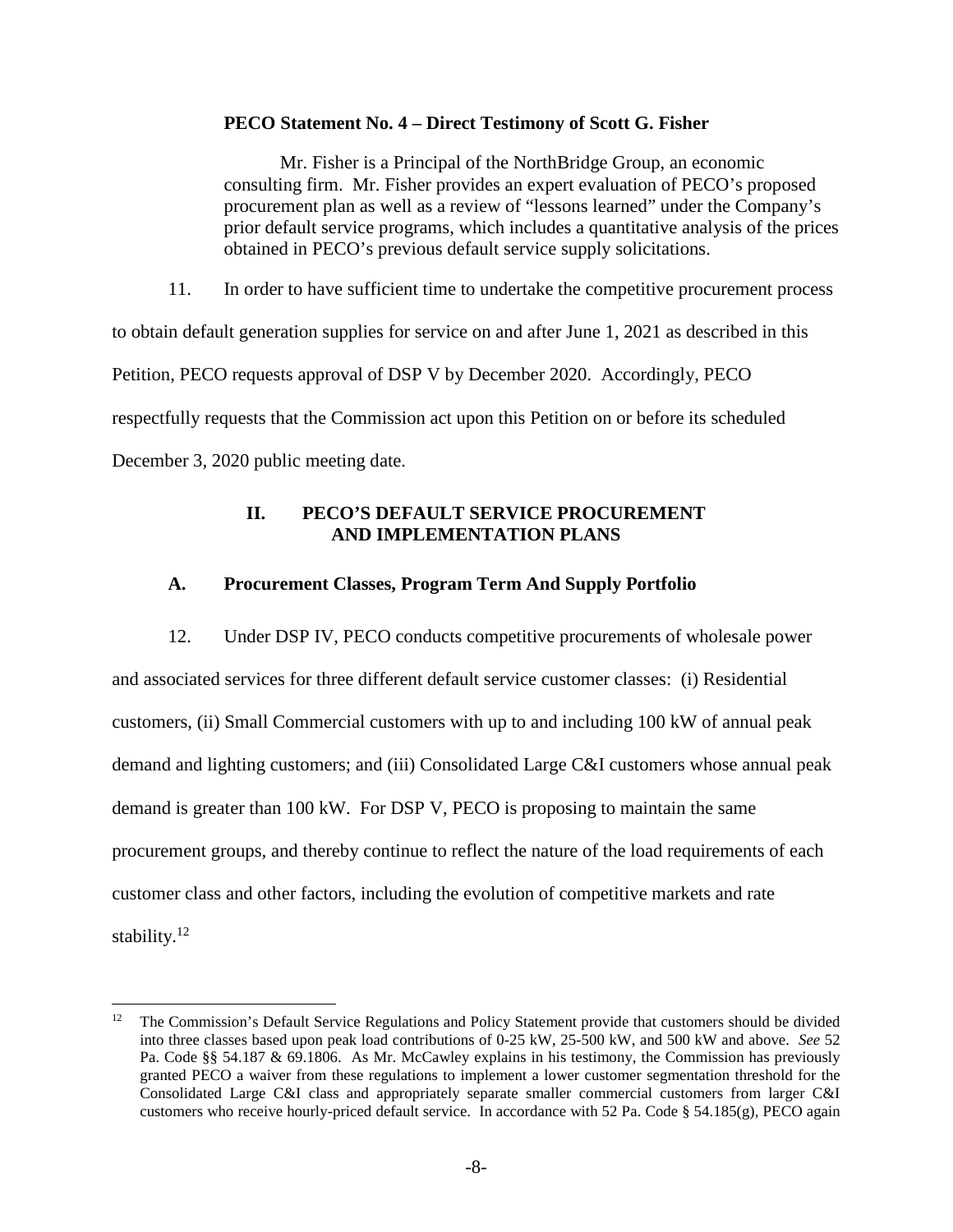**PECO Statement No. 4 – Direct Testimony of Scott G. Fisher**

Mr. Fisher is a Principal of the NorthBridge Group, an economic consulting firm. Mr. Fisher provides an expert evaluation of PECO's proposed procurement plan as well as a review of "lessons learned" under the Company's prior default service programs, which includes a quantitative analysis of the prices obtained in PECO's previous default service supply solicitations.

11. In order to have sufficient time to undertake the competitive procurement process to obtain default generation supplies for service on and after June 1, 2021 as described in this Petition, PECO requests approval of DSP V by December 2020. Accordingly, PECO respectfully requests that the Commission act upon this Petition on or before its scheduled December 3, 2020 public meeting date.

## II. PECO'S DEFAULT SERVICE PROCUREMENT AND IMPLEMENTATION PLANS

### A. Procurement Classes, Program Term And Supply Portfolio

12. Under DSP IV, PECO conducts competitive procurements of wholesale power and associated services for three different default service customer classes: (i) Residential customers, (ii) Small Commercial customers with up to and including 100 kW of annual peak demand and lighting customers; and (iii) Consolidated Large C&I customers whose annual peak demand is greater than 100 kW. For DSP V, PECO is proposing to maintain the same procurement groups, and thereby continue to reflect the nature of the load requirements of each customer class and other factors, including the evolution of competitive markets and rate stability.[12]

---

[12] The Commission's Default Service Regulations and Policy Statement provide that customers should be divided into three classes based upon peak load contributions of 0-25 kW, 25-500 kW, and 500 kW and above. *See* 52 Pa. Code §§ 54.187 & 69.1806. As Mr. McCawley explains in his testimony, the Commission has previously granted PECO a waiver from these regulations to implement a lower customer segmentation threshold for the Consolidated Large C&I class and appropriately separate smaller commercial customers from larger C&I customers who receive hourly-priced default service. In accordance with 52 Pa. Code § 54.185(g), PECO again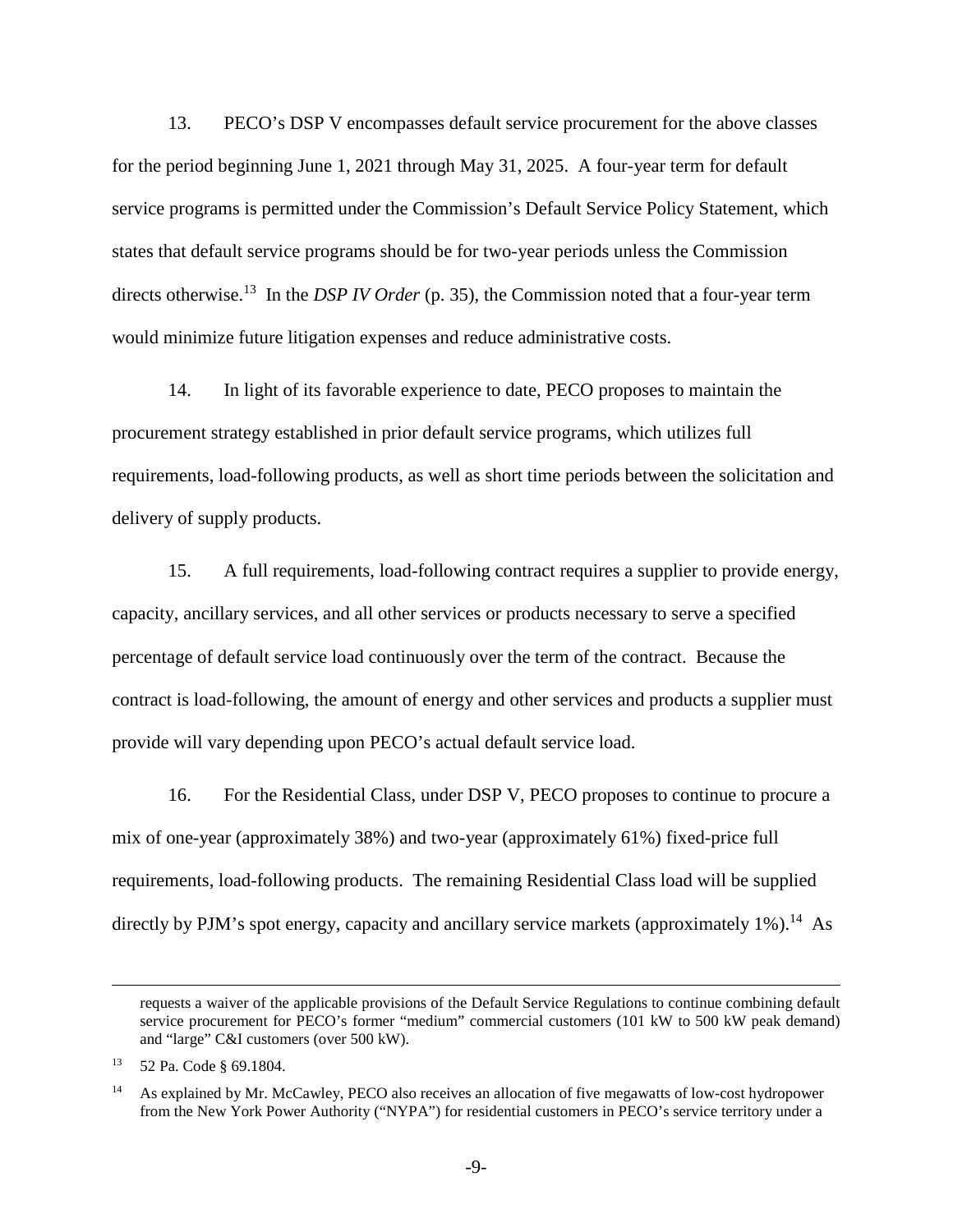13. PECO's DSP V encompasses default service procurement for the above classes for the period beginning June 1, 2021 through May 31, 2025. A four-year term for default service programs is permitted under the Commission's Default Service Policy Statement, which states that default service programs should be for two-year periods unless the Commission directs otherwise.[13] In the *DSP IV Order* (p. 35), the Commission noted that a four-year term would minimize future litigation expenses and reduce administrative costs.

14. In light of its favorable experience to date, PECO proposes to maintain the procurement strategy established in prior default service programs, which utilizes full requirements, load-following products, as well as short time periods between the solicitation and delivery of supply products.

15. A full requirements, load-following contract requires a supplier to provide energy, capacity, ancillary services, and all other services or products necessary to serve a specified percentage of default service load continuously over the term of the contract. Because the contract is load-following, the amount of energy and other services and products a supplier must provide will vary depending upon PECO's actual default service load.

16. For the Residential Class, under DSP V, PECO proposes to continue to procure a mix of one-year (approximately 38%) and two-year (approximately 61%) fixed-price full requirements, load-following products. The remaining Residential Class load will be supplied directly by PJM's spot energy, capacity and ancillary service markets (approximately 1%).[14] As

---

requests a waiver of the applicable provisions of the Default Service Regulations to continue combining default service procurement for PECO's former "medium" commercial customers (101 kW to 500 kW peak demand) and "large" C&I customers (over 500 kW).

[13] 52 Pa. Code § 69.1804.

[14] As explained by Mr. McCawley, PECO also receives an allocation of five megawatts of low-cost hydropower from the New York Power Authority ("NYPA") for residential customers in PECO's service territory under a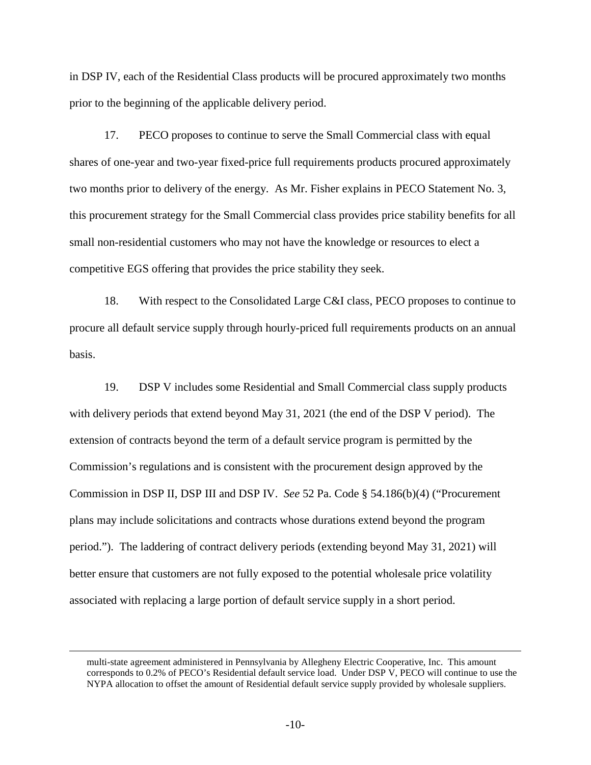in DSP IV, each of the Residential Class products will be procured approximately two months prior to the beginning of the applicable delivery period.

17. PECO proposes to continue to serve the Small Commercial class with equal shares of one-year and two-year fixed-price full requirements products procured approximately two months prior to delivery of the energy. As Mr. Fisher explains in PECO Statement No. 3, this procurement strategy for the Small Commercial class provides price stability benefits for all small non-residential customers who may not have the knowledge or resources to elect a competitive EGS offering that provides the price stability they seek.

18. With respect to the Consolidated Large C&I class, PECO proposes to continue to procure all default service supply through hourly-priced full requirements products on an annual basis.

19. DSP V includes some Residential and Small Commercial class supply products with delivery periods that extend beyond May 31, 2021 (the end of the DSP V period). The extension of contracts beyond the term of a default service program is permitted by the Commission's regulations and is consistent with the procurement design approved by the Commission in DSP II, DSP III and DSP IV. *See* 52 Pa. Code § 54.186(b)(4) ("Procurement plans may include solicitations and contracts whose durations extend beyond the program period."). The laddering of contract delivery periods (extending beyond May 31, 2021) will better ensure that customers are not fully exposed to the potential wholesale price volatility associated with replacing a large portion of default service supply in a short period.

---

multi-state agreement administered in Pennsylvania by Allegheny Electric Cooperative, Inc. This amount corresponds to 0.2% of PECO's Residential default service load. Under DSP V, PECO will continue to use the NYPA allocation to offset the amount of Residential default service supply provided by wholesale suppliers.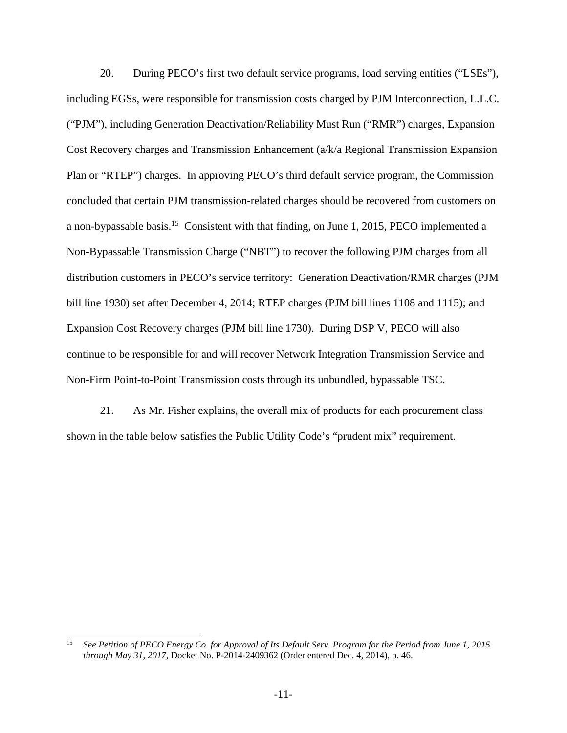20. During PECO's first two default service programs, load serving entities ("LSEs"), including EGSs, were responsible for transmission costs charged by PJM Interconnection, L.L.C. ("PJM"), including Generation Deactivation/Reliability Must Run ("RMR") charges, Expansion Cost Recovery charges and Transmission Enhancement (a/k/a Regional Transmission Expansion Plan or "RTEP") charges. In approving PECO's third default service program, the Commission concluded that certain PJM transmission-related charges should be recovered from customers on a non-bypassable basis.[15] Consistent with that finding, on June 1, 2015, PECO implemented a Non-Bypassable Transmission Charge ("NBT") to recover the following PJM charges from all distribution customers in PECO's service territory: Generation Deactivation/RMR charges (PJM bill line 1930) set after December 4, 2014; RTEP charges (PJM bill lines 1108 and 1115); and Expansion Cost Recovery charges (PJM bill line 1730). During DSP V, PECO will also continue to be responsible for and will recover Network Integration Transmission Service and Non-Firm Point-to-Point Transmission costs through its unbundled, bypassable TSC.

21. As Mr. Fisher explains, the overall mix of products for each procurement class shown in the table below satisfies the Public Utility Code's "prudent mix" requirement.

---

[15] *See Petition of PECO Energy Co. for Approval of Its Default Serv. Program for the Period from June 1, 2015 through May 31, 2017*, Docket No. P-2014-2409362 (Order entered Dec. 4, 2014), p. 46.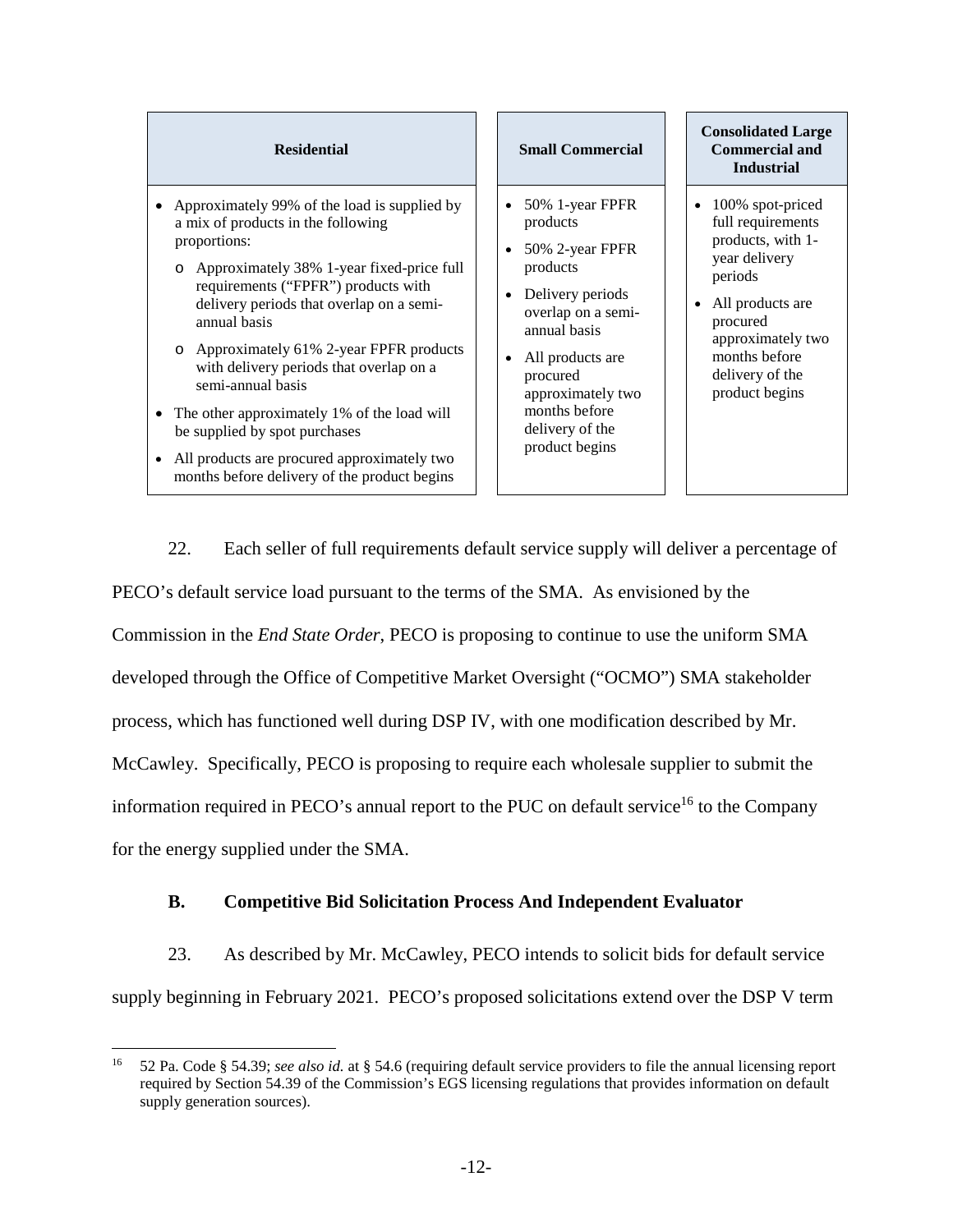| Residential | Small Commercial | Consolidated Large Commercial and Industrial |
|---|---|---|
| • Approximately 99% of the load is supplied by a mix of products in the following proportions:<br>  ○ Approximately 38% 1-year fixed-price full requirements ("FPFR") products with delivery periods that overlap on a semi-annual basis<br>  ○ Approximately 61% 2-year FPFR products with delivery periods that overlap on a semi-annual basis<br>• The other approximately 1% of the load will be supplied by spot purchases<br>• All products are procured approximately two months before delivery of the product begins | • 50% 1-year FPFR products<br>• 50% 2-year FPFR products<br>• Delivery periods overlap on a semi-annual basis<br>• All products are procured approximately two months before delivery of the product begins | • 100% spot-priced full requirements products, with 1-year delivery periods<br>• All products are procured approximately two months before delivery of the product begins |

22. Each seller of full requirements default service supply will deliver a percentage of PECO's default service load pursuant to the terms of the SMA. As envisioned by the Commission in the *End State Order*, PECO is proposing to continue to use the uniform SMA developed through the Office of Competitive Market Oversight ("OCMO") SMA stakeholder process, which has functioned well during DSP IV, with one modification described by Mr. McCawley. Specifically, PECO is proposing to require each wholesale supplier to submit the information required in PECO's annual report to the PUC on default service[16] to the Company for the energy supplied under the SMA.

### B. Competitive Bid Solicitation Process And Independent Evaluator

23. As described by Mr. McCawley, PECO intends to solicit bids for default service supply beginning in February 2021. PECO's proposed solicitations extend over the DSP V term

[16] 52 Pa. Code § 54.39; *see also id.* at § 54.6 (requiring default service providers to file the annual licensing report required by Section 54.39 of the Commission's EGS licensing regulations that provides information on default supply generation sources).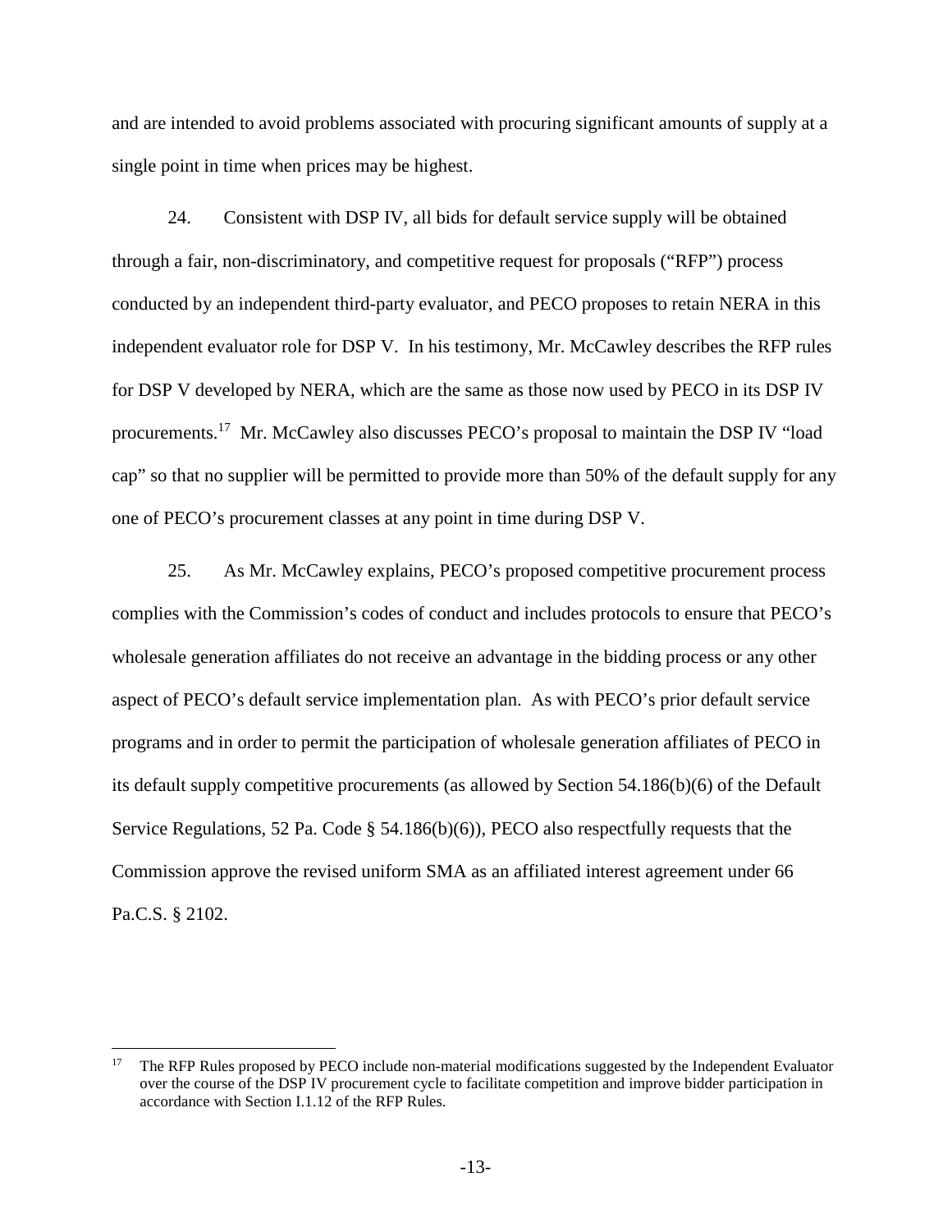and are intended to avoid problems associated with procuring significant amounts of supply at a single point in time when prices may be highest.

24. Consistent with DSP IV, all bids for default service supply will be obtained through a fair, non-discriminatory, and competitive request for proposals ("RFP") process conducted by an independent third-party evaluator, and PECO proposes to retain NERA in this independent evaluator role for DSP V. In his testimony, Mr. McCawley describes the RFP rules for DSP V developed by NERA, which are the same as those now used by PECO in its DSP IV procurements.[17] Mr. McCawley also discusses PECO's proposal to maintain the DSP IV "load cap" so that no supplier will be permitted to provide more than 50% of the default supply for any one of PECO's procurement classes at any point in time during DSP V.

25. As Mr. McCawley explains, PECO's proposed competitive procurement process complies with the Commission's codes of conduct and includes protocols to ensure that PECO's wholesale generation affiliates do not receive an advantage in the bidding process or any other aspect of PECO's default service implementation plan. As with PECO's prior default service programs and in order to permit the participation of wholesale generation affiliates of PECO in its default supply competitive procurements (as allowed by Section 54.186(b)(6) of the Default Service Regulations, 52 Pa. Code § 54.186(b)(6)), PECO also respectfully requests that the Commission approve the revised uniform SMA as an affiliated interest agreement under 66 Pa.C.S. § 2102.

---

[17] The RFP Rules proposed by PECO include non-material modifications suggested by the Independent Evaluator over the course of the DSP IV procurement cycle to facilitate competition and improve bidder participation in accordance with Section I.1.12 of the RFP Rules.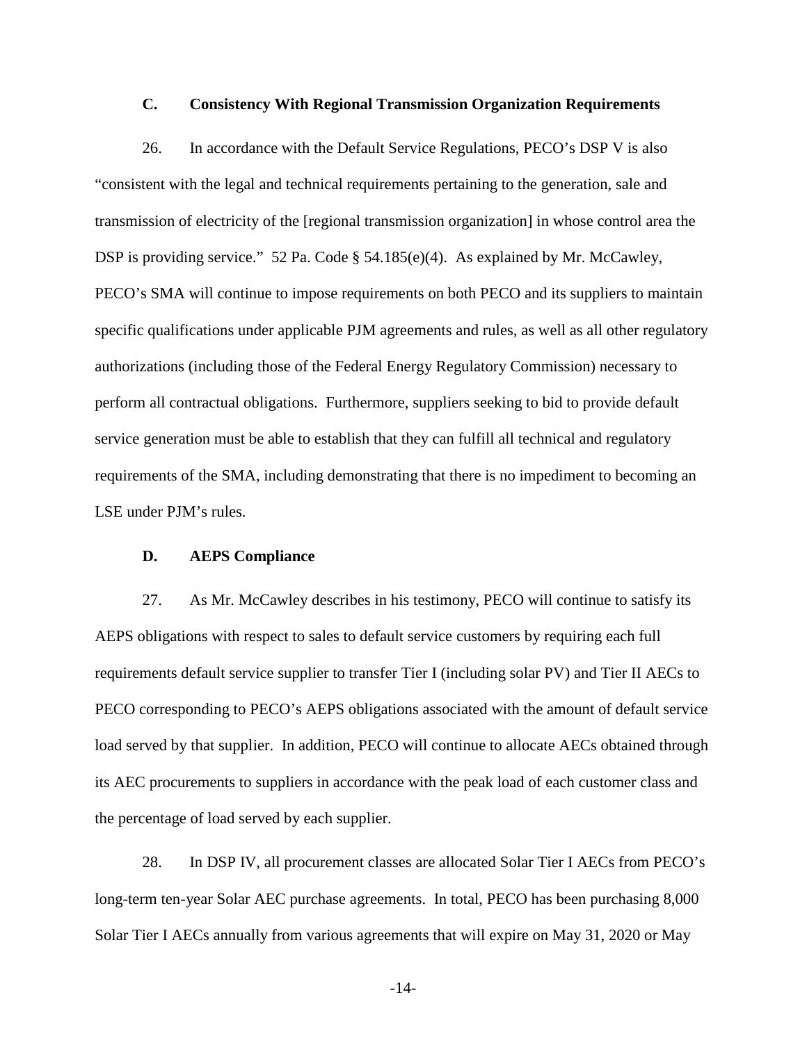### C. Consistency With Regional Transmission Organization Requirements

26. In accordance with the Default Service Regulations, PECO's DSP V is also "consistent with the legal and technical requirements pertaining to the generation, sale and transmission of electricity of the [regional transmission organization] in whose control area the DSP is providing service." 52 Pa. Code § 54.185(e)(4). As explained by Mr. McCawley, PECO's SMA will continue to impose requirements on both PECO and its suppliers to maintain specific qualifications under applicable PJM agreements and rules, as well as all other regulatory authorizations (including those of the Federal Energy Regulatory Commission) necessary to perform all contractual obligations. Furthermore, suppliers seeking to bid to provide default service generation must be able to establish that they can fulfill all technical and regulatory requirements of the SMA, including demonstrating that there is no impediment to becoming an LSE under PJM's rules.

### D. AEPS Compliance

27. As Mr. McCawley describes in his testimony, PECO will continue to satisfy its AEPS obligations with respect to sales to default service customers by requiring each full requirements default service supplier to transfer Tier I (including solar PV) and Tier II AECs to PECO corresponding to PECO's AEPS obligations associated with the amount of default service load served by that supplier. In addition, PECO will continue to allocate AECs obtained through its AEC procurements to suppliers in accordance with the peak load of each customer class and the percentage of load served by each supplier.

28. In DSP IV, all procurement classes are allocated Solar Tier I AECs from PECO's long-term ten-year Solar AEC purchase agreements. In total, PECO has been purchasing 8,000 Solar Tier I AECs annually from various agreements that will expire on May 31, 2020 or May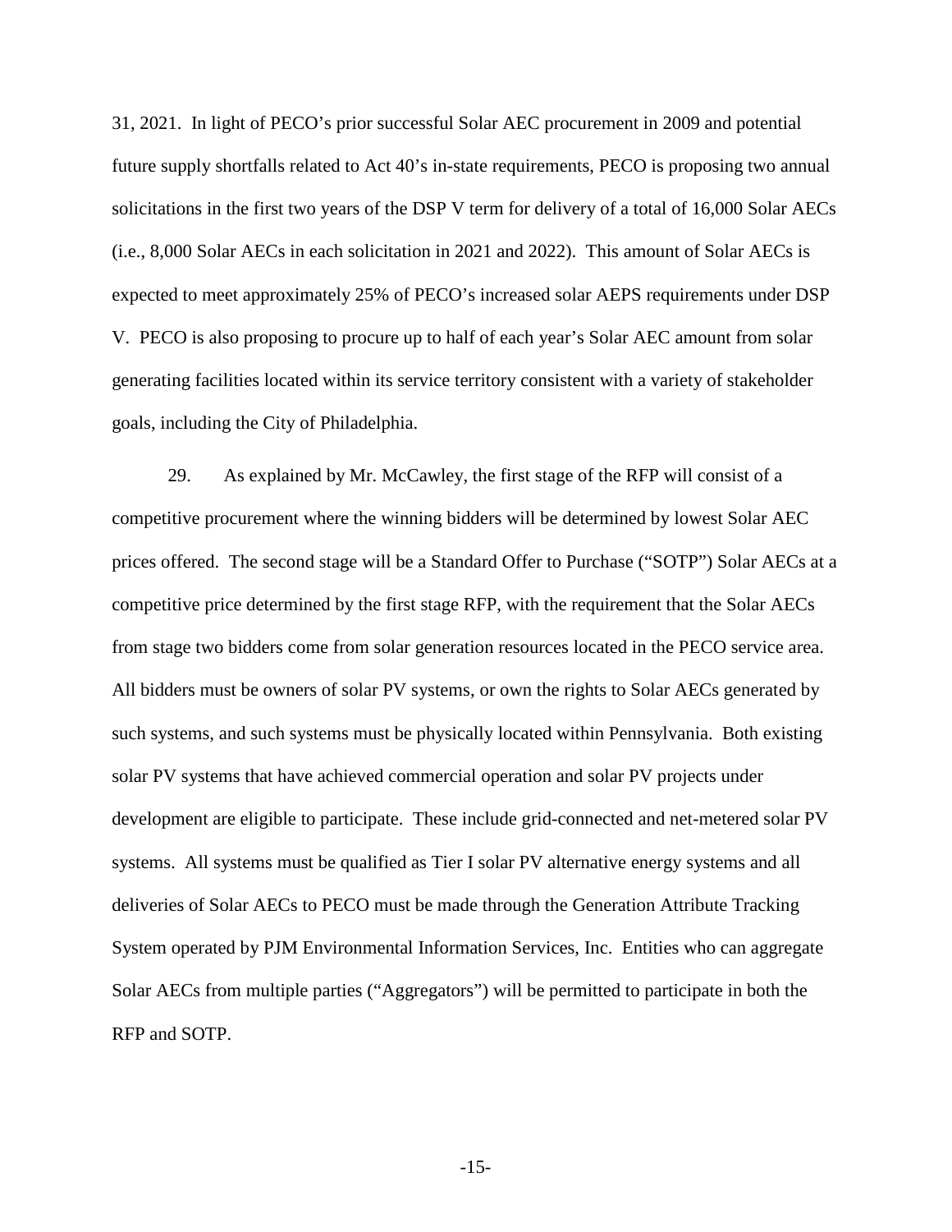31, 2021. In light of PECO's prior successful Solar AEC procurement in 2009 and potential future supply shortfalls related to Act 40's in-state requirements, PECO is proposing two annual solicitations in the first two years of the DSP V term for delivery of a total of 16,000 Solar AECs (i.e., 8,000 Solar AECs in each solicitation in 2021 and 2022). This amount of Solar AECs is expected to meet approximately 25% of PECO's increased solar AEPS requirements under DSP V. PECO is also proposing to procure up to half of each year's Solar AEC amount from solar generating facilities located within its service territory consistent with a variety of stakeholder goals, including the City of Philadelphia.

29. As explained by Mr. McCawley, the first stage of the RFP will consist of a competitive procurement where the winning bidders will be determined by lowest Solar AEC prices offered. The second stage will be a Standard Offer to Purchase ("SOTP") Solar AECs at a competitive price determined by the first stage RFP, with the requirement that the Solar AECs from stage two bidders come from solar generation resources located in the PECO service area. All bidders must be owners of solar PV systems, or own the rights to Solar AECs generated by such systems, and such systems must be physically located within Pennsylvania. Both existing solar PV systems that have achieved commercial operation and solar PV projects under development are eligible to participate. These include grid-connected and net-metered solar PV systems. All systems must be qualified as Tier I solar PV alternative energy systems and all deliveries of Solar AECs to PECO must be made through the Generation Attribute Tracking System operated by PJM Environmental Information Services, Inc. Entities who can aggregate Solar AECs from multiple parties ("Aggregators") will be permitted to participate in both the RFP and SOTP.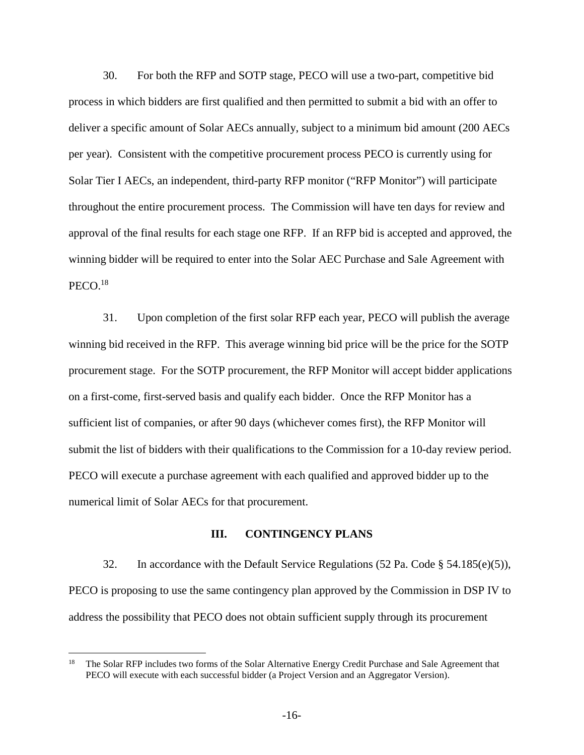30. For both the RFP and SOTP stage, PECO will use a two-part, competitive bid process in which bidders are first qualified and then permitted to submit a bid with an offer to deliver a specific amount of Solar AECs annually, subject to a minimum bid amount (200 AECs per year). Consistent with the competitive procurement process PECO is currently using for Solar Tier I AECs, an independent, third-party RFP monitor ("RFP Monitor") will participate throughout the entire procurement process. The Commission will have ten days for review and approval of the final results for each stage one RFP. If an RFP bid is accepted and approved, the winning bidder will be required to enter into the Solar AEC Purchase and Sale Agreement with PECO.[18]

31. Upon completion of the first solar RFP each year, PECO will publish the average winning bid received in the RFP. This average winning bid price will be the price for the SOTP procurement stage. For the SOTP procurement, the RFP Monitor will accept bidder applications on a first-come, first-served basis and qualify each bidder. Once the RFP Monitor has a sufficient list of companies, or after 90 days (whichever comes first), the RFP Monitor will submit the list of bidders with their qualifications to the Commission for a 10-day review period. PECO will execute a purchase agreement with each qualified and approved bidder up to the numerical limit of Solar AECs for that procurement.

## III. CONTINGENCY PLANS

32. In accordance with the Default Service Regulations (52 Pa. Code § 54.185(e)(5)), PECO is proposing to use the same contingency plan approved by the Commission in DSP IV to address the possibility that PECO does not obtain sufficient supply through its procurement

---

[18] The Solar RFP includes two forms of the Solar Alternative Energy Credit Purchase and Sale Agreement that PECO will execute with each successful bidder (a Project Version and an Aggregator Version).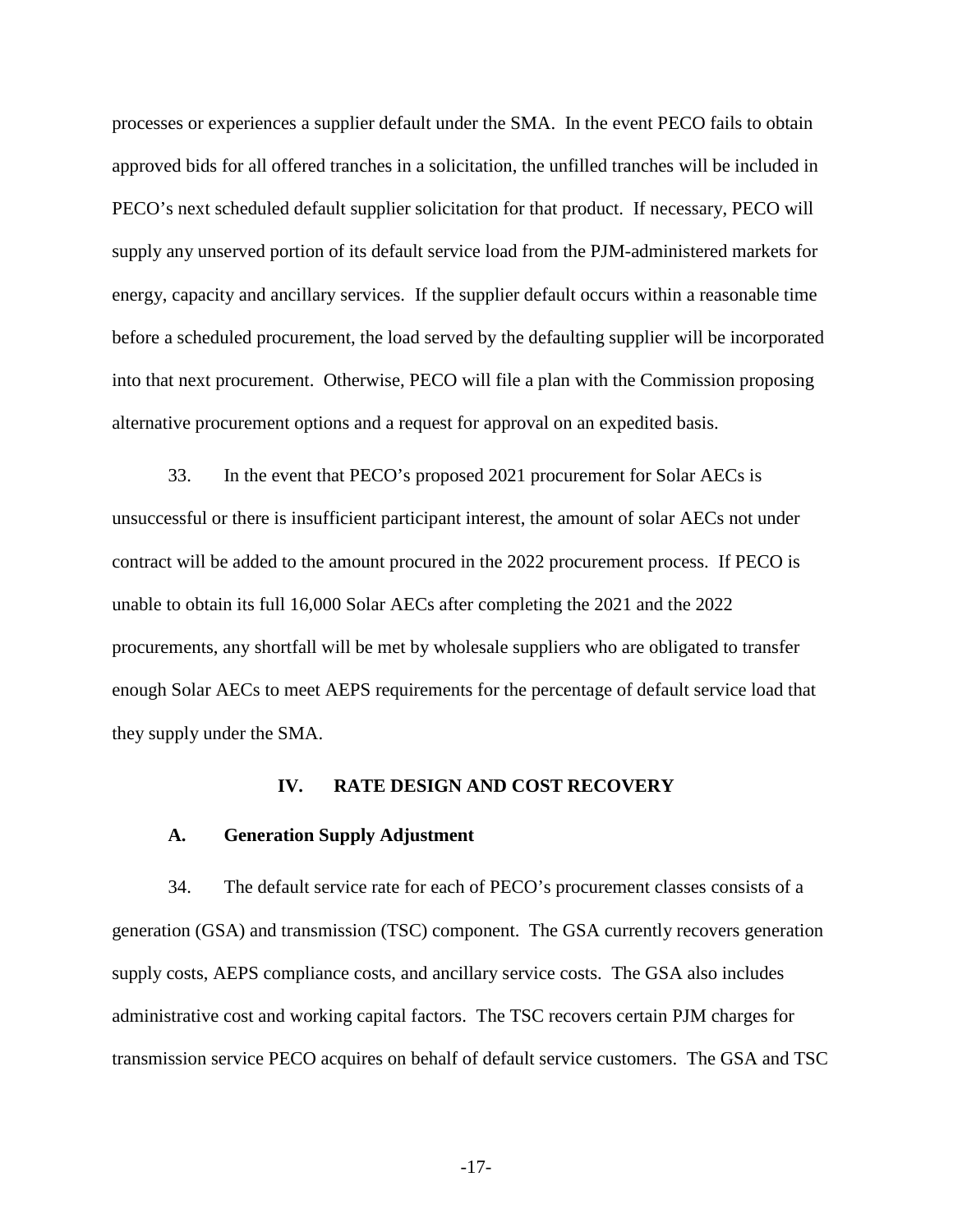processes or experiences a supplier default under the SMA. In the event PECO fails to obtain approved bids for all offered tranches in a solicitation, the unfilled tranches will be included in PECO's next scheduled default supplier solicitation for that product. If necessary, PECO will supply any unserved portion of its default service load from the PJM-administered markets for energy, capacity and ancillary services. If the supplier default occurs within a reasonable time before a scheduled procurement, the load served by the defaulting supplier will be incorporated into that next procurement. Otherwise, PECO will file a plan with the Commission proposing alternative procurement options and a request for approval on an expedited basis.

33. In the event that PECO's proposed 2021 procurement for Solar AECs is unsuccessful or there is insufficient participant interest, the amount of solar AECs not under contract will be added to the amount procured in the 2022 procurement process. If PECO is unable to obtain its full 16,000 Solar AECs after completing the 2021 and the 2022 procurements, any shortfall will be met by wholesale suppliers who are obligated to transfer enough Solar AECs to meet AEPS requirements for the percentage of default service load that they supply under the SMA.

## IV. RATE DESIGN AND COST RECOVERY

### A. Generation Supply Adjustment

34. The default service rate for each of PECO's procurement classes consists of a generation (GSA) and transmission (TSC) component. The GSA currently recovers generation supply costs, AEPS compliance costs, and ancillary service costs. The GSA also includes administrative cost and working capital factors. The TSC recovers certain PJM charges for transmission service PECO acquires on behalf of default service customers. The GSA and TSC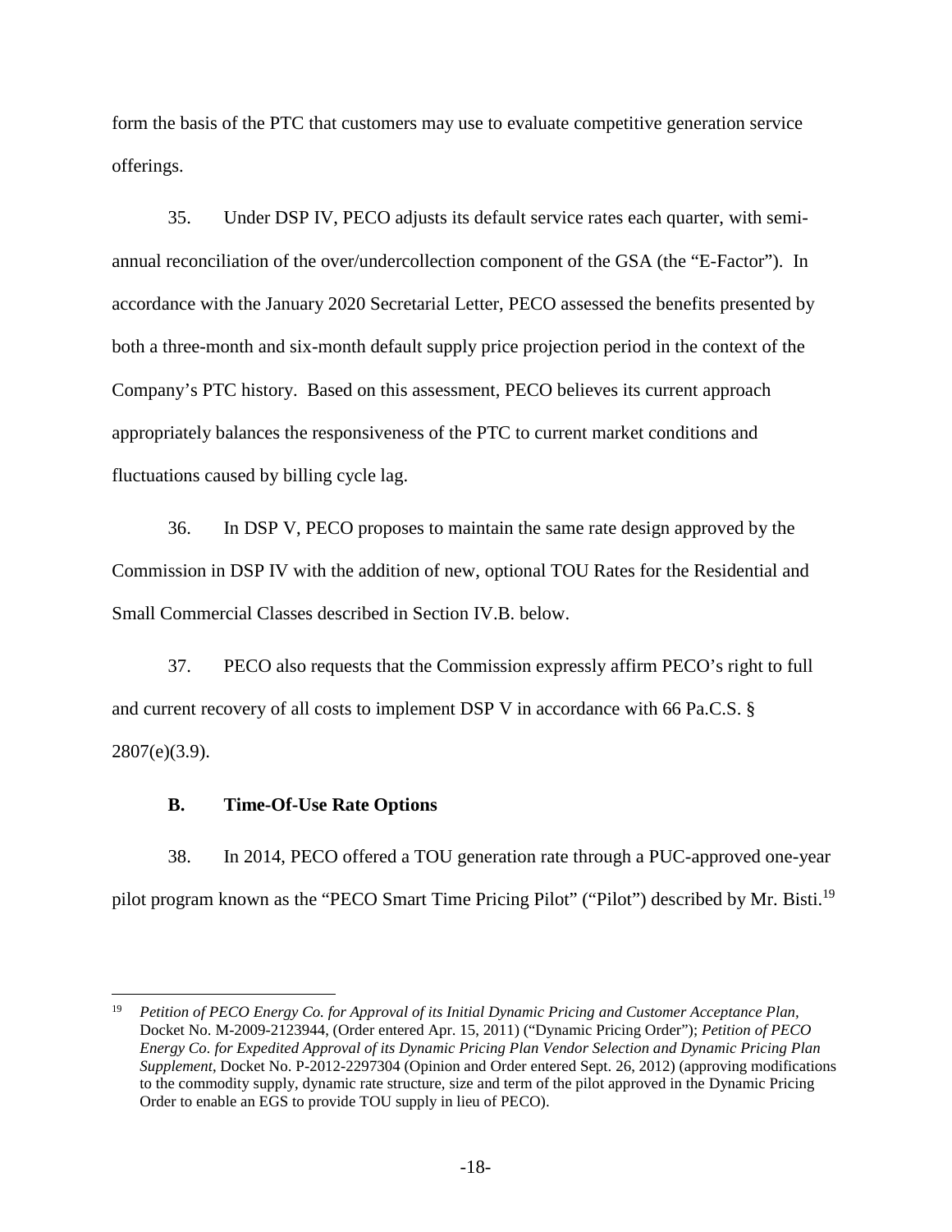form the basis of the PTC that customers may use to evaluate competitive generation service offerings.

35. Under DSP IV, PECO adjusts its default service rates each quarter, with semi-annual reconciliation of the over/undercollection component of the GSA (the "E-Factor"). In accordance with the January 2020 Secretarial Letter, PECO assessed the benefits presented by both a three-month and six-month default supply price projection period in the context of the Company's PTC history. Based on this assessment, PECO believes its current approach appropriately balances the responsiveness of the PTC to current market conditions and fluctuations caused by billing cycle lag.

36. In DSP V, PECO proposes to maintain the same rate design approved by the Commission in DSP IV with the addition of new, optional TOU Rates for the Residential and Small Commercial Classes described in Section IV.B. below.

37. PECO also requests that the Commission expressly affirm PECO's right to full and current recovery of all costs to implement DSP V in accordance with 66 Pa.C.S. § 2807(e)(3.9).

### B. Time-Of-Use Rate Options

38. In 2014, PECO offered a TOU generation rate through a PUC-approved one-year pilot program known as the "PECO Smart Time Pricing Pilot" ("Pilot") described by Mr. Bisti.[19]

[19] *Petition of PECO Energy Co. for Approval of its Initial Dynamic Pricing and Customer Acceptance Plan*, Docket No. M-2009-2123944, (Order entered Apr. 15, 2011) ("Dynamic Pricing Order"); *Petition of PECO Energy Co. for Expedited Approval of its Dynamic Pricing Plan Vendor Selection and Dynamic Pricing Plan Supplement*, Docket No. P-2012-2297304 (Opinion and Order entered Sept. 26, 2012) (approving modifications to the commodity supply, dynamic rate structure, size and term of the pilot approved in the Dynamic Pricing Order to enable an EGS to provide TOU supply in lieu of PECO).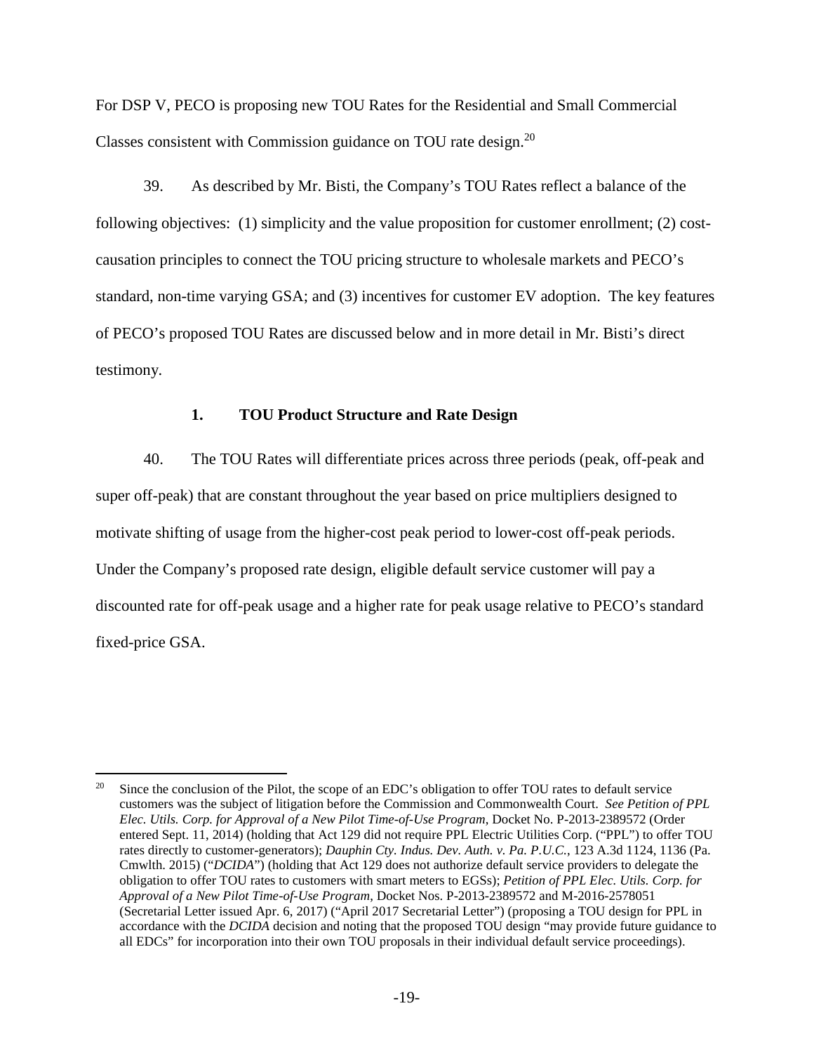For DSP V, PECO is proposing new TOU Rates for the Residential and Small Commercial Classes consistent with Commission guidance on TOU rate design.[20]

39. As described by Mr. Bisti, the Company's TOU Rates reflect a balance of the following objectives: (1) simplicity and the value proposition for customer enrollment; (2) cost-causation principles to connect the TOU pricing structure to wholesale markets and PECO's standard, non-time varying GSA; and (3) incentives for customer EV adoption. The key features of PECO's proposed TOU Rates are discussed below and in more detail in Mr. Bisti's direct testimony.

### 1. TOU Product Structure and Rate Design

40. The TOU Rates will differentiate prices across three periods (peak, off-peak and super off-peak) that are constant throughout the year based on price multipliers designed to motivate shifting of usage from the higher-cost peak period to lower-cost off-peak periods. Under the Company's proposed rate design, eligible default service customer will pay a discounted rate for off-peak usage and a higher rate for peak usage relative to PECO's standard fixed-price GSA.

---

[20] Since the conclusion of the Pilot, the scope of an EDC's obligation to offer TOU rates to default service customers was the subject of litigation before the Commission and Commonwealth Court. *See Petition of PPL Elec. Utils. Corp. for Approval of a New Pilot Time-of-Use Program*, Docket No. P-2013-2389572 (Order entered Sept. 11, 2014) (holding that Act 129 did not require PPL Electric Utilities Corp. ("PPL") to offer TOU rates directly to customer-generators); *Dauphin Cty. Indus. Dev. Auth. v. Pa. P.U.C.*, 123 A.3d 1124, 1136 (Pa. Cmwlth. 2015) ("*DCIDA*") (holding that Act 129 does not authorize default service providers to delegate the obligation to offer TOU rates to customers with smart meters to EGSs); *Petition of PPL Elec. Utils. Corp. for Approval of a New Pilot Time-of-Use Program*, Docket Nos. P-2013-2389572 and M-2016-2578051 (Secretarial Letter issued Apr. 6, 2017) ("April 2017 Secretarial Letter") (proposing a TOU design for PPL in accordance with the *DCIDA* decision and noting that the proposed TOU design "may provide future guidance to all EDCs" for incorporation into their own TOU proposals in their individual default service proceedings).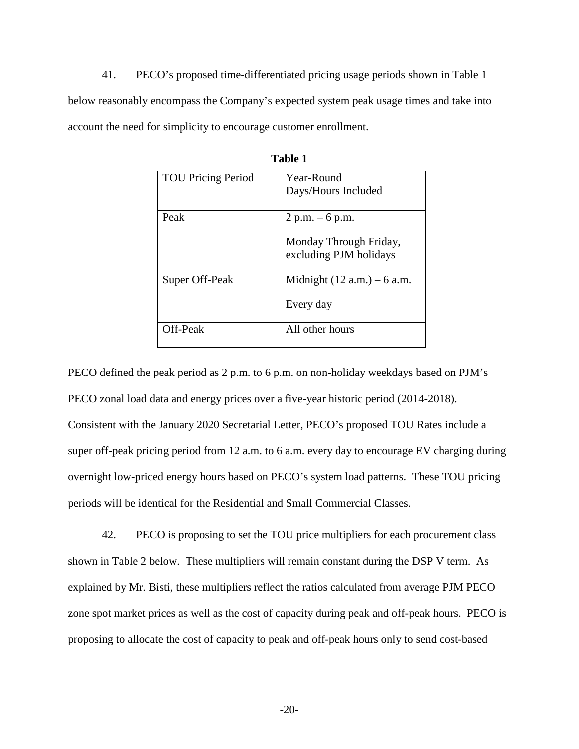41. PECO's proposed time-differentiated pricing usage periods shown in Table 1 below reasonably encompass the Company's expected system peak usage times and take into account the need for simplicity to encourage customer enrollment.

**Table 1**

| TOU Pricing Period | Year-Round Days/Hours Included |
|---|---|
| Peak | 2 p.m. – 6 p.m.<br><br>Monday Through Friday, excluding PJM holidays |
| Super Off-Peak | Midnight (12 a.m.) – 6 a.m.<br><br>Every day |
| Off-Peak | All other hours |

PECO defined the peak period as 2 p.m. to 6 p.m. on non-holiday weekdays based on PJM's PECO zonal load data and energy prices over a five-year historic period (2014-2018). Consistent with the January 2020 Secretarial Letter, PECO's proposed TOU Rates include a super off-peak pricing period from 12 a.m. to 6 a.m. every day to encourage EV charging during overnight low-priced energy hours based on PECO's system load patterns. These TOU pricing periods will be identical for the Residential and Small Commercial Classes.

42. PECO is proposing to set the TOU price multipliers for each procurement class shown in Table 2 below. These multipliers will remain constant during the DSP V term. As explained by Mr. Bisti, these multipliers reflect the ratios calculated from average PJM PECO zone spot market prices as well as the cost of capacity during peak and off-peak hours. PECO is proposing to allocate the cost of capacity to peak and off-peak hours only to send cost-based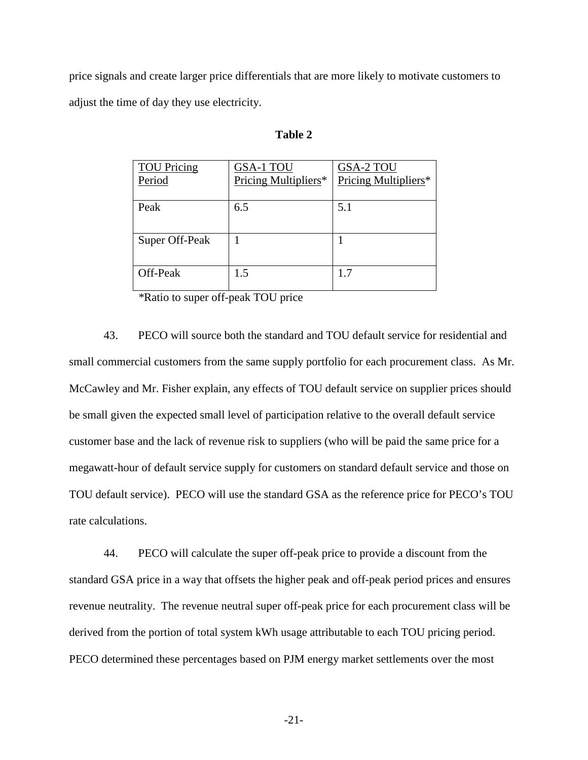price signals and create larger price differentials that are more likely to motivate customers to adjust the time of day they use electricity.

**Table 2**

| TOU Pricing Period | GSA-1 TOU Pricing Multipliers* | GSA-2 TOU Pricing Multipliers* |
|---|---|---|
| Peak | 6.5 | 5.1 |
| Super Off-Peak | 1 | 1 |
| Off-Peak | 1.5 | 1.7 |

*Ratio to super off-peak TOU price

43. PECO will source both the standard and TOU default service for residential and small commercial customers from the same supply portfolio for each procurement class. As Mr. McCawley and Mr. Fisher explain, any effects of TOU default service on supplier prices should be small given the expected small level of participation relative to the overall default service customer base and the lack of revenue risk to suppliers (who will be paid the same price for a megawatt-hour of default service supply for customers on standard default service and those on TOU default service). PECO will use the standard GSA as the reference price for PECO's TOU rate calculations.

44. PECO will calculate the super off-peak price to provide a discount from the standard GSA price in a way that offsets the higher peak and off-peak period prices and ensures revenue neutrality. The revenue neutral super off-peak price for each procurement class will be derived from the portion of total system kWh usage attributable to each TOU pricing period. PECO determined these percentages based on PJM energy market settlements over the most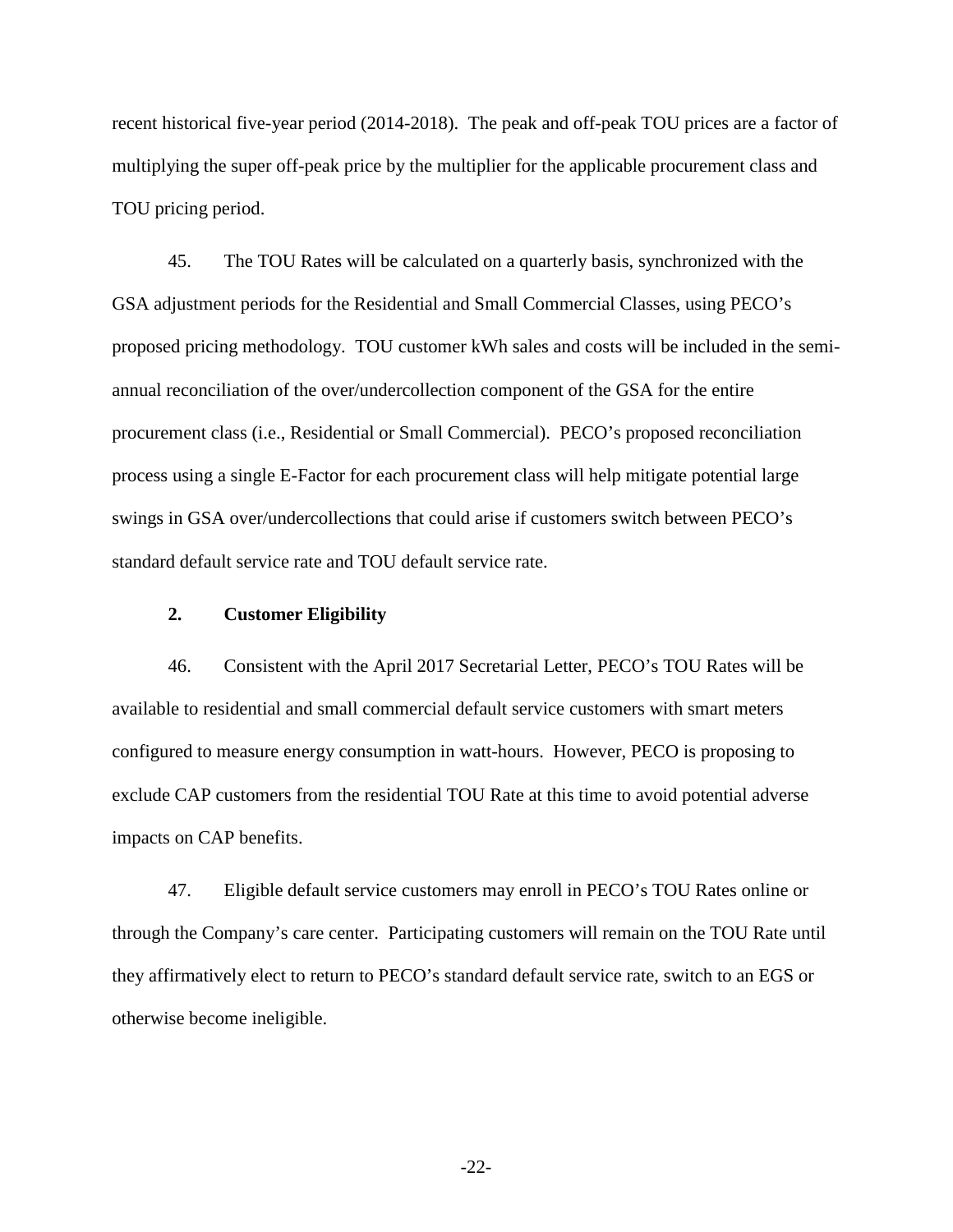recent historical five-year period (2014-2018). The peak and off-peak TOU prices are a factor of multiplying the super off-peak price by the multiplier for the applicable procurement class and TOU pricing period.

45. The TOU Rates will be calculated on a quarterly basis, synchronized with the GSA adjustment periods for the Residential and Small Commercial Classes, using PECO's proposed pricing methodology. TOU customer kWh sales and costs will be included in the semi-annual reconciliation of the over/undercollection component of the GSA for the entire procurement class (i.e., Residential or Small Commercial). PECO's proposed reconciliation process using a single E-Factor for each procurement class will help mitigate potential large swings in GSA over/undercollections that could arise if customers switch between PECO's standard default service rate and TOU default service rate.

### 2. Customer Eligibility

46. Consistent with the April 2017 Secretarial Letter, PECO's TOU Rates will be available to residential and small commercial default service customers with smart meters configured to measure energy consumption in watt-hours. However, PECO is proposing to exclude CAP customers from the residential TOU Rate at this time to avoid potential adverse impacts on CAP benefits.

47. Eligible default service customers may enroll in PECO's TOU Rates online or through the Company's care center. Participating customers will remain on the TOU Rate until they affirmatively elect to return to PECO's standard default service rate, switch to an EGS or otherwise become ineligible.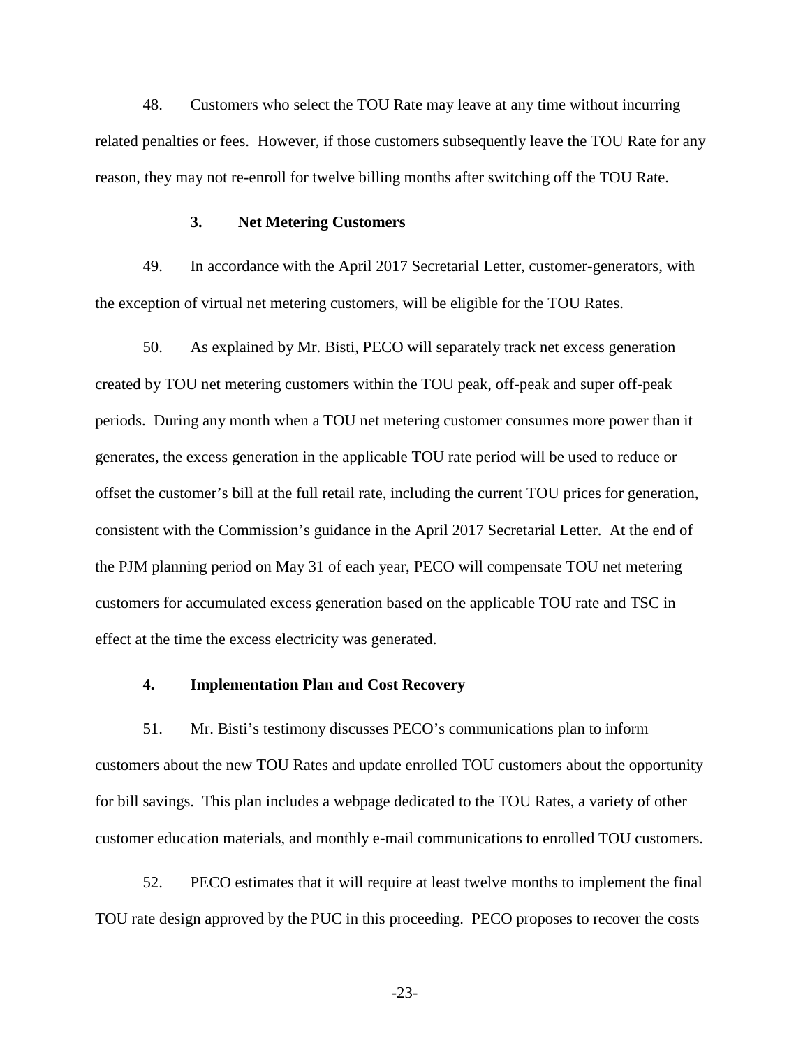48. Customers who select the TOU Rate may leave at any time without incurring related penalties or fees. However, if those customers subsequently leave the TOU Rate for any reason, they may not re-enroll for twelve billing months after switching off the TOU Rate.

### 3. Net Metering Customers

49. In accordance with the April 2017 Secretarial Letter, customer-generators, with the exception of virtual net metering customers, will be eligible for the TOU Rates.

50. As explained by Mr. Bisti, PECO will separately track net excess generation created by TOU net metering customers within the TOU peak, off-peak and super off-peak periods. During any month when a TOU net metering customer consumes more power than it generates, the excess generation in the applicable TOU rate period will be used to reduce or offset the customer's bill at the full retail rate, including the current TOU prices for generation, consistent with the Commission's guidance in the April 2017 Secretarial Letter. At the end of the PJM planning period on May 31 of each year, PECO will compensate TOU net metering customers for accumulated excess generation based on the applicable TOU rate and TSC in effect at the time the excess electricity was generated.

### 4. Implementation Plan and Cost Recovery

51. Mr. Bisti's testimony discusses PECO's communications plan to inform customers about the new TOU Rates and update enrolled TOU customers about the opportunity for bill savings. This plan includes a webpage dedicated to the TOU Rates, a variety of other customer education materials, and monthly e-mail communications to enrolled TOU customers.

52. PECO estimates that it will require at least twelve months to implement the final TOU rate design approved by the PUC in this proceeding. PECO proposes to recover the costs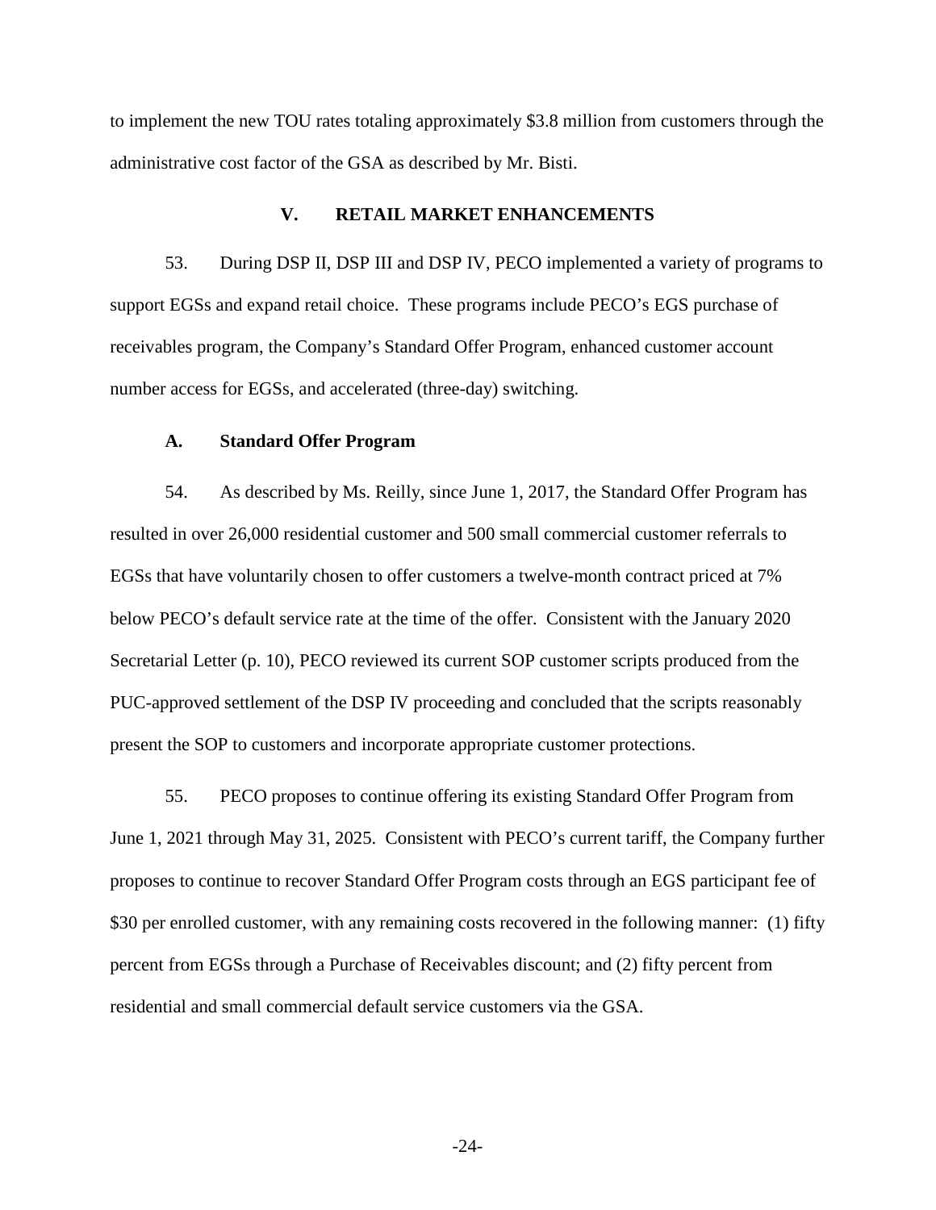to implement the new TOU rates totaling approximately \$3.8 million from customers through the administrative cost factor of the GSA as described by Mr. Bisti.

## V. RETAIL MARKET ENHANCEMENTS

53. During DSP II, DSP III and DSP IV, PECO implemented a variety of programs to support EGSs and expand retail choice. These programs include PECO's EGS purchase of receivables program, the Company's Standard Offer Program, enhanced customer account number access for EGSs, and accelerated (three-day) switching.

### A. Standard Offer Program

54. As described by Ms. Reilly, since June 1, 2017, the Standard Offer Program has resulted in over 26,000 residential customer and 500 small commercial customer referrals to EGSs that have voluntarily chosen to offer customers a twelve-month contract priced at 7% below PECO's default service rate at the time of the offer. Consistent with the January 2020 Secretarial Letter (p. 10), PECO reviewed its current SOP customer scripts produced from the PUC-approved settlement of the DSP IV proceeding and concluded that the scripts reasonably present the SOP to customers and incorporate appropriate customer protections.

55. PECO proposes to continue offering its existing Standard Offer Program from June 1, 2021 through May 31, 2025. Consistent with PECO's current tariff, the Company further proposes to continue to recover Standard Offer Program costs through an EGS participant fee of \$30 per enrolled customer, with any remaining costs recovered in the following manner: (1) fifty percent from EGSs through a Purchase of Receivables discount; and (2) fifty percent from residential and small commercial default service customers via the GSA.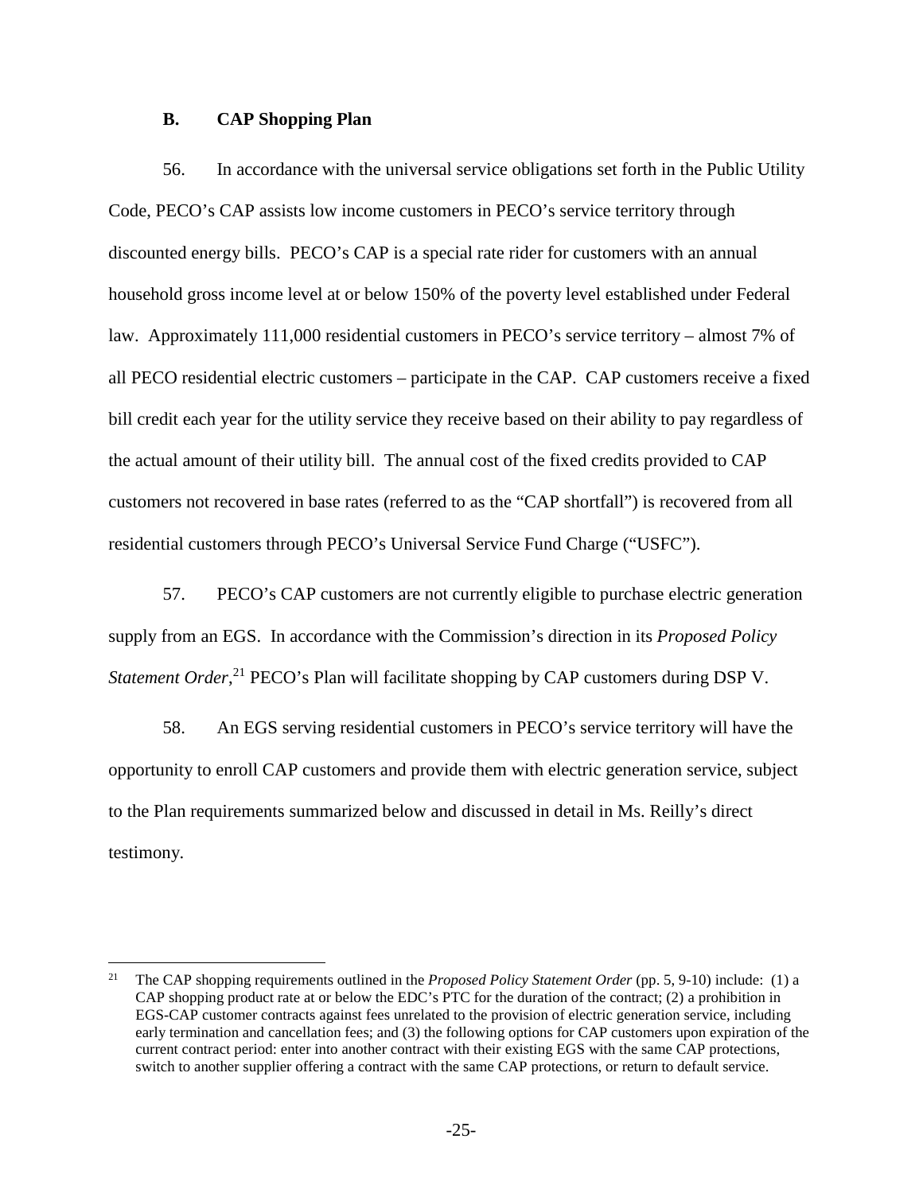### B. CAP Shopping Plan

56. In accordance with the universal service obligations set forth in the Public Utility Code, PECO's CAP assists low income customers in PECO's service territory through discounted energy bills. PECO's CAP is a special rate rider for customers with an annual household gross income level at or below 150% of the poverty level established under Federal law. Approximately 111,000 residential customers in PECO's service territory – almost 7% of all PECO residential electric customers – participate in the CAP. CAP customers receive a fixed bill credit each year for the utility service they receive based on their ability to pay regardless of the actual amount of their utility bill. The annual cost of the fixed credits provided to CAP customers not recovered in base rates (referred to as the "CAP shortfall") is recovered from all residential customers through PECO's Universal Service Fund Charge ("USFC").

57. PECO's CAP customers are not currently eligible to purchase electric generation supply from an EGS. In accordance with the Commission's direction in its *Proposed Policy Statement Order*,[21] PECO's Plan will facilitate shopping by CAP customers during DSP V.

58. An EGS serving residential customers in PECO's service territory will have the opportunity to enroll CAP customers and provide them with electric generation service, subject to the Plan requirements summarized below and discussed in detail in Ms. Reilly's direct testimony.

---

[21] The CAP shopping requirements outlined in the *Proposed Policy Statement Order* (pp. 5, 9-10) include: (1) a CAP shopping product rate at or below the EDC's PTC for the duration of the contract; (2) a prohibition in EGS-CAP customer contracts against fees unrelated to the provision of electric generation service, including early termination and cancellation fees; and (3) the following options for CAP customers upon expiration of the current contract period: enter into another contract with their existing EGS with the same CAP protections, switch to another supplier offering a contract with the same CAP protections, or return to default service.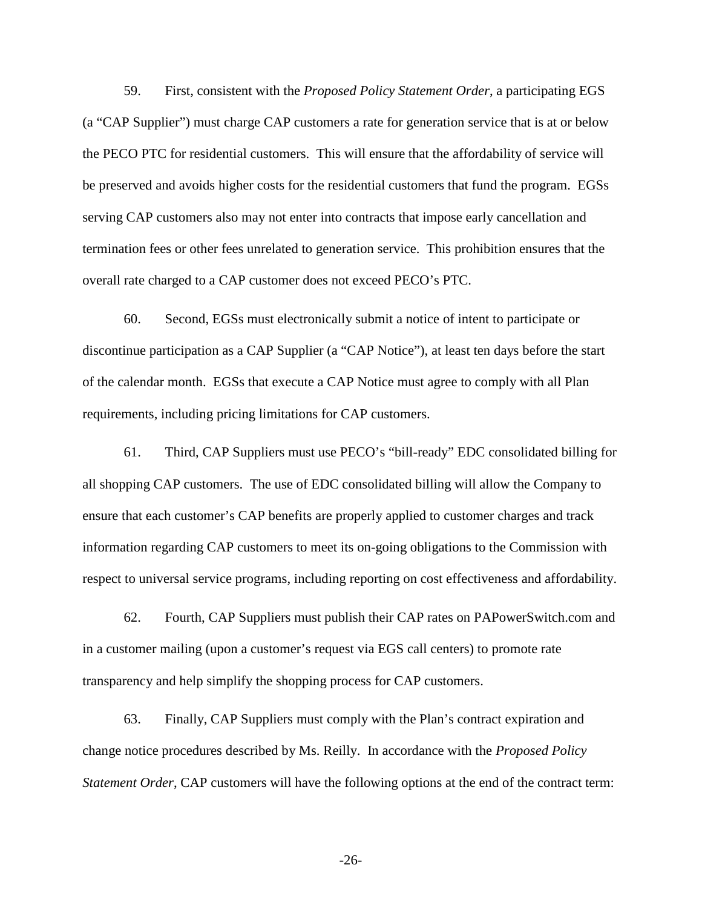59. First, consistent with the *Proposed Policy Statement Order*, a participating EGS (a "CAP Supplier") must charge CAP customers a rate for generation service that is at or below the PECO PTC for residential customers. This will ensure that the affordability of service will be preserved and avoids higher costs for the residential customers that fund the program. EGSs serving CAP customers also may not enter into contracts that impose early cancellation and termination fees or other fees unrelated to generation service. This prohibition ensures that the overall rate charged to a CAP customer does not exceed PECO's PTC.

60. Second, EGSs must electronically submit a notice of intent to participate or discontinue participation as a CAP Supplier (a "CAP Notice"), at least ten days before the start of the calendar month. EGSs that execute a CAP Notice must agree to comply with all Plan requirements, including pricing limitations for CAP customers.

61. Third, CAP Suppliers must use PECO's "bill-ready" EDC consolidated billing for all shopping CAP customers. The use of EDC consolidated billing will allow the Company to ensure that each customer's CAP benefits are properly applied to customer charges and track information regarding CAP customers to meet its on-going obligations to the Commission with respect to universal service programs, including reporting on cost effectiveness and affordability.

62. Fourth, CAP Suppliers must publish their CAP rates on PAPowerSwitch.com and in a customer mailing (upon a customer's request via EGS call centers) to promote rate transparency and help simplify the shopping process for CAP customers.

63. Finally, CAP Suppliers must comply with the Plan's contract expiration and change notice procedures described by Ms. Reilly. In accordance with the *Proposed Policy Statement Order*, CAP customers will have the following options at the end of the contract term: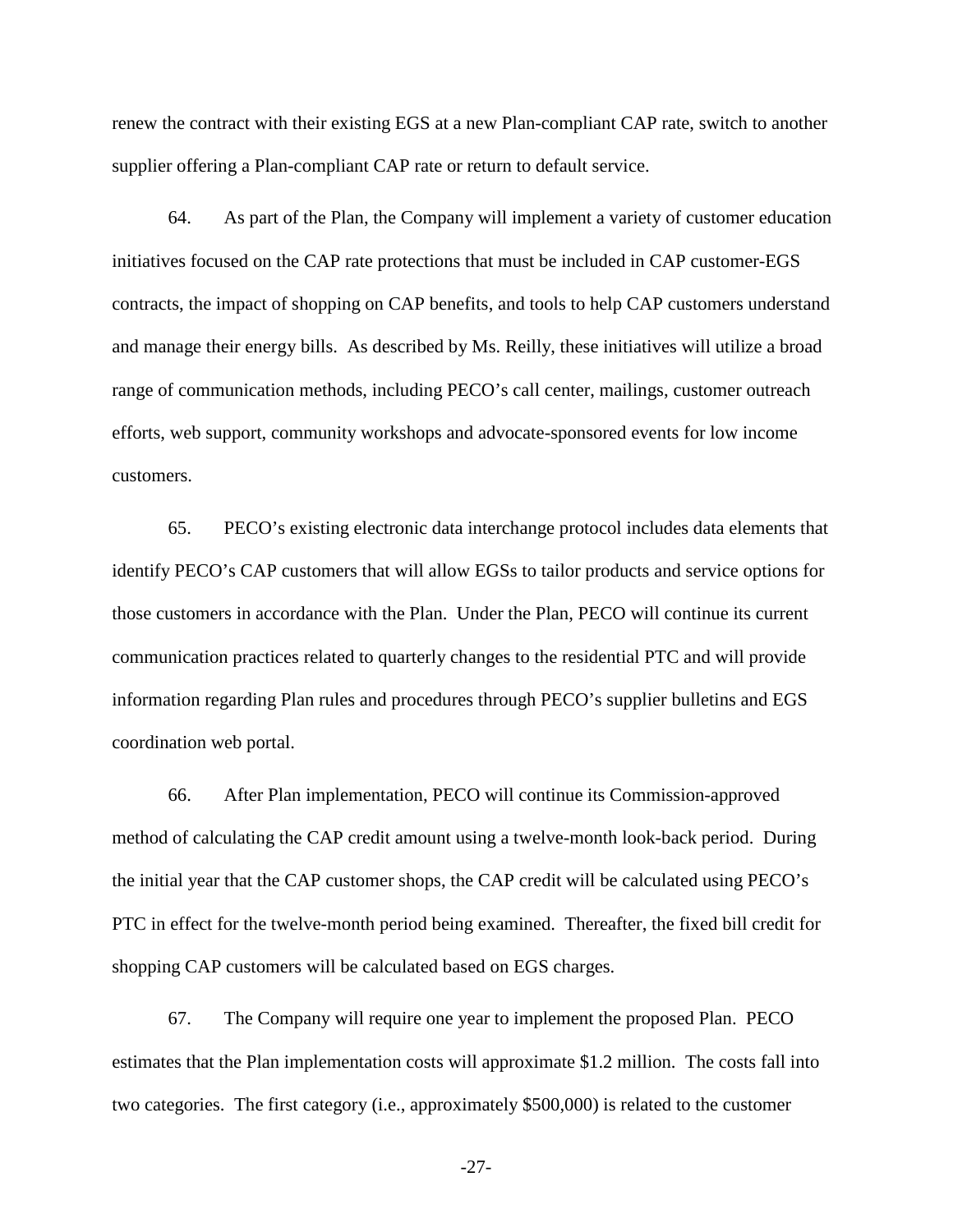renew the contract with their existing EGS at a new Plan-compliant CAP rate, switch to another supplier offering a Plan-compliant CAP rate or return to default service.

64. As part of the Plan, the Company will implement a variety of customer education initiatives focused on the CAP rate protections that must be included in CAP customer-EGS contracts, the impact of shopping on CAP benefits, and tools to help CAP customers understand and manage their energy bills. As described by Ms. Reilly, these initiatives will utilize a broad range of communication methods, including PECO's call center, mailings, customer outreach efforts, web support, community workshops and advocate-sponsored events for low income customers.

65. PECO's existing electronic data interchange protocol includes data elements that identify PECO's CAP customers that will allow EGSs to tailor products and service options for those customers in accordance with the Plan. Under the Plan, PECO will continue its current communication practices related to quarterly changes to the residential PTC and will provide information regarding Plan rules and procedures through PECO's supplier bulletins and EGS coordination web portal.

66. After Plan implementation, PECO will continue its Commission-approved method of calculating the CAP credit amount using a twelve-month look-back period. During the initial year that the CAP customer shops, the CAP credit will be calculated using PECO's PTC in effect for the twelve-month period being examined. Thereafter, the fixed bill credit for shopping CAP customers will be calculated based on EGS charges.

67. The Company will require one year to implement the proposed Plan. PECO estimates that the Plan implementation costs will approximate $1.2 million. The costs fall into two categories. The first category (i.e., approximately $500,000) is related to the customer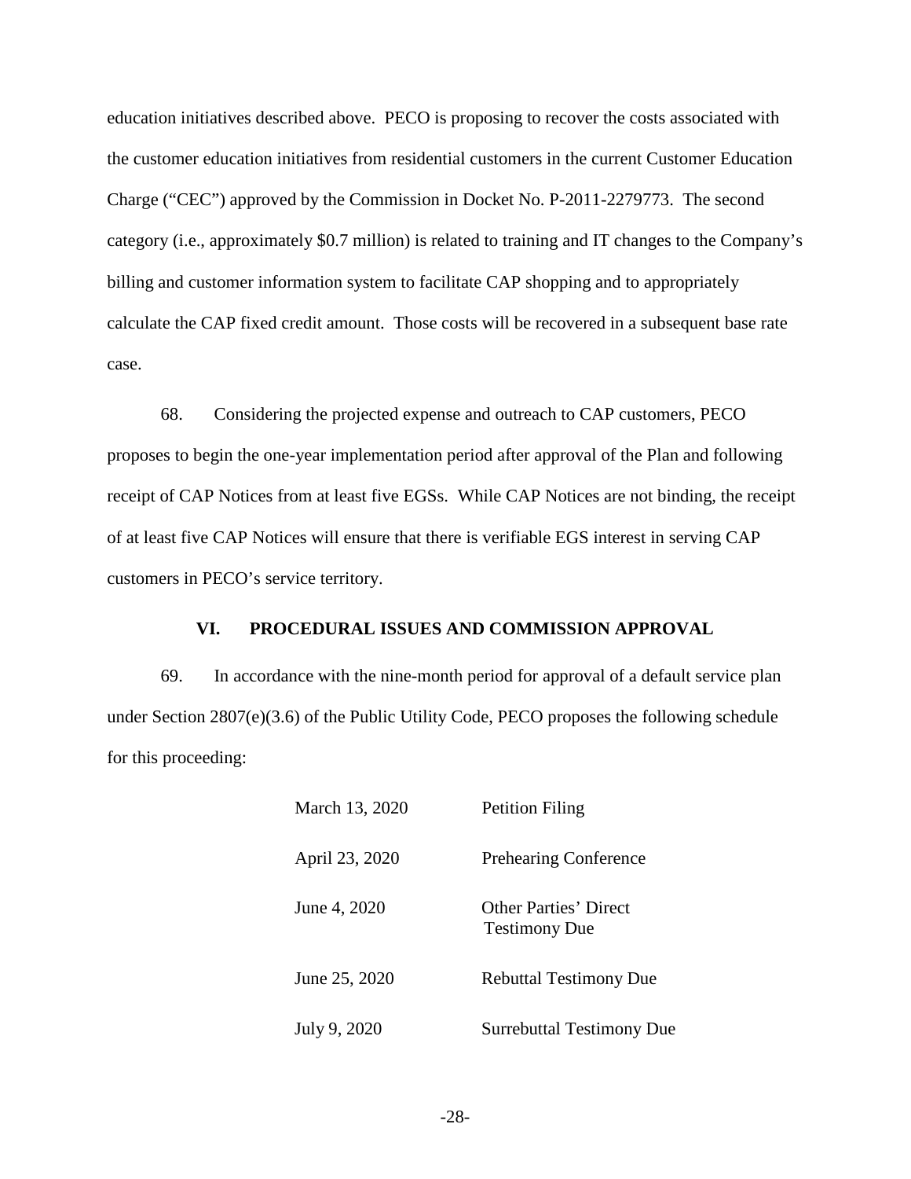education initiatives described above. PECO is proposing to recover the costs associated with the customer education initiatives from residential customers in the current Customer Education Charge ("CEC") approved by the Commission in Docket No. P-2011-2279773. The second category (i.e., approximately $0.7 million) is related to training and IT changes to the Company's billing and customer information system to facilitate CAP shopping and to appropriately calculate the CAP fixed credit amount. Those costs will be recovered in a subsequent base rate case.

68. Considering the projected expense and outreach to CAP customers, PECO proposes to begin the one-year implementation period after approval of the Plan and following receipt of CAP Notices from at least five EGSs. While CAP Notices are not binding, the receipt of at least five CAP Notices will ensure that there is verifiable EGS interest in serving CAP customers in PECO's service territory.

## VI. PROCEDURAL ISSUES AND COMMISSION APPROVAL

69. In accordance with the nine-month period for approval of a default service plan under Section 2807(e)(3.6) of the Public Utility Code, PECO proposes the following schedule for this proceeding:

| | |
|---|---|
| March 13, 2020 | Petition Filing |
| April 23, 2020 | Prehearing Conference |
| June 4, 2020 | Other Parties' Direct Testimony Due |
| June 25, 2020 | Rebuttal Testimony Due |
| July 9, 2020 | Surrebuttal Testimony Due |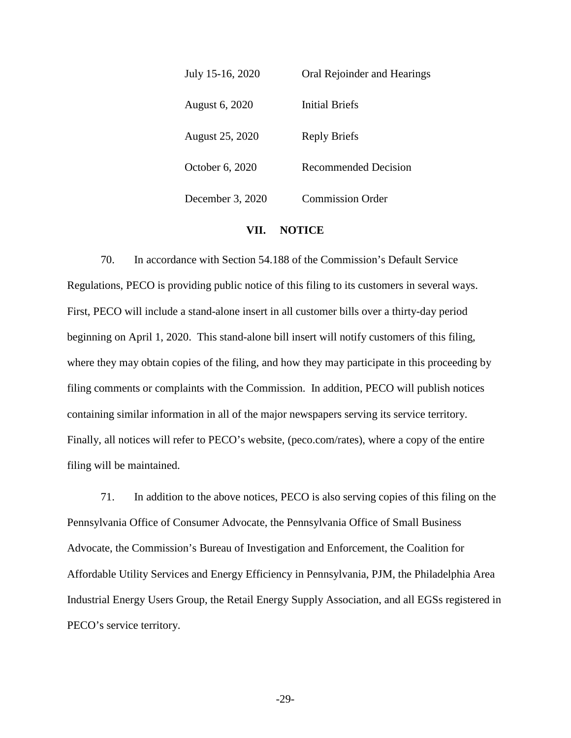| | |
|---|---|
| July 15-16, 2020 | Oral Rejoinder and Hearings |
| August 6, 2020 | Initial Briefs |
| August 25, 2020 | Reply Briefs |
| October 6, 2020 | Recommended Decision |
| December 3, 2020 | Commission Order |

## VII. NOTICE

70. In accordance with Section 54.188 of the Commission's Default Service Regulations, PECO is providing public notice of this filing to its customers in several ways. First, PECO will include a stand-alone insert in all customer bills over a thirty-day period beginning on April 1, 2020. This stand-alone bill insert will notify customers of this filing, where they may obtain copies of the filing, and how they may participate in this proceeding by filing comments or complaints with the Commission. In addition, PECO will publish notices containing similar information in all of the major newspapers serving its service territory. Finally, all notices will refer to PECO's website, (peco.com/rates), where a copy of the entire filing will be maintained.

71. In addition to the above notices, PECO is also serving copies of this filing on the Pennsylvania Office of Consumer Advocate, the Pennsylvania Office of Small Business Advocate, the Commission's Bureau of Investigation and Enforcement, the Coalition for Affordable Utility Services and Energy Efficiency in Pennsylvania, PJM, the Philadelphia Area Industrial Energy Users Group, the Retail Energy Supply Association, and all EGSs registered in PECO's service territory.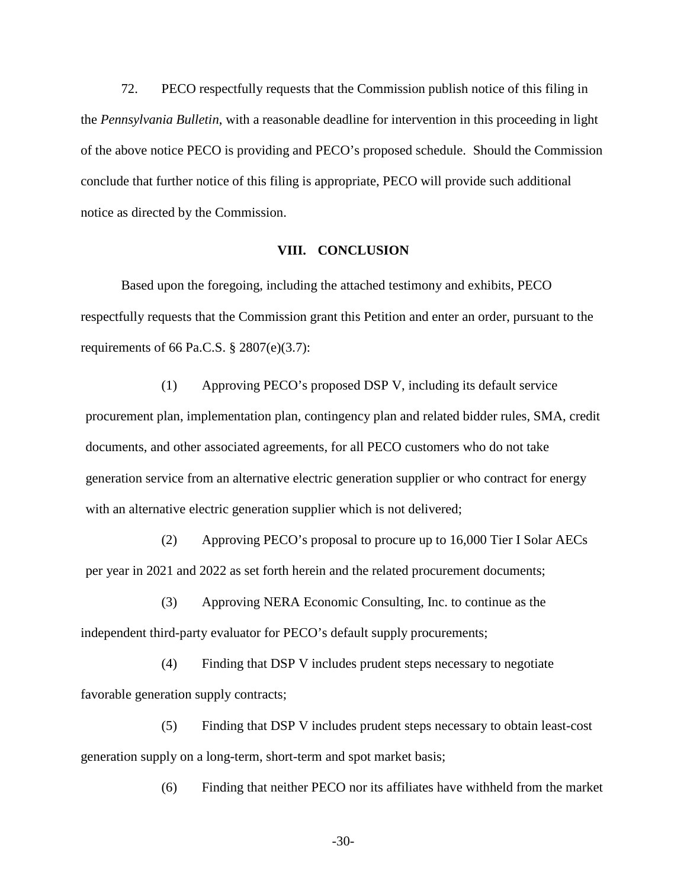72. PECO respectfully requests that the Commission publish notice of this filing in the *Pennsylvania Bulletin*, with a reasonable deadline for intervention in this proceeding in light of the above notice PECO is providing and PECO's proposed schedule. Should the Commission conclude that further notice of this filing is appropriate, PECO will provide such additional notice as directed by the Commission.

## VIII. CONCLUSION

Based upon the foregoing, including the attached testimony and exhibits, PECO respectfully requests that the Commission grant this Petition and enter an order, pursuant to the requirements of 66 Pa.C.S. § 2807(e)(3.7):

(1) Approving PECO's proposed DSP V, including its default service procurement plan, implementation plan, contingency plan and related bidder rules, SMA, credit documents, and other associated agreements, for all PECO customers who do not take generation service from an alternative electric generation supplier or who contract for energy with an alternative electric generation supplier which is not delivered;

(2) Approving PECO's proposal to procure up to 16,000 Tier I Solar AECs per year in 2021 and 2022 as set forth herein and the related procurement documents;

(3) Approving NERA Economic Consulting, Inc. to continue as the independent third-party evaluator for PECO's default supply procurements;

(4) Finding that DSP V includes prudent steps necessary to negotiate favorable generation supply contracts;

(5) Finding that DSP V includes prudent steps necessary to obtain least-cost generation supply on a long-term, short-term and spot market basis;

(6) Finding that neither PECO nor its affiliates have withheld from the market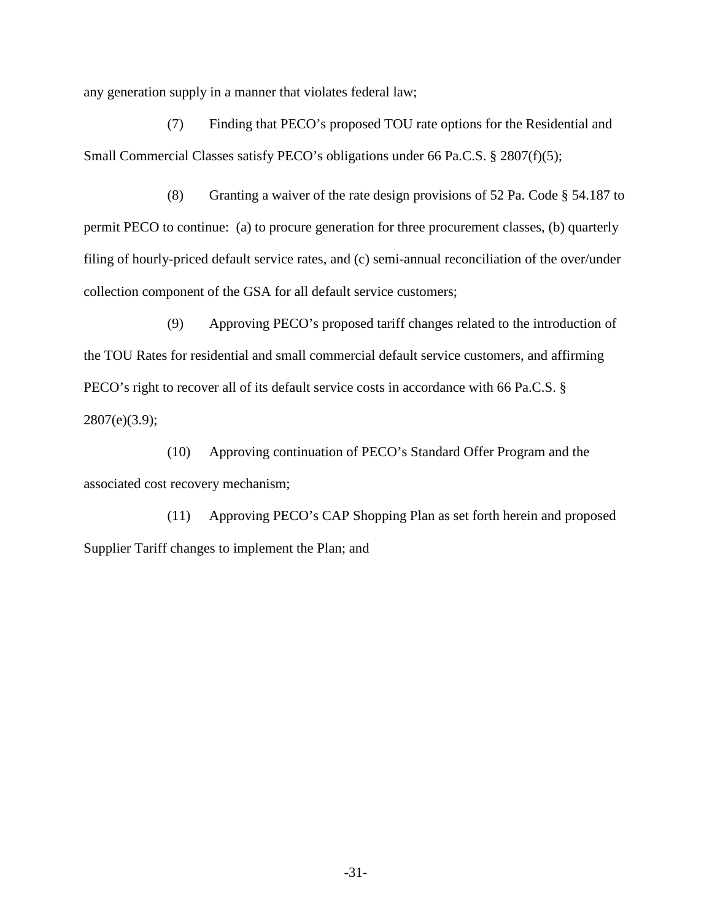any generation supply in a manner that violates federal law;

(7) Finding that PECO's proposed TOU rate options for the Residential and Small Commercial Classes satisfy PECO's obligations under 66 Pa.C.S. § 2807(f)(5);

(8) Granting a waiver of the rate design provisions of 52 Pa. Code § 54.187 to permit PECO to continue: (a) to procure generation for three procurement classes, (b) quarterly filing of hourly-priced default service rates, and (c) semi-annual reconciliation of the over/under collection component of the GSA for all default service customers;

(9) Approving PECO's proposed tariff changes related to the introduction of the TOU Rates for residential and small commercial default service customers, and affirming PECO's right to recover all of its default service costs in accordance with 66 Pa.C.S. § 2807(e)(3.9);

(10) Approving continuation of PECO's Standard Offer Program and the associated cost recovery mechanism;

(11) Approving PECO's CAP Shopping Plan as set forth herein and proposed Supplier Tariff changes to implement the Plan; and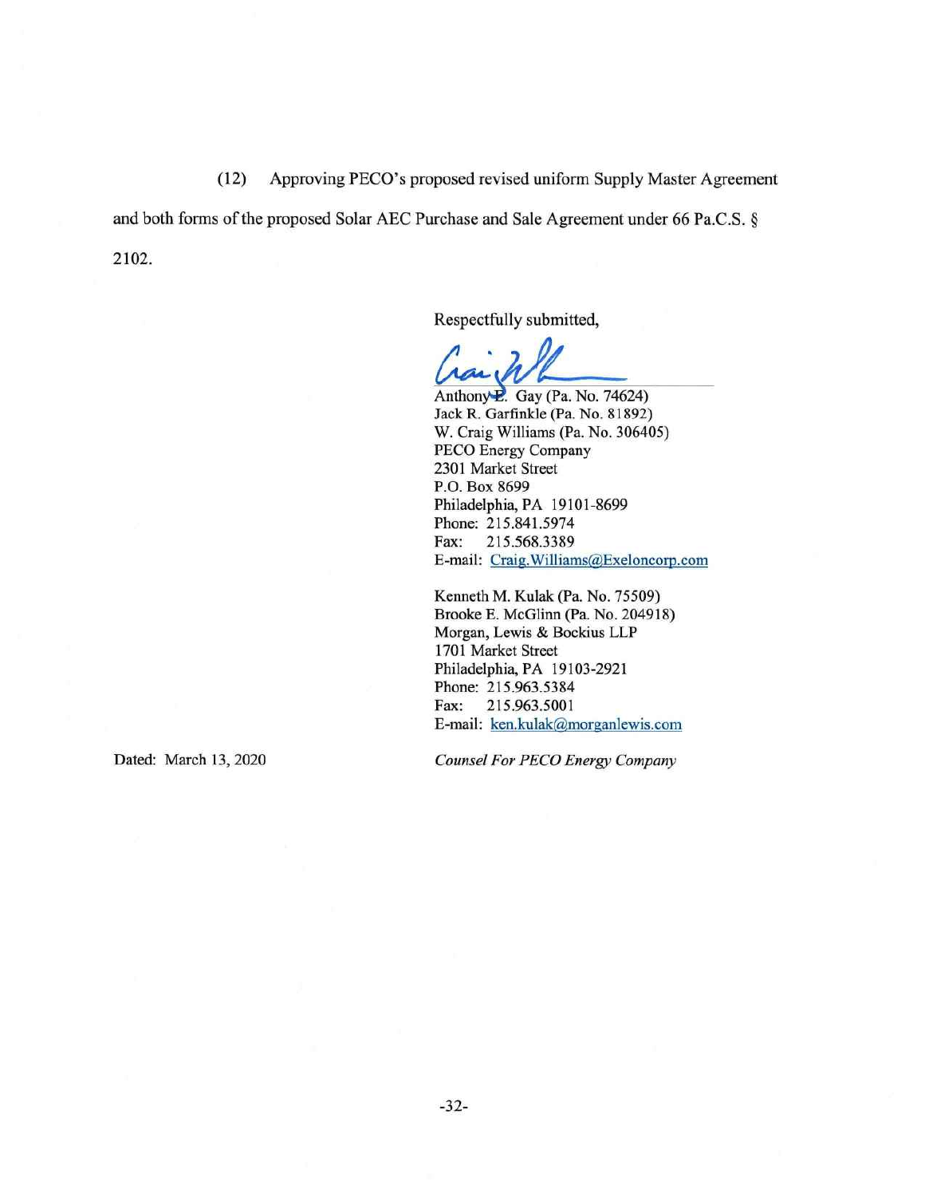(12) Approving PECO's proposed revised uniform Supply Master Agreement and both forms of the proposed Solar AEC Purchase and Sale Agreement under 66 Pa.C.S. § 2102.

Respectfully submitted,

Anthony E. Gay (Pa. No. 74624)
Jack R. Garfinkle (Pa. No. 81892)
W. Craig Williams (Pa. No. 306405)
PECO Energy Company
2301 Market Street
P.O. Box 8699
Philadelphia, PA 19101-8699
Phone: 215.841.5974
Fax: 215.568.3389
E-mail: Craig.Williams@Exeloncorp.com

Kenneth M. Kulak (Pa. No. 75509)
Brooke E. McGlinn (Pa. No. 204918)
Morgan, Lewis & Bockius LLP
1701 Market Street
Philadelphia, PA 19103-2921
Phone: 215.963.5384
Fax: 215.963.5001
E-mail: ken.kulak@morganlewis.com

Dated: March 13, 2020

*Counsel For PECO Energy Company*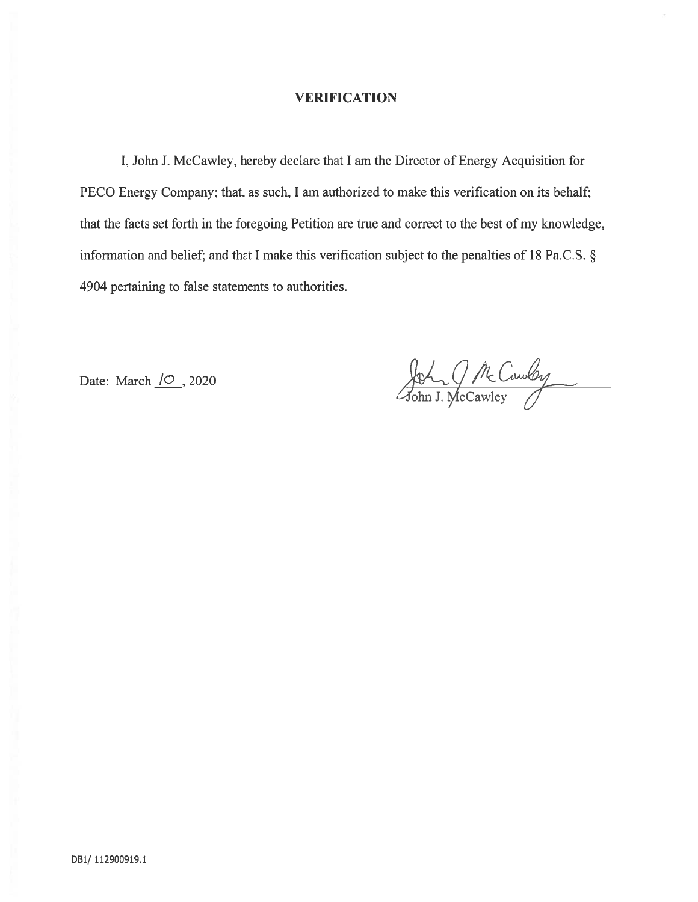## VERIFICATION

I, John J. McCawley, hereby declare that I am the Director of Energy Acquisition for PECO Energy Company; that, as such, I am authorized to make this verification on its behalf; that the facts set forth in the foregoing Petition are true and correct to the best of my knowledge, information and belief; and that I make this verification subject to the penalties of 18 Pa.C.S. § 4904 pertaining to false statements to authorities.

Date: March 10, 2020

John J. McCawley

DB1/ 112900919.1